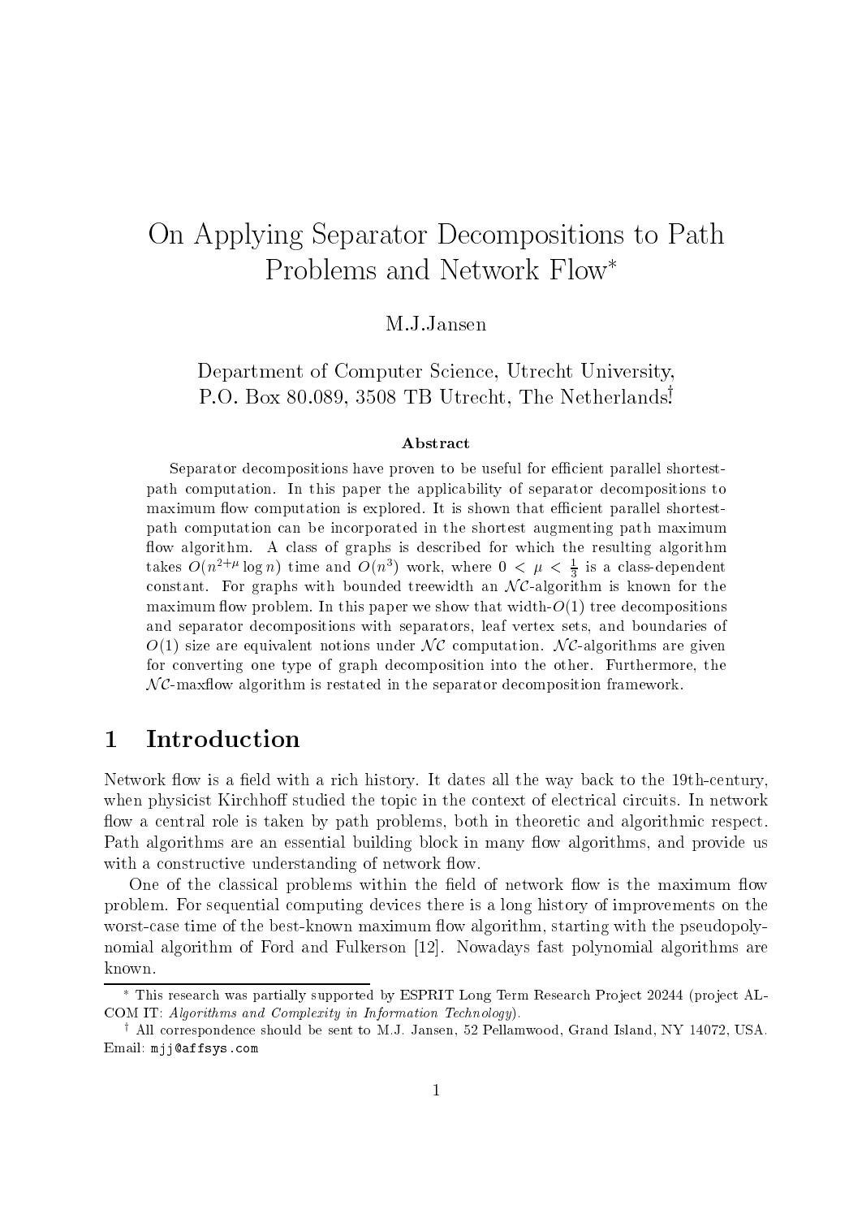# On Applying Separator Decompositions to Path Problems and Network Flow*

M.J.Jansen

Department of Computer Science, Utrecht University,
P.O. Box 80.089, 3508 TB Utrecht, The Netherlands.†

### Abstract

Separator decompositions have proven to be useful for efficient parallel shortest-path computation. In this paper the applicability of separator decompositions to maximum flow computation is explored. It is shown that efficient parallel shortest-path computation can be incorporated in the shortest augmenting path maximum flow algorithm. A class of graphs is described for which the resulting algorithm takes $O(n^{2+\mu}\log n)$ time and $O(n^3)$ work, where $0 < \mu < \frac{1}{3}$ is a class-dependent constant. For graphs with bounded treewidth an $\mathcal{NC}$-algorithm is known for the maximum flow problem. In this paper we show that width-$O(1)$ tree decompositions and separator decompositions with separators, leaf vertex sets, and boundaries of $O(1)$ size are equivalent notions under $\mathcal{NC}$ computation. $\mathcal{NC}$-algorithms are given for converting one type of graph decomposition into the other. Furthermore, the $\mathcal{NC}$-maxflow algorithm is restated in the separator decomposition framework.

## 1 Introduction

Network flow is a field with a rich history. It dates all the way back to the 19th-century, when physicist Kirchhoff studied the topic in the context of electrical circuits. In network flow a central role is taken by path problems, both in theoretic and algorithmic respect. Path algorithms are an essential building block in many flow algorithms, and provide us with a constructive understanding of network flow.

One of the classical problems within the field of network flow is the maximum flow problem. For sequential computing devices there is a long history of improvements on the worst-case time of the best-known maximum flow algorithm, starting with the pseudopolynomial algorithm of Ford and Fulkerson [12]. Nowadays fast polynomial algorithms are known.

* This research was partially supported by ESPRIT Long Term Research Project 20244 (project ALCOM IT: *Algorithms and Complexity in Information Technology*).

† All correspondence should be sent to M.J. Jansen, 52 Pellamwood, Grand Island, NY 14072, USA. Email: mjj@affsys.com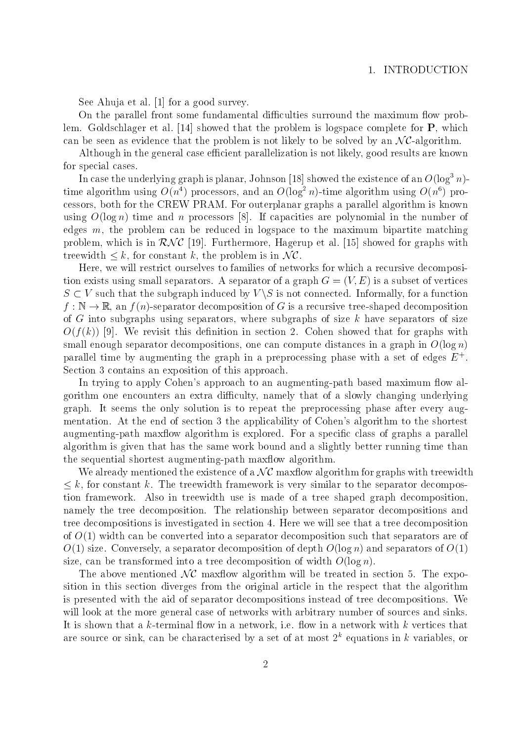See Ahuja et al. [1] for a good survey.

On the parallel front some fundamental difficulties surround the maximum flow problem. Goldschlager et al. [14] showed that the problem is logspace complete for **P**, which can be seen as evidence that the problem is not likely to be solved by an $\mathcal{NC}$-algorithm.

Although in the general case efficient parallelization is not likely, good results are known for special cases.

In case the underlying graph is planar, Johnson [18] showed the existence of an $O(\log^3 n)$-time algorithm using $O(n^4)$ processors, and an $O(\log^2 n)$-time algorithm using $O(n^6)$ processors, both for the CREW PRAM. For outerplanar graphs a parallel algorithm is known using $O(\log n)$ time and $n$ processors [8]. If capacities are polynomial in the number of edges $m$, the problem can be reduced in logspace to the maximum bipartite matching problem, which is in $\mathcal{RNC}$ [19]. Furthermore, Hagerup et al. [15] showed for graphs with treewidth $\leq k$, for constant $k$, the problem is in $\mathcal{NC}$.

Here, we will restrict ourselves to families of networks for which a recursive decomposition exists using small separators. A separator of a graph $G = (V, E)$ is a subset of vertices $S \subset V$ such that the subgraph induced by $V \backslash S$ is not connected. Informally, for a function $f : \mathbb{N} \rightarrow \mathbb{R}$, an $f(n)$-separator decomposition of $G$ is a recursive tree-shaped decomposition of $G$ into subgraphs using separators, where subgraphs of size $k$ have separators of size $O(f(k))$ [9]. We revisit this definition in section 2. Cohen showed that for graphs with small enough separator decompositions, one can compute distances in a graph in $O(\log n)$ parallel time by augmenting the graph in a preprocessing phase with a set of edges $E^+$. Section 3 contains an exposition of this approach.

In trying to apply Cohen's approach to an augmenting-path based maximum flow algorithm one encounters an extra difficulty, namely that of a slowly changing underlying graph. It seems the only solution is to repeat the preprocessing phase after every augmentation. At the end of section 3 the applicability of Cohen's algorithm to the shortest augmenting-path maxflow algorithm is explored. For a specific class of graphs a parallel algorithm is given that has the same work bound and a slightly better running time than the sequential shortest augmenting-path maxflow algorithm.

We already mentioned the existence of a $\mathcal{NC}$ maxflow algorithm for graphs with treewidth $\leq k$, for constant $k$. The treewidth framework is very similar to the separator decompostion framework. Also in treewidth use is made of a tree shaped graph decomposition, namely the tree decomposition. The relationship between separator decompositions and tree decompositions is investigated in section 4. Here we will see that a tree decomposition of $O(1)$ width can be converted into a separator decomposition such that separators are of $O(1)$ size. Conversely, a separator decomposition of depth $O(\log n)$ and separators of $O(1)$ size, can be transformed into a tree decomposition of width $O(\log n)$.

The above mentioned $\mathcal{NC}$ maxflow algorithm will be treated in section 5. The exposition in this section diverges from the original article in the respect that the algorithm is presented with the aid of separator decompositions instead of tree decompositions. We will look at the more general case of networks with arbitrary number of sources and sinks. It is shown that a $k$-terminal flow in a network, i.e. flow in a network with $k$ vertices that are source or sink, can be characterised by a set of at most $2^k$ equations in $k$ variables, or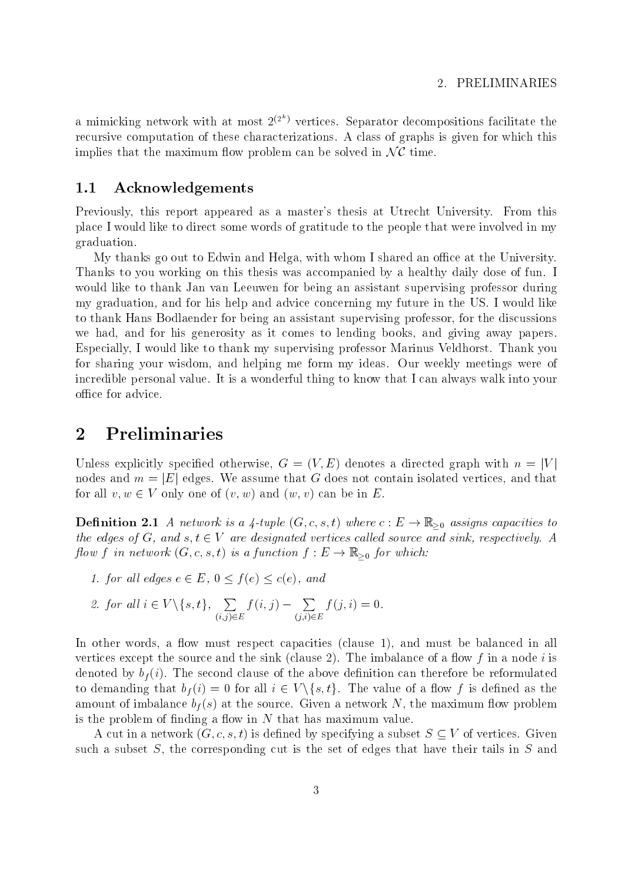a mimicking network with at most $2^{(2^k)}$ vertices. Separator decompositions facilitate the recursive computation of these characterizations. A class of graphs is given for which this implies that the maximum flow problem can be solved in $\mathcal{NC}$ time.

## 1.1 Acknowledgements

Previously, this report appeared as a master's thesis at Utrecht University. From this place I would like to direct some words of gratitude to the people that were involved in my graduation.

My thanks go out to Edwin and Helga, with whom I shared an office at the University. Thanks to you working on this thesis was accompanied by a healthy daily dose of fun. I would like to thank Jan van Leeuwen for being an assistant supervising professor during my graduation, and for his help and advice concerning my future in the US. I would like to thank Hans Bodlaender for being an assistant supervising professor, for the discussions we had, and for his generosity as it comes to lending books, and giving away papers. Especially, I would like to thank my supervising professor Marinus Veldhorst. Thank you for sharing your wisdom, and helping me form my ideas. Our weekly meetings were of incredible personal value. It is a wonderful thing to know that I can always walk into your office for advice.

# 2 Preliminaries

Unless explicitly specified otherwise, $G = (V, E)$ denotes a directed graph with $n = |V|$ nodes and $m = |E|$ edges. We assume that $G$ does not contain isolated vertices, and that for all $v, w \in V$ only one of $(v, w)$ and $(w, v)$ can be in $E$.

**Definition 2.1** *A network is a 4-tuple $(G, c, s, t)$ where $c : E \to \mathbb{R}_{\geq 0}$ assigns capacities to the edges of $G$, and $s, t \in V$ are designated vertices called source and sink, respectively. A flow $f$ in network $(G, c, s, t)$ is a function $f : E \to \mathbb{R}_{\geq 0}$ for which:*

1. *for all edges $e \in E$, $0 \leq f(e) \leq c(e)$, and*
2. *for all $i \in V \backslash \{s, t\}$, $\sum_{(i,j)\in E} f(i, j) - \sum_{(j,i)\in E} f(j, i) = 0$.*

In other words, a flow must respect capacities (clause 1), and must be balanced in all vertices except the source and the sink (clause 2). The imbalance of a flow $f$ in a node $i$ is denoted by $b_f(i)$. The second clause of the above definition can therefore be reformulated to demanding that $b_f(i) = 0$ for all $i \in V \backslash \{s, t\}$. The value of a flow $f$ is defined as the amount of imbalance $b_f(s)$ at the source. Given a network $N$, the maximum flow problem is the problem of finding a flow in $N$ that has maximum value.

A cut in a network $(G, c, s, t)$ is defined by specifying a subset $S \subseteq V$ of vertices. Given such a subset $S$, the corresponding cut is the set of edges that have their tails in $S$ and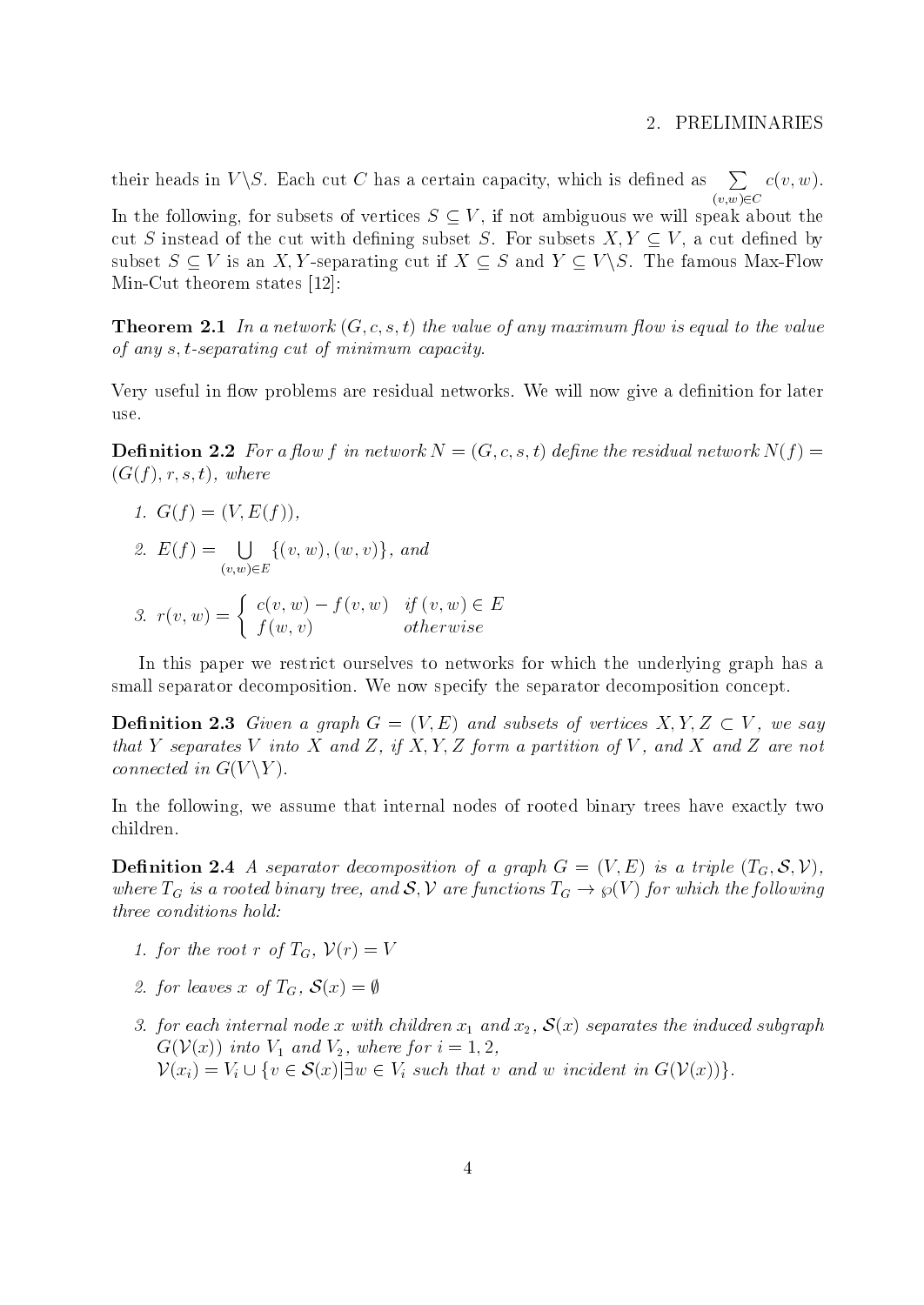their heads in $V \backslash S$. Each cut $C$ has a certain capacity, which is defined as $\sum_{(v,w) \in C} c(v, w)$. In the following, for subsets of vertices $S \subseteq V$, if not ambiguous we will speak about the cut $S$ instead of the cut with defining subset $S$. For subsets $X, Y \subseteq V$, a cut defined by subset $S \subseteq V$ is an $X, Y$-separating cut if $X \subseteq S$ and $Y \subseteq V \backslash S$. The famous Max-Flow Min-Cut theorem states [12]:

**Theorem 2.1** *In a network $(G, c, s, t)$ the value of any maximum flow is equal to the value of any $s, t$-separating cut of minimum capacity.*

Very useful in flow problems are residual networks. We will now give a definition for later use.

**Definition 2.2** *For a flow $f$ in network $N = (G, c, s, t)$ define the residual network $N(f) = (G(f), r, s, t)$, where*

1. $G(f) = (V, E(f))$,
2. $E(f) = \bigcup_{(v,w) \in E} \{(v, w), (w, v)\}$, *and*
3. $r(v, w) = \begin{cases} c(v, w) - f(v, w) & \text{if } (v, w) \in E \\ f(w, v) & \text{otherwise} \end{cases}$

In this paper we restrict ourselves to networks for which the underlying graph has a small separator decomposition. We now specify the separator decomposition concept.

**Definition 2.3** *Given a graph $G = (V, E)$ and subsets of vertices $X, Y, Z \subset V$, we say that $Y$ separates $V$ into $X$ and $Z$, if $X, Y, Z$ form a partition of $V$, and $X$ and $Z$ are not connected in $G(V \backslash Y)$.*

In the following, we assume that internal nodes of rooted binary trees have exactly two children.

**Definition 2.4** *A separator decomposition of a graph $G = (V, E)$ is a triple $(T_G, \mathcal{S}, \mathcal{V})$, where $T_G$ is a rooted binary tree, and $\mathcal{S}, \mathcal{V}$ are functions $T_G \to \wp(V)$ for which the following three conditions hold:*

1. *for the root $r$ of $T_G$, $\mathcal{V}(r) = V$*
2. *for leaves $x$ of $T_G$, $\mathcal{S}(x) = \emptyset$*
3. *for each internal node $x$ with children $x_1$ and $x_2$, $\mathcal{S}(x)$ separates the induced subgraph $G(\mathcal{V}(x))$ into $V_1$ and $V_2$, where for $i = 1, 2$,*
   $\mathcal{V}(x_i) = V_i \cup \{v \in \mathcal{S}(x) | \exists w \in V_i \text{ such that } v \text{ and } w \text{ incident in } G(\mathcal{V}(x))\}$.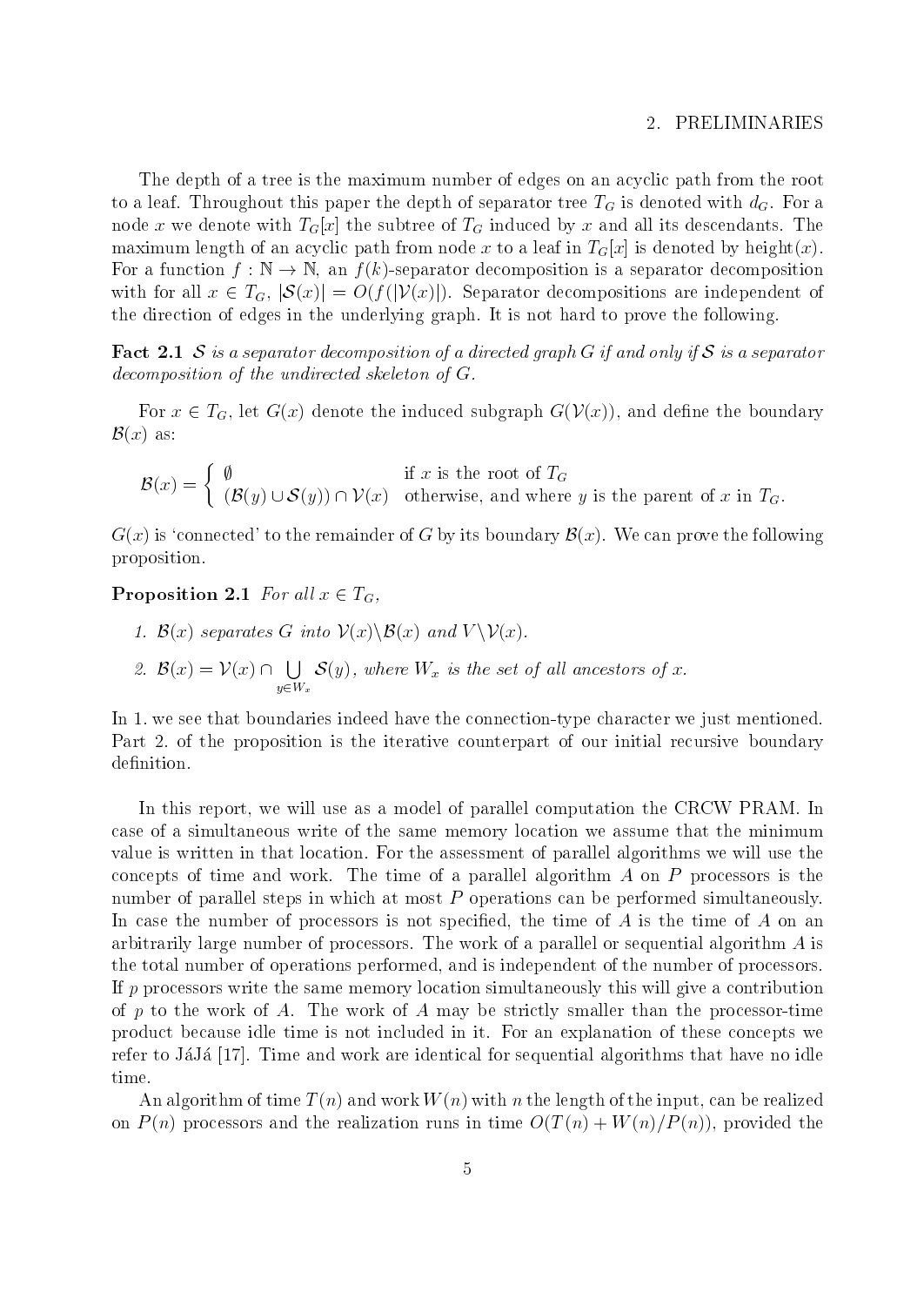The depth of a tree is the maximum number of edges on an acyclic path from the root to a leaf. Throughout this paper the depth of separator tree $T_G$ is denoted with $d_G$. For a node $x$ we denote with $T_G[x]$ the subtree of $T_G$ induced by $x$ and all its descendants. The maximum length of an acyclic path from node $x$ to a leaf in $T_G[x]$ is denoted by height$(x)$. For a function $f : \mathbb{N} \to \mathbb{N}$, an $f(k)$-separator decomposition is a separator decomposition with for all $x \in T_G$, $|\mathcal{S}(x)| = O(f(|\mathcal{V}(x)|))$. Separator decompositions are independent of the direction of edges in the underlying graph. It is not hard to prove the following.

**Fact 2.1** *$\mathcal{S}$ is a separator decomposition of a directed graph $G$ if and only if $\mathcal{S}$ is a separator decomposition of the undirected skeleton of $G$.*

For $x \in T_G$, let $G(x)$ denote the induced subgraph $G(\mathcal{V}(x))$, and define the boundary $\mathcal{B}(x)$ as:

$$\mathcal{B}(x) = \begin{cases} \emptyset & \text{if } x \text{ is the root of } T_G \\ (\mathcal{B}(y) \cup \mathcal{S}(y)) \cap \mathcal{V}(x) & \text{otherwise, and where } y \text{ is the parent of } x \text{ in } T_G. \end{cases}$$

$G(x)$ is 'connected' to the remainder of $G$ by its boundary $\mathcal{B}(x)$. We can prove the following proposition.

**Proposition 2.1** *For all $x \in T_G$,*

1. *$\mathcal{B}(x)$ separates $G$ into $\mathcal{V}(x)\backslash\mathcal{B}(x)$ and $V\backslash\mathcal{V}(x)$.*
2. *$\mathcal{B}(x) = \mathcal{V}(x) \cap \bigcup_{y \in W_x} \mathcal{S}(y)$, where $W_x$ is the set of all ancestors of $x$.*

In 1. we see that boundaries indeed have the connection-type character we just mentioned. Part 2. of the proposition is the iterative counterpart of our initial recursive boundary definition.

In this report, we will use as a model of parallel computation the CRCW PRAM. In case of a simultaneous write of the same memory location we assume that the minimum value is written in that location. For the assessment of parallel algorithms we will use the concepts of time and work. The time of a parallel algorithm $A$ on $P$ processors is the number of parallel steps in which at most $P$ operations can be performed simultaneously. In case the number of processors is not specified, the time of $A$ is the time of $A$ on an arbitrarily large number of processors. The work of a parallel or sequential algorithm $A$ is the total number of operations performed, and is independent of the number of processors. If $p$ processors write the same memory location simultaneously this will give a contribution of $p$ to the work of $A$. The work of $A$ may be strictly smaller than the processor-time product because idle time is not included in it. For an explanation of these concepts we refer to JáJá [17]. Time and work are identical for sequential algorithms that have no idle time.

An algorithm of time $T(n)$ and work $W(n)$ with $n$ the length of the input, can be realized on $P(n)$ processors and the realization runs in time $O(T(n) + W(n)/P(n))$, provided the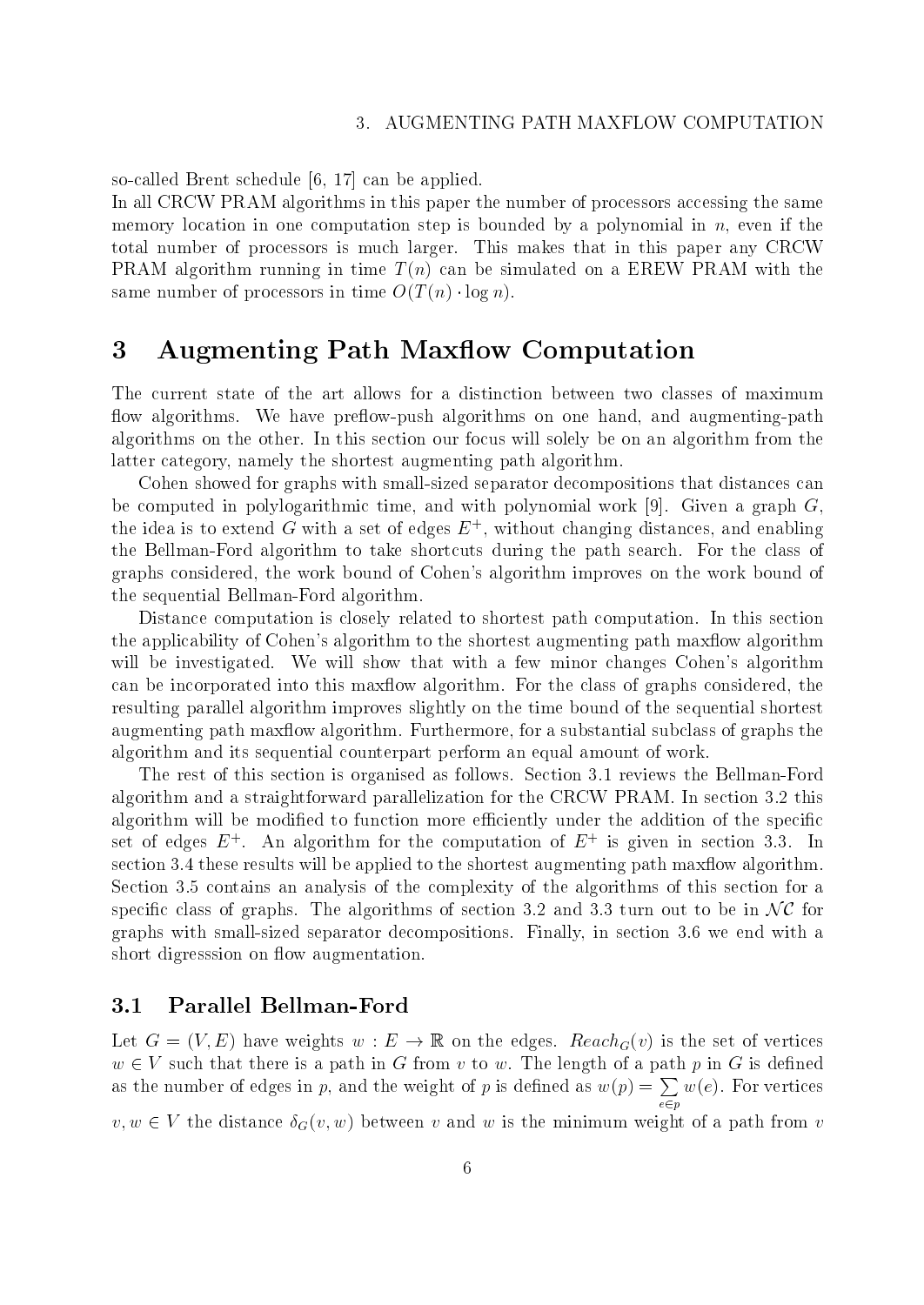so-called Brent schedule [6, 17] can be applied.

In all CRCW PRAM algorithms in this paper the number of processors accessing the same memory location in one computation step is bounded by a polynomial in $n$, even if the total number of processors is much larger. This makes that in this paper any CRCW PRAM algorithm running in time $T(n)$ can be simulated on a EREW PRAM with the same number of processors in time $O(T(n) \cdot \log n)$.

# 3 Augmenting Path Maxflow Computation

The current state of the art allows for a distinction between two classes of maximum flow algorithms. We have preflow-push algorithms on one hand, and augmenting-path algorithms on the other. In this section our focus will solely be on an algorithm from the latter category, namely the shortest augmenting path algorithm.

Cohen showed for graphs with small-sized separator decompositions that distances can be computed in polylogarithmic time, and with polynomial work [9]. Given a graph $G$, the idea is to extend $G$ with a set of edges $E^+$, without changing distances, and enabling the Bellman-Ford algorithm to take shortcuts during the path search. For the class of graphs considered, the work bound of Cohen's algorithm improves on the work bound of the sequential Bellman-Ford algorithm.

Distance computation is closely related to shortest path computation. In this section the applicability of Cohen's algorithm to the shortest augmenting path maxflow algorithm will be investigated. We will show that with a few minor changes Cohen's algorithm can be incorporated into this maxflow algorithm. For the class of graphs considered, the resulting parallel algorithm improves slightly on the time bound of the sequential shortest augmenting path maxflow algorithm. Furthermore, for a substantial subclass of graphs the algorithm and its sequential counterpart perform an equal amount of work.

The rest of this section is organised as follows. Section 3.1 reviews the Bellman-Ford algorithm and a straightforward parallelization for the CRCW PRAM. In section 3.2 this algorithm will be modified to function more efficiently under the addition of the specific set of edges $E^+$. An algorithm for the computation of $E^+$ is given in section 3.3. In section 3.4 these results will be applied to the shortest augmenting path maxflow algorithm. Section 3.5 contains an analysis of the complexity of the algorithms of this section for a specific class of graphs. The algorithms of section 3.2 and 3.3 turn out to be in $\mathcal{NC}$ for graphs with small-sized separator decompositions. Finally, in section 3.6 we end with a short digresssion on flow augmentation.

## 3.1 Parallel Bellman-Ford

Let $G = (V, E)$ have weights $w : E \to \mathbb{R}$ on the edges. $Reach_G(v)$ is the set of vertices $w \in V$ such that there is a path in $G$ from $v$ to $w$. The length of a path $p$ in $G$ is defined as the number of edges in $p$, and the weight of $p$ is defined as $w(p) = \sum_{e \in p} w(e)$. For vertices $v, w \in V$ the distance $\delta_G(v, w)$ between $v$ and $w$ is the minimum weight of a path from $v$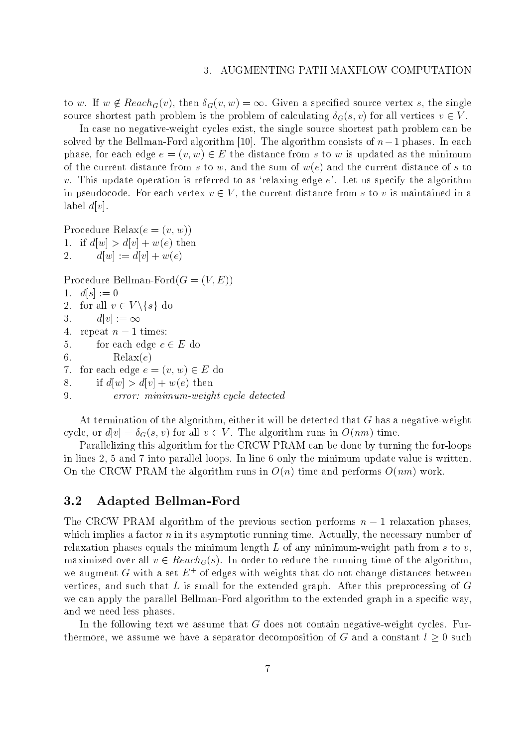to $w$. If $w \notin Reach_G(v)$, then $\delta_G(v, w) = \infty$. Given a specified source vertex $s$, the single source shortest path problem is the problem of calculating $\delta_G(s, v)$ for all vertices $v \in V$.

In case no negative-weight cycles exist, the single source shortest path problem can be solved by the Bellman-Ford algorithm [10]. The algorithm consists of $n-1$ phases. In each phase, for each edge $e = (v, w) \in E$ the distance from $s$ to $w$ is updated as the minimum of the current distance from $s$ to $w$, and the sum of $w(e)$ and the current distance of $s$ to $v$. This update operation is referred to as 'relaxing edge $e$'. Let us specify the algorithm in pseudocode. For each vertex $v \in V$, the current distance from $s$ to $v$ is maintained in a label $d[v]$.

Procedure Relax($e = (v, w)$)
1. if $d[w] > d[v] + w(e)$ then
2. $\quad$ $d[w] := d[v] + w(e)$

Procedure Bellman-Ford($G = (V, E)$)
1. $d[s] := 0$
2. for all $v \in V \backslash \{s\}$ do
3. $\quad$ $d[v] := \infty$
4. repeat $n - 1$ times:
5. $\quad$ for each edge $e \in E$ do
6. $\quad\quad$ Relax($e$)
7. for each edge $e = (v, w) \in E$ do
8. $\quad$ if $d[w] > d[v] + w(e)$ then
9. $\quad\quad$ *error: minimum-weight cycle detected*

At termination of the algorithm, either it will be detected that $G$ has a negative-weight cycle, or $d[v] = \delta_G(s, v)$ for all $v \in V$. The algorithm runs in $O(nm)$ time.

Parallelizing this algorithm for the CRCW PRAM can be done by turning the for-loops in lines 2, 5 and 7 into parallel loops. In line 6 only the minimum update value is written. On the CRCW PRAM the algorithm runs in $O(n)$ time and performs $O(nm)$ work.

## 3.2 Adapted Bellman-Ford

The CRCW PRAM algorithm of the previous section performs $n - 1$ relaxation phases, which implies a factor $n$ in its asymptotic running time. Actually, the necessary number of relaxation phases equals the minimum length $L$ of any minimum-weight path from $s$ to $v$, maximized over all $v \in Reach_G(s)$. In order to reduce the running time of the algorithm, we augment $G$ with a set $E^+$ of edges with weights that do not change distances between vertices, and such that $L$ is small for the extended graph. After this preprocessing of $G$ we can apply the parallel Bellman-Ford algorithm to the extended graph in a specific way, and we need less phases.

In the following text we assume that $G$ does not contain negative-weight cycles. Furthermore, we assume we have a separator decomposition of $G$ and a constant $l \geq 0$ such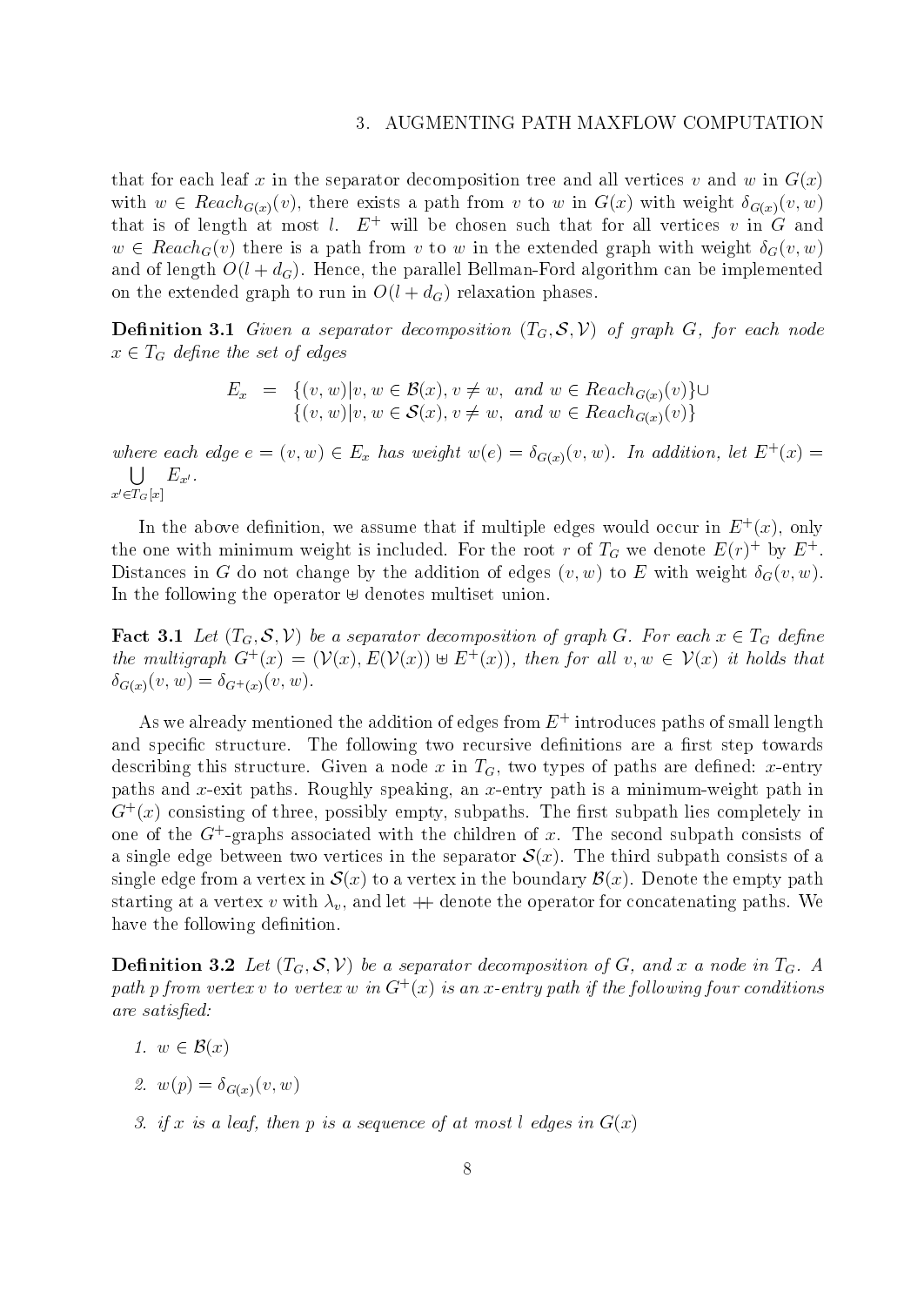that for each leaf $x$ in the separator decomposition tree and all vertices $v$ and $w$ in $G(x)$ with $w \in Reach_{G(x)}(v)$, there exists a path from $v$ to $w$ in $G(x)$ with weight $\delta_{G(x)}(v,w)$ that is of length at most $l$. $E^+$ will be chosen such that for all vertices $v$ in $G$ and $w \in Reach_G(v)$ there is a path from $v$ to $w$ in the extended graph with weight $\delta_G(v,w)$ and of length $O(l + d_G)$. Hence, the parallel Bellman-Ford algorithm can be implemented on the extended graph to run in $O(l + d_G)$ relaxation phases.

**Definition 3.1** *Given a separator decomposition $(T_G, \mathcal{S}, \mathcal{V})$ of graph $G$, for each node $x \in T_G$ define the set of edges*

$$
\begin{aligned}
E_x \;=\; & \{(v,w) \mid v,w \in \mathcal{B}(x),\, v \neq w,\ \text{and } w \in Reach_{G(x)}(v)\} \cup \\
& \{(v,w) \mid v,w \in \mathcal{S}(x),\, v \neq w,\ \text{and } w \in Reach_{G(x)}(v)\}
\end{aligned}
$$

*where each edge $e = (v,w) \in E_x$ has weight $w(e) = \delta_{G(x)}(v,w)$. In addition, let $E^+(x) = \bigcup_{x' \in T_G[x]} E_{x'}$.*

In the above definition, we assume that if multiple edges would occur in $E^+(x)$, only the one with minimum weight is included. For the root $r$ of $T_G$ we denote $E(r)^+$ by $E^+$. Distances in $G$ do not change by the addition of edges $(v,w)$ to $E$ with weight $\delta_G(v,w)$. In the following the operator $\uplus$ denotes multiset union.

**Fact 3.1** *Let $(T_G, \mathcal{S}, \mathcal{V})$ be a separator decomposition of graph $G$. For each $x \in T_G$ define the multigraph $G^+(x) = (\mathcal{V}(x), E(\mathcal{V}(x)) \uplus E^+(x))$, then for all $v, w \in \mathcal{V}(x)$ it holds that $\delta_{G(x)}(v,w) = \delta_{G^+(x)}(v,w)$.*

As we already mentioned the addition of edges from $E^+$ introduces paths of small length and specific structure. The following two recursive definitions are a first step towards describing this structure. Given a node $x$ in $T_G$, two types of paths are defined: $x$-entry paths and $x$-exit paths. Roughly speaking, an $x$-entry path is a minimum-weight path in $G^+(x)$ consisting of three, possibly empty, subpaths. The first subpath lies completely in one of the $G^+$-graphs associated with the children of $x$. The second subpath consists of a single edge between two vertices in the separator $\mathcal{S}(x)$. The third subpath consists of a single edge from a vertex in $\mathcal{S}(x)$ to a vertex in the boundary $\mathcal{B}(x)$. Denote the empty path starting at a vertex $v$ with $\lambda_v$, and let $+\!\!+$ denote the operator for concatenating paths. We have the following definition.

**Definition 3.2** *Let $(T_G, \mathcal{S}, \mathcal{V})$ be a separator decomposition of $G$, and $x$ a node in $T_G$. A path $p$ from vertex $v$ to vertex $w$ in $G^+(x)$ is an $x$-entry path if the following four conditions are satisfied:*

1. *$w \in \mathcal{B}(x)$*
2. *$w(p) = \delta_{G(x)}(v,w)$*
3. *if $x$ is a leaf, then $p$ is a sequence of at most $l$ edges in $G(x)$*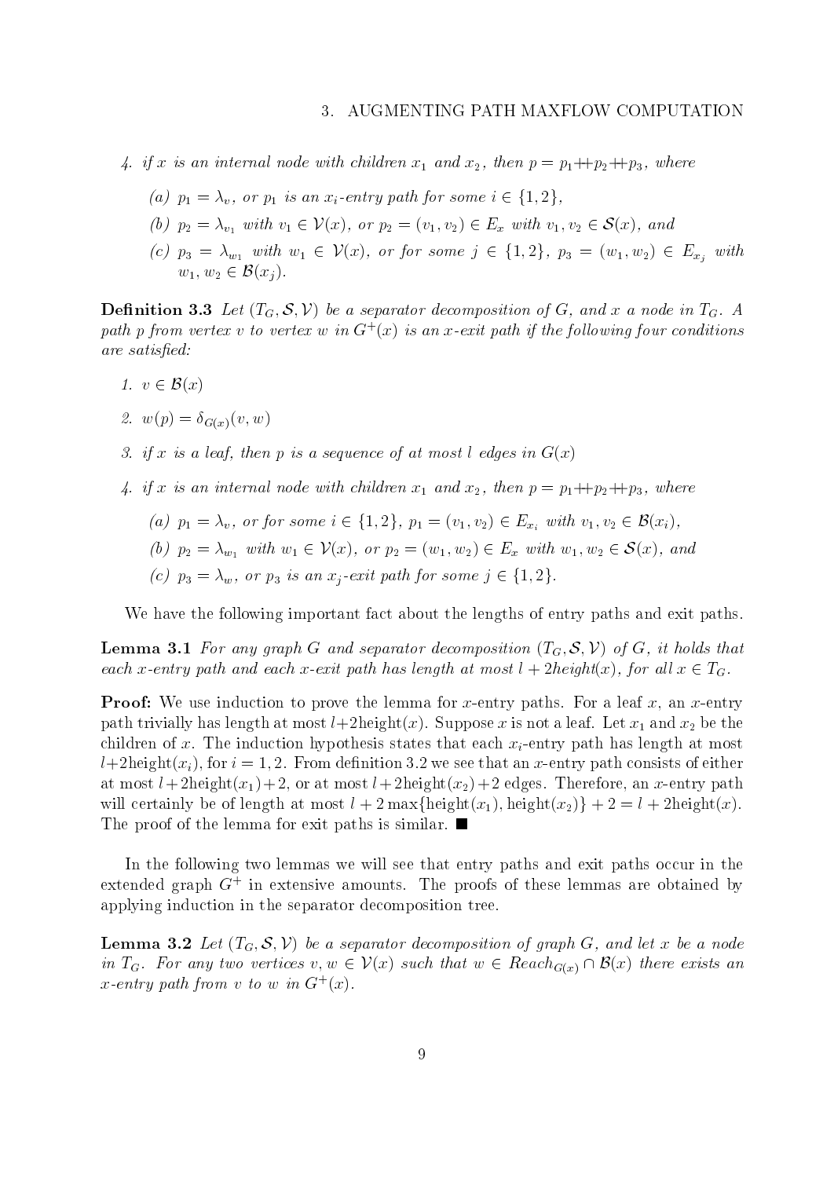4. *if $x$ is an internal node with children $x_1$ and $x_2$, then $p = p_1 \mathbin{+\!\!+} p_2 \mathbin{+\!\!+} p_3$, where*

   (a) *$p_1 = \lambda_v$, or $p_1$ is an $x_i$-entry path for some $i \in \{1, 2\}$,*

   (b) *$p_2 = \lambda_{v_1}$ with $v_1 \in \mathcal{V}(x)$, or $p_2 = (v_1, v_2) \in E_x$ with $v_1, v_2 \in \mathcal{S}(x)$, and*

   (c) *$p_3 = \lambda_{w_1}$ with $w_1 \in \mathcal{V}(x)$, or for some $j \in \{1, 2\}$, $p_3 = (w_1, w_2) \in E_{x_j}$ with $w_1, w_2 \in \mathcal{B}(x_j)$.*

**Definition 3.3** *Let $(T_G, \mathcal{S}, \mathcal{V})$ be a separator decomposition of $G$, and $x$ a node in $T_G$. A path $p$ from vertex $v$ to vertex $w$ in $G^+(x)$ is an $x$-exit path if the following four conditions are satisfied:*

1. *$v \in \mathcal{B}(x)$*
2. *$w(p) = \delta_{G(x)}(v, w)$*
3. *if $x$ is a leaf, then $p$ is a sequence of at most $l$ edges in $G(x)$*
4. *if $x$ is an internal node with children $x_1$ and $x_2$, then $p = p_1 \mathbin{+\!\!+} p_2 \mathbin{+\!\!+} p_3$, where*

   (a) *$p_1 = \lambda_v$, or for some $i \in \{1, 2\}$, $p_1 = (v_1, v_2) \in E_{x_i}$ with $v_1, v_2 \in \mathcal{B}(x_i)$,*

   (b) *$p_2 = \lambda_{w_1}$ with $w_1 \in \mathcal{V}(x)$, or $p_2 = (w_1, w_2) \in E_x$ with $w_1, w_2 \in \mathcal{S}(x)$, and*

   (c) *$p_3 = \lambda_w$, or $p_3$ is an $x_j$-exit path for some $j \in \{1, 2\}$.*

We have the following important fact about the lengths of entry paths and exit paths.

**Lemma 3.1** *For any graph $G$ and separator decomposition $(T_G, \mathcal{S}, \mathcal{V})$ of $G$, it holds that each $x$-entry path and each $x$-exit path has length at most $l + 2height(x)$, for all $x \in T_G$.*

**Proof:** We use induction to prove the lemma for $x$-entry paths. For a leaf $x$, an $x$-entry path trivially has length at most $l + 2\text{height}(x)$. Suppose $x$ is not a leaf. Let $x_1$ and $x_2$ be the children of $x$. The induction hypothesis states that each $x_i$-entry path has length at most $l + 2\text{height}(x_i)$, for $i = 1, 2$. From definition 3.2 we see that an $x$-entry path consists of either at most $l + 2\text{height}(x_1) + 2$, or at most $l + 2\text{height}(x_2) + 2$ edges. Therefore, an $x$-entry path will certainly be of length at most $l + 2\max\{\text{height}(x_1), \text{height}(x_2)\} + 2 = l + 2\text{height}(x)$. The proof of the lemma for exit paths is similar. ■

In the following two lemmas we will see that entry paths and exit paths occur in the extended graph $G^+$ in extensive amounts. The proofs of these lemmas are obtained by applying induction in the separator decomposition tree.

**Lemma 3.2** *Let $(T_G, \mathcal{S}, \mathcal{V})$ be a separator decomposition of graph $G$, and let $x$ be a node in $T_G$. For any two vertices $v, w \in \mathcal{V}(x)$ such that $w \in Reach_{G(x)} \cap \mathcal{B}(x)$ there exists an $x$-entry path from $v$ to $w$ in $G^+(x)$.*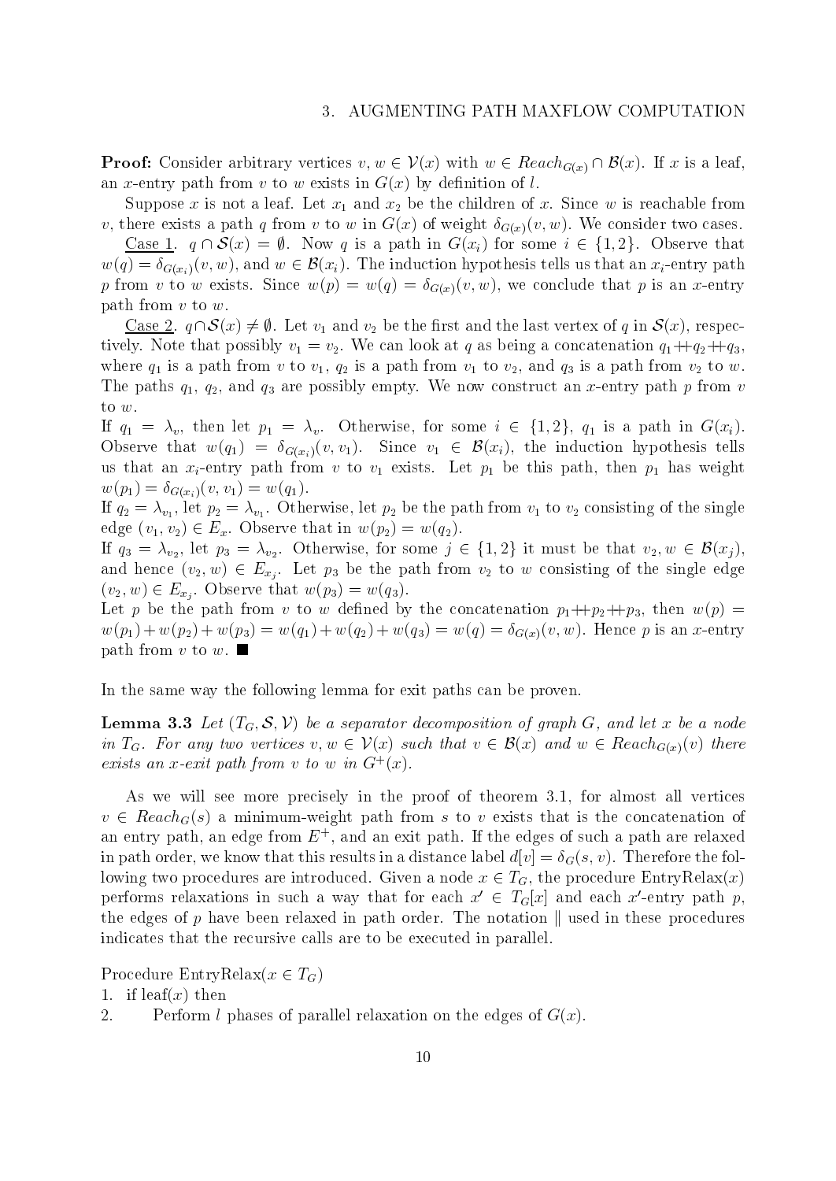**Proof:** Consider arbitrary vertices $v, w \in \mathcal{V}(x)$ with $w \in Reach_{G(x)} \cap \mathcal{B}(x)$. If $x$ is a leaf, an $x$-entry path from $v$ to $w$ exists in $G(x)$ by definition of $l$.

Suppose $x$ is not a leaf. Let $x_1$ and $x_2$ be the children of $x$. Since $w$ is reachable from $v$, there exists a path $q$ from $v$ to $w$ in $G(x)$ of weight $\delta_{G(x)}(v, w)$. We consider two cases.

Case 1. $q \cap \mathcal{S}(x) = \emptyset$. Now $q$ is a path in $G(x_i)$ for some $i \in \{1, 2\}$. Observe that $w(q) = \delta_{G(x_i)}(v, w)$, and $w \in \mathcal{B}(x_i)$. The induction hypothesis tells us that an $x_i$-entry path $p$ from $v$ to $w$ exists. Since $w(p) = w(q) = \delta_{G(x)}(v, w)$, we conclude that $p$ is an $x$-entry path from $v$ to $w$.

Case 2. $q \cap \mathcal{S}(x) \neq \emptyset$. Let $v_1$ and $v_2$ be the first and the last vertex of $q$ in $\mathcal{S}(x)$, respectively. Note that possibly $v_1 = v_2$. We can look at $q$ as being a concatenation $q_1 +\!\!+ q_2 +\!\!+ q_3$, where $q_1$ is a path from $v$ to $v_1$, $q_2$ is a path from $v_1$ to $v_2$, and $q_3$ is a path from $v_2$ to $w$. The paths $q_1$, $q_2$, and $q_3$ are possibly empty. We now construct an $x$-entry path $p$ from $v$ to $w$.

If $q_1 = \lambda_v$, then let $p_1 = \lambda_v$. Otherwise, for some $i \in \{1, 2\}$, $q_1$ is a path in $G(x_i)$. Observe that $w(q_1) = \delta_{G(x_i)}(v, v_1)$. Since $v_1 \in \mathcal{B}(x_i)$, the induction hypothesis tells us that an $x_i$-entry path from $v$ to $v_1$ exists. Let $p_1$ be this path, then $p_1$ has weight $w(p_1) = \delta_{G(x_i)}(v, v_1) = w(q_1)$.

If $q_2 = \lambda_{v_1}$, let $p_2 = \lambda_{v_1}$. Otherwise, let $p_2$ be the path from $v_1$ to $v_2$ consisting of the single edge $(v_1, v_2) \in E_x$. Observe that in $w(p_2) = w(q_2)$.

If $q_3 = \lambda_{v_2}$, let $p_3 = \lambda_{v_2}$. Otherwise, for some $j \in \{1, 2\}$ it must be that $v_2, w \in \mathcal{B}(x_j)$, and hence $(v_2, w) \in E_{x_j}$. Let $p_3$ be the path from $v_2$ to $w$ consisting of the single edge $(v_2, w) \in E_{x_j}$. Observe that $w(p_3) = w(q_3)$.

Let $p$ be the path from $v$ to $w$ defined by the concatenation $p_1 +\!\!+ p_2 +\!\!+ p_3$, then $w(p) = w(p_1) + w(p_2) + w(p_3) = w(q_1) + w(q_2) + w(q_3) = w(q) = \delta_{G(x)}(v, w)$. Hence $p$ is an $x$-entry path from $v$ to $w$. ∎

In the same way the following lemma for exit paths can be proven.

**Lemma 3.3** *Let $(T_G, \mathcal{S}, \mathcal{V})$ be a separator decomposition of graph $G$, and let $x$ be a node in $T_G$. For any two vertices $v, w \in \mathcal{V}(x)$ such that $v \in \mathcal{B}(x)$ and $w \in Reach_{G(x)}(v)$ there exists an $x$-exit path from $v$ to $w$ in $G^+(x)$.*

As we will see more precisely in the proof of theorem 3.1, for almost all vertices $v \in Reach_G(s)$ a minimum-weight path from $s$ to $v$ exists that is the concatenation of an entry path, an edge from $E^+$, and an exit path. If the edges of such a path are relaxed in path order, we know that this results in a distance label $d[v] = \delta_G(s, v)$. Therefore the following two procedures are introduced. Given a node $x \in T_G$, the procedure EntryRelax($x$) performs relaxations in such a way that for each $x' \in T_G[x]$ and each $x'$-entry path $p$, the edges of $p$ have been relaxed in path order. The notation $\|$ used in these procedures indicates that the recursive calls are to be executed in parallel.

Procedure EntryRelax($x \in T_G$)
1. if leaf($x$) then
2. Perform $l$ phases of parallel relaxation on the edges of $G(x)$.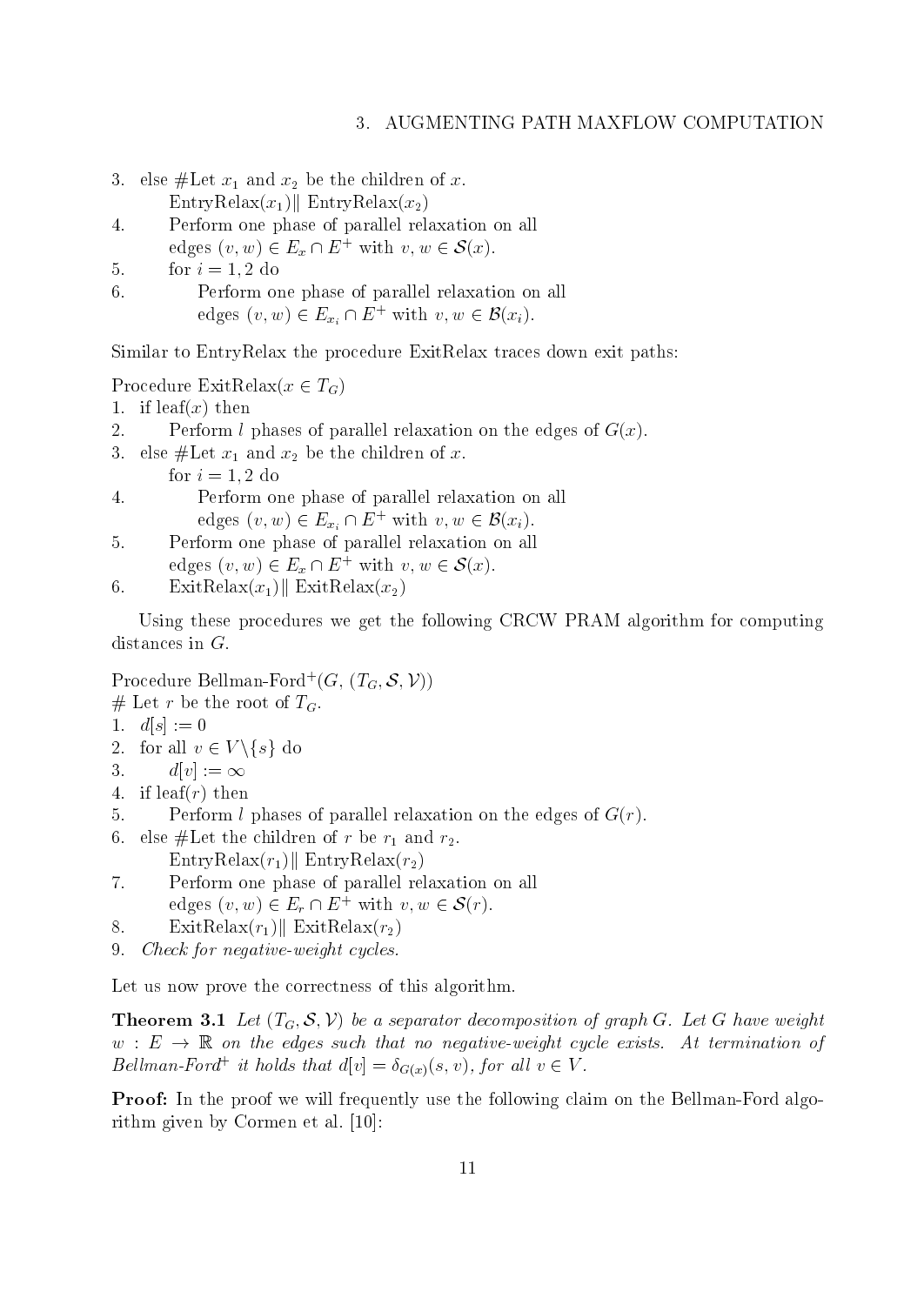3. else #Let $x_1$ and $x_2$ be the children of $x$.
   EntryRelax($x_1$)‖ EntryRelax($x_2$)
4. Perform one phase of parallel relaxation on all edges $(v, w) \in E_x \cap E^+$ with $v, w \in \mathcal{S}(x)$.
5. for $i = 1, 2$ do
6. Perform one phase of parallel relaxation on all edges $(v, w) \in E_{x_i} \cap E^+$ with $v, w \in \mathcal{B}(x_i)$.

Similar to EntryRelax the procedure ExitRelax traces down exit paths:

Procedure ExitRelax($x \in T_G$)
1. if leaf($x$) then
2. Perform $l$ phases of parallel relaxation on the edges of $G(x)$.
3. else #Let $x_1$ and $x_2$ be the children of $x$.
   for $i = 1, 2$ do
4. Perform one phase of parallel relaxation on all edges $(v, w) \in E_{x_i} \cap E^+$ with $v, w \in \mathcal{B}(x_i)$.
5. Perform one phase of parallel relaxation on all edges $(v, w) \in E_x \cap E^+$ with $v, w \in \mathcal{S}(x)$.
6. ExitRelax($x_1$)‖ ExitRelax($x_2$)

Using these procedures we get the following CRCW PRAM algorithm for computing distances in $G$.

Procedure Bellman-Ford$^+$($G$, $(T_G, \mathcal{S}, \mathcal{V})$)
# Let $r$ be the root of $T_G$.
1. $d[s] := 0$
2. for all $v \in V \setminus \{s\}$ do
3. $d[v] := \infty$
4. if leaf($r$) then
5. Perform $l$ phases of parallel relaxation on the edges of $G(r)$.
6. else #Let the children of $r$ be $r_1$ and $r_2$.
   EntryRelax($r_1$)‖ EntryRelax($r_2$)
7. Perform one phase of parallel relaxation on all edges $(v, w) \in E_r \cap E^+$ with $v, w \in \mathcal{S}(r)$.
8. ExitRelax($r_1$)‖ ExitRelax($r_2$)
9. *Check for negative-weight cycles.*

Let us now prove the correctness of this algorithm.

**Theorem 3.1** *Let $(T_G, \mathcal{S}, \mathcal{V})$ be a separator decomposition of graph $G$. Let $G$ have weight $w : E \to \mathbb{R}$ on the edges such that no negative-weight cycle exists. At termination of Bellman-Ford$^+$ it holds that $d[v] = \delta_{G(x)}(s, v)$, for all $v \in V$.*

**Proof:** In the proof we will frequently use the following claim on the Bellman-Ford algorithm given by Cormen et al. [10]: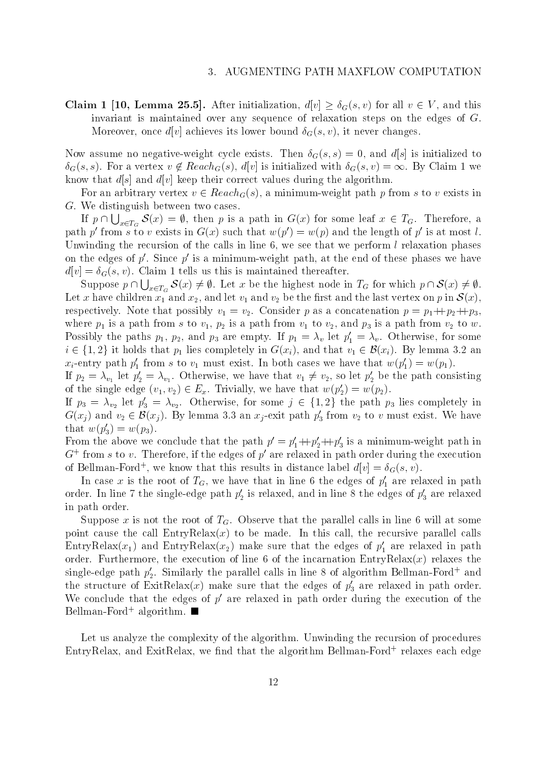**Claim 1 [10, Lemma 25.5].** After initialization, $d[v] \geq \delta_G(s, v)$ for all $v \in V$, and this invariant is maintained over any sequence of relaxation steps on the edges of $G$. Moreover, once $d[v]$ achieves its lower bound $\delta_G(s, v)$, it never changes.

Now assume no negative-weight cycle exists. Then $\delta_G(s, s) = 0$, and $d[s]$ is initialized to $\delta_G(s, s)$. For a vertex $v \notin Reach_G(s)$, $d[v]$ is initialized with $\delta_G(s, v) = \infty$. By Claim 1 we know that $d[s]$ and $d[v]$ keep their correct values during the algorithm.

For an arbitrary vertex $v \in Reach_G(s)$, a minimum-weight path $p$ from $s$ to $v$ exists in $G$. We distinguish between two cases.

If $p \cap \bigcup_{x \in T_G} \mathcal{S}(x) = \emptyset$, then $p$ is a path in $G(x)$ for some leaf $x \in T_G$. Therefore, a path $p'$ from $s$ to $v$ exists in $G(x)$ such that $w(p') = w(p)$ and the length of $p'$ is at most $l$. Unwinding the recursion of the calls in line 6, we see that we perform $l$ relaxation phases on the edges of $p'$. Since $p'$ is a minimum-weight path, at the end of these phases we have $d[v] = \delta_G(s, v)$. Claim 1 tells us this is maintained thereafter.

Suppose $p \cap \bigcup_{x \in T_G} \mathcal{S}(x) \neq \emptyset$. Let $x$ be the highest node in $T_G$ for which $p \cap \mathcal{S}(x) \neq \emptyset$. Let $x$ have children $x_1$ and $x_2$, and let $v_1$ and $v_2$ be the first and the last vertex on $p$ in $\mathcal{S}(x)$, respectively. Note that possibly $v_1 = v_2$. Consider $p$ as a concatenation $p = p_1 +\!\!+ p_2 +\!\!+ p_3$, where $p_1$ is a path from $s$ to $v_1$, $p_2$ is a path from $v_1$ to $v_2$, and $p_3$ is a path from $v_2$ to $w$. Possibly the paths $p_1$, $p_2$, and $p_3$ are empty. If $p_1 = \lambda_v$ let $p'_1 = \lambda_v$. Otherwise, for some $i \in \{1, 2\}$ it holds that $p_1$ lies completely in $G(x_i)$, and that $v_1 \in \mathcal{B}(x_i)$. By lemma 3.2 an $x_i$-entry path $p'_1$ from $s$ to $v_1$ must exist. In both cases we have that $w(p'_1) = w(p_1)$.
If $p_2 = \lambda_{v_1}$ let $p'_2 = \lambda_{v_1}$. Otherwise, we have that $v_1 \neq v_2$, so let $p'_2$ be the path consisting of the single edge $(v_1, v_2) \in E_x$. Trivially, we have that $w(p'_2) = w(p_2)$.
If $p_3 = \lambda_{v_2}$ let $p'_3 = \lambda_{v_2}$. Otherwise, for some $j \in \{1, 2\}$ the path $p_3$ lies completely in $G(x_j)$ and $v_2 \in \mathcal{B}(x_j)$. By lemma 3.3 an $x_j$-exit path $p'_3$ from $v_2$ to $v$ must exist. We have that $w(p'_3) = w(p_3)$.
From the above we conclude that the path $p' = p'_1 +\!\!+ p'_2 +\!\!+ p'_3$ is a minimum-weight path in $G^+$ from $s$ to $v$. Therefore, if the edges of $p'$ are relaxed in path order during the execution of Bellman-Ford$^+$, we know that this results in distance label $d[v] = \delta_G(s, v)$.

In case $x$ is the root of $T_G$, we have that in line 6 the edges of $p'_1$ are relaxed in path order. In line 7 the single-edge path $p'_2$ is relaxed, and in line 8 the edges of $p'_3$ are relaxed in path order.

Suppose $x$ is not the root of $T_G$. Observe that the parallel calls in line 6 will at some point cause the call EntryRelax($x$) to be made. In this call, the recursive parallel calls EntryRelax($x_1$) and EntryRelax($x_2$) make sure that the edges of $p'_1$ are relaxed in path order. Furthermore, the execution of line 6 of the incarnation EntryRelax($x$) relaxes the single-edge path $p'_2$. Similarly the parallel calls in line 8 of algorithm Bellman-Ford$^+$ and the structure of ExitRelax($x$) make sure that the edges of $p'_3$ are relaxed in path order. We conclude that the edges of $p'$ are relaxed in path order during the execution of the Bellman-Ford$^+$ algorithm. ■

Let us analyze the complexity of the algorithm. Unwinding the recursion of procedures EntryRelax, and ExitRelax, we find that the algorithm Bellman-Ford$^+$ relaxes each edge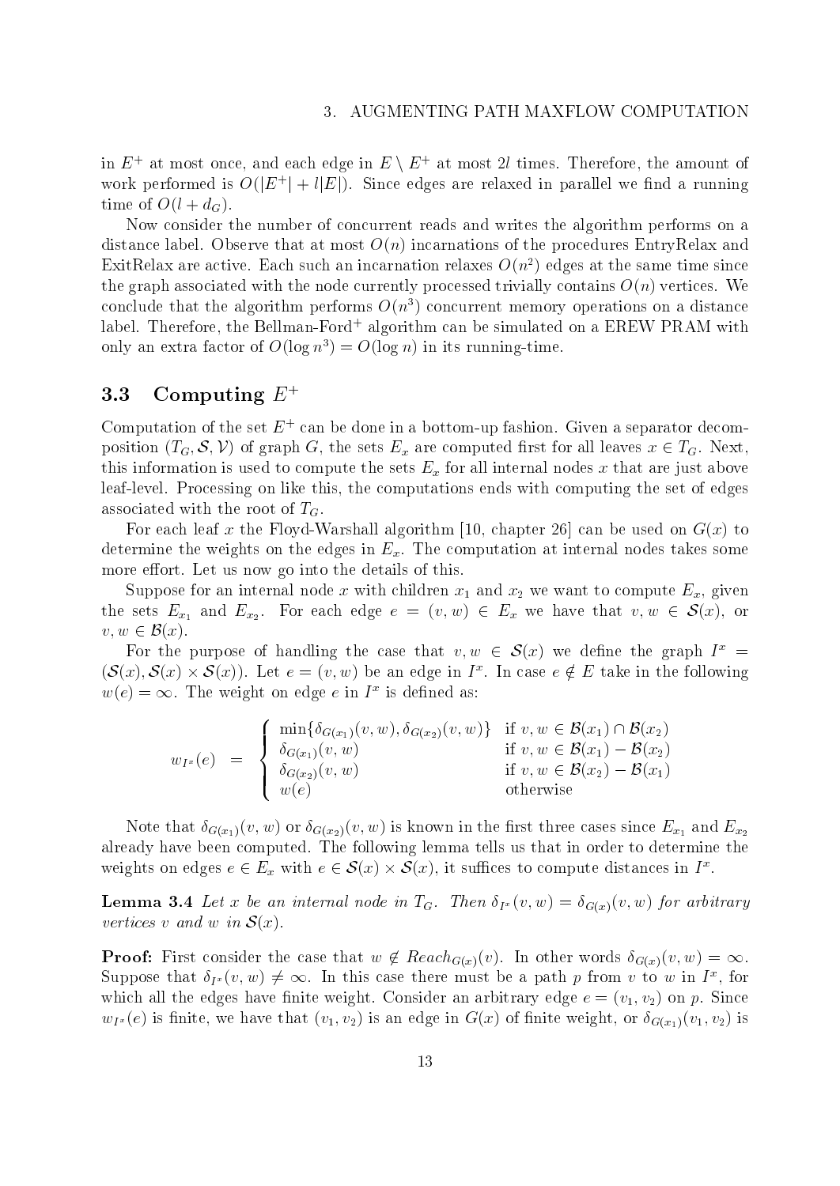in $E^+$ at most once, and each edge in $E \setminus E^+$ at most $2l$ times. Therefore, the amount of work performed is $O(|E^+| + l|E|)$. Since edges are relaxed in parallel we find a running time of $O(l + d_G)$.

Now consider the number of concurrent reads and writes the algorithm performs on a distance label. Observe that at most $O(n)$ incarnations of the procedures EntryRelax and ExitRelax are active. Each such an incarnation relaxes $O(n^2)$ edges at the same time since the graph associated with the node currently processed trivially contains $O(n)$ vertices. We conclude that the algorithm performs $O(n^3)$ concurrent memory operations on a distance label. Therefore, the Bellman-Ford$^+$ algorithm can be simulated on a EREW PRAM with only an extra factor of $O(\log n^3) = O(\log n)$ in its running-time.

## 3.3 Computing $E^+$

Computation of the set $E^+$ can be done in a bottom-up fashion. Given a separator decomposition $(T_G, \mathcal{S}, \mathcal{V})$ of graph $G$, the sets $E_x$ are computed first for all leaves $x \in T_G$. Next, this information is used to compute the sets $E_x$ for all internal nodes $x$ that are just above leaf-level. Processing on like this, the computations ends with computing the set of edges associated with the root of $T_G$.

For each leaf $x$ the Floyd-Warshall algorithm [10, chapter 26] can be used on $G(x)$ to determine the weights on the edges in $E_x$. The computation at internal nodes takes some more effort. Let us now go into the details of this.

Suppose for an internal node $x$ with children $x_1$ and $x_2$ we want to compute $E_x$, given the sets $E_{x_1}$ and $E_{x_2}$. For each edge $e = (v, w) \in E_x$ we have that $v, w \in \mathcal{S}(x)$, or $v, w \in \mathcal{B}(x)$.

For the purpose of handling the case that $v, w \in \mathcal{S}(x)$ we define the graph $I^x = (\mathcal{S}(x), \mathcal{S}(x) \times \mathcal{S}(x))$. Let $e = (v, w)$ be an edge in $I^x$. In case $e \notin E$ take in the following $w(e) = \infty$. The weight on edge $e$ in $I^x$ is defined as:

$$w_{I^x}(e) \;=\; \begin{cases} \min\{\delta_{G(x_1)}(v, w), \delta_{G(x_2)}(v, w)\} & \text{if } v, w \in \mathcal{B}(x_1) \cap \mathcal{B}(x_2) \\ \delta_{G(x_1)}(v, w) & \text{if } v, w \in \mathcal{B}(x_1) - \mathcal{B}(x_2) \\ \delta_{G(x_2)}(v, w) & \text{if } v, w \in \mathcal{B}(x_2) - \mathcal{B}(x_1) \\ w(e) & \text{otherwise} \end{cases}$$

Note that $\delta_{G(x_1)}(v, w)$ or $\delta_{G(x_2)}(v, w)$ is known in the first three cases since $E_{x_1}$ and $E_{x_2}$ already have been computed. The following lemma tells us that in order to determine the weights on edges $e \in E_x$ with $e \in \mathcal{S}(x) \times \mathcal{S}(x)$, it suffices to compute distances in $I^x$.

**Lemma 3.4** *Let $x$ be an internal node in $T_G$. Then $\delta_{I^x}(v, w) = \delta_{G(x)}(v, w)$ for arbitrary vertices $v$ and $w$ in $\mathcal{S}(x)$.*

**Proof:** First consider the case that $w \notin Reach_{G(x)}(v)$. In other words $\delta_{G(x)}(v, w) = \infty$. Suppose that $\delta_{I^x}(v, w) \neq \infty$. In this case there must be a path $p$ from $v$ to $w$ in $I^x$, for which all the edges have finite weight. Consider an arbitrary edge $e = (v_1, v_2)$ on $p$. Since $w_{I^x}(e)$ is finite, we have that $(v_1, v_2)$ is an edge in $G(x)$ of finite weight, or $\delta_{G(x_1)}(v_1, v_2)$ is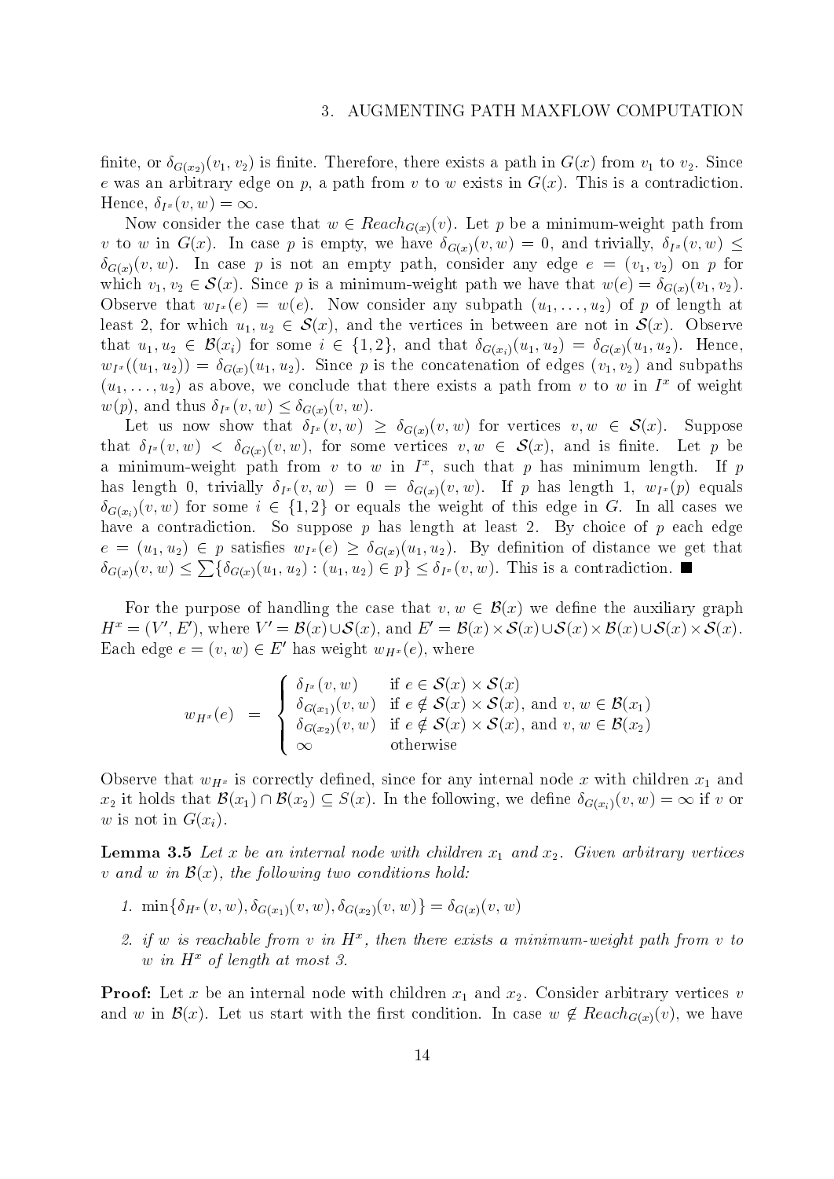finite, or $\delta_{G(x_2)}(v_1, v_2)$ is finite. Therefore, there exists a path in $G(x)$ from $v_1$ to $v_2$. Since $e$ was an arbitrary edge on $p$, a path from $v$ to $w$ exists in $G(x)$. This is a contradiction. Hence, $\delta_{I^x}(v, w) = \infty$.

Now consider the case that $w \in Reach_{G(x)}(v)$. Let $p$ be a minimum-weight path from $v$ to $w$ in $G(x)$. In case $p$ is empty, we have $\delta_{G(x)}(v, w) = 0$, and trivially, $\delta_{I^x}(v, w) \leq \delta_{G(x)}(v, w)$. In case $p$ is not an empty path, consider any edge $e = (v_1, v_2)$ on $p$ for which $v_1, v_2 \in \mathcal{S}(x)$. Since $p$ is a minimum-weight path we have that $w(e) = \delta_{G(x)}(v_1, v_2)$. Observe that $w_{I^x}(e) = w(e)$. Now consider any subpath $(u_1, \ldots, u_2)$ of $p$ of length at least 2, for which $u_1, u_2 \in \mathcal{S}(x)$, and the vertices in between are not in $\mathcal{S}(x)$. Observe that $u_1, u_2 \in \mathcal{B}(x_i)$ for some $i \in \{1, 2\}$, and that $\delta_{G(x_i)}(u_1, u_2) = \delta_{G(x)}(u_1, u_2)$. Hence, $w_{I^x}((u_1, u_2)) = \delta_{G(x)}(u_1, u_2)$. Since $p$ is the concatenation of edges $(v_1, v_2)$ and subpaths $(u_1, \ldots, u_2)$ as above, we conclude that there exists a path from $v$ to $w$ in $I^x$ of weight $w(p)$, and thus $\delta_{I^x}(v, w) \leq \delta_{G(x)}(v, w)$.

Let us now show that $\delta_{I^x}(v, w) \geq \delta_{G(x)}(v, w)$ for vertices $v, w \in \mathcal{S}(x)$. Suppose that $\delta_{I^x}(v, w) < \delta_{G(x)}(v, w)$, for some vertices $v, w \in \mathcal{S}(x)$, and is finite. Let $p$ be a minimum-weight path from $v$ to $w$ in $I^x$, such that $p$ has minimum length. If $p$ has length 0, trivially $\delta_{I^x}(v, w) = 0 = \delta_{G(x)}(v, w)$. If $p$ has length 1, $w_{I^x}(p)$ equals $\delta_{G(x_i)}(v, w)$ for some $i \in \{1, 2\}$ or equals the weight of this edge in $G$. In all cases we have a contradiction. So suppose $p$ has length at least 2. By choice of $p$ each edge $e = (u_1, u_2) \in p$ satisfies $w_{I^x}(e) \geq \delta_{G(x)}(u_1, u_2)$. By definition of distance we get that $\delta_{G(x)}(v, w) \leq \sum\{\delta_{G(x)}(u_1, u_2) : (u_1, u_2) \in p\} \leq \delta_{I^x}(v, w)$. This is a contradiction. ■

For the purpose of handling the case that $v, w \in \mathcal{B}(x)$ we define the auxiliary graph $H^x = (V', E')$, where $V' = \mathcal{B}(x) \cup \mathcal{S}(x)$, and $E' = \mathcal{B}(x) \times \mathcal{S}(x) \cup \mathcal{S}(x) \times \mathcal{B}(x) \cup \mathcal{S}(x) \times \mathcal{S}(x)$. Each edge $e = (v, w) \in E'$ has weight $w_{H^x}(e)$, where

$$w_{H^x}(e) = \begin{cases} \delta_{I^x}(v, w) & \text{if } e \in \mathcal{S}(x) \times \mathcal{S}(x) \\ \delta_{G(x_1)}(v, w) & \text{if } e \notin \mathcal{S}(x) \times \mathcal{S}(x), \text{ and } v, w \in \mathcal{B}(x_1) \\ \delta_{G(x_2)}(v, w) & \text{if } e \notin \mathcal{S}(x) \times \mathcal{S}(x), \text{ and } v, w \in \mathcal{B}(x_2) \\ \infty & \text{otherwise} \end{cases}$$

Observe that $w_{H^x}$ is correctly defined, since for any internal node $x$ with children $x_1$ and $x_2$ it holds that $\mathcal{B}(x_1) \cap \mathcal{B}(x_2) \subseteq S(x)$. In the following, we define $\delta_{G(x_i)}(v, w) = \infty$ if $v$ or $w$ is not in $G(x_i)$.

**Lemma 3.5** *Let $x$ be an internal node with children $x_1$ and $x_2$. Given arbitrary vertices $v$ and $w$ in $\mathcal{B}(x)$, the following two conditions hold:*

1. $\min\{\delta_{H^x}(v, w), \delta_{G(x_1)}(v, w), \delta_{G(x_2)}(v, w)\} = \delta_{G(x)}(v, w)$
2. *if $w$ is reachable from $v$ in $H^x$, then there exists a minimum-weight path from $v$ to $w$ in $H^x$ of length at most 3.*

**Proof:** Let $x$ be an internal node with children $x_1$ and $x_2$. Consider arbitrary vertices $v$ and $w$ in $\mathcal{B}(x)$. Let us start with the first condition. In case $w \notin Reach_{G(x)}(v)$, we have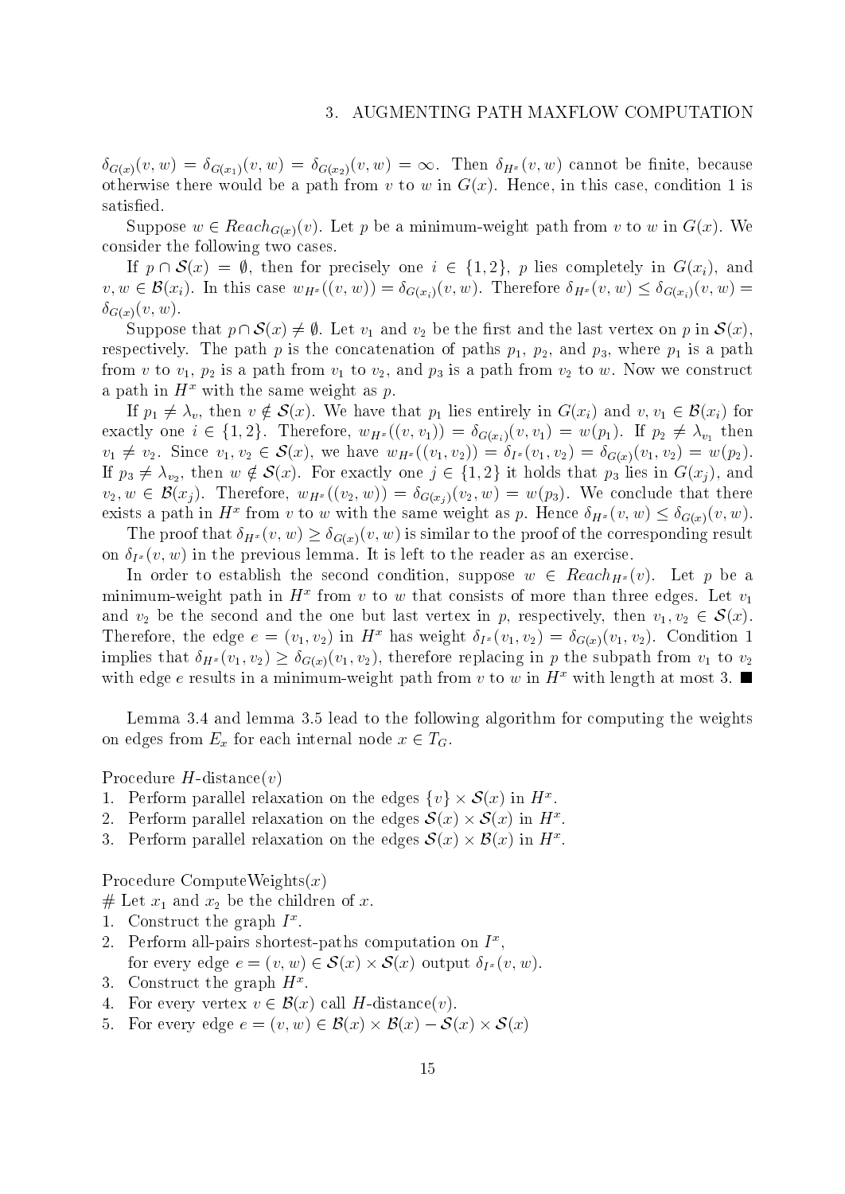$\delta_{G(x)}(v, w) = \delta_{G(x_1)}(v, w) = \delta_{G(x_2)}(v, w) = \infty$. Then $\delta_{H^x}(v, w)$ cannot be finite, because otherwise there would be a path from $v$ to $w$ in $G(x)$. Hence, in this case, condition 1 is satisfied.

Suppose $w \in Reach_{G(x)}(v)$. Let $p$ be a minimum-weight path from $v$ to $w$ in $G(x)$. We consider the following two cases.

If $p \cap \mathcal{S}(x) = \emptyset$, then for precisely one $i \in \{1, 2\}$, $p$ lies completely in $G(x_i)$, and $v, w \in \mathcal{B}(x_i)$. In this case $w_{H^x}((v, w)) = \delta_{G(x_i)}(v, w)$. Therefore $\delta_{H^x}(v, w) \leq \delta_{G(x_i)}(v, w) = \delta_{G(x)}(v, w)$.

Suppose that $p \cap \mathcal{S}(x) \neq \emptyset$. Let $v_1$ and $v_2$ be the first and the last vertex on $p$ in $\mathcal{S}(x)$, respectively. The path $p$ is the concatenation of paths $p_1$, $p_2$, and $p_3$, where $p_1$ is a path from $v$ to $v_1$, $p_2$ is a path from $v_1$ to $v_2$, and $p_3$ is a path from $v_2$ to $w$. Now we construct a path in $H^x$ with the same weight as $p$.

If $p_1 \neq \lambda_v$, then $v \notin \mathcal{S}(x)$. We have that $p_1$ lies entirely in $G(x_i)$ and $v, v_1 \in \mathcal{B}(x_i)$ for exactly one $i \in \{1, 2\}$. Therefore, $w_{H^x}((v, v_1)) = \delta_{G(x_i)}(v, v_1) = w(p_1)$. If $p_2 \neq \lambda_{v_1}$ then $v_1 \neq v_2$. Since $v_1, v_2 \in \mathcal{S}(x)$, we have $w_{H^x}((v_1, v_2)) = \delta_{I^x}(v_1, v_2) = \delta_{G(x)}(v_1, v_2) = w(p_2)$. If $p_3 \neq \lambda_{v_2}$, then $w \notin \mathcal{S}(x)$. For exactly one $j \in \{1, 2\}$ it holds that $p_3$ lies in $G(x_j)$, and $v_2, w \in \mathcal{B}(x_j)$. Therefore, $w_{H^x}((v_2, w)) = \delta_{G(x_j)}(v_2, w) = w(p_3)$. We conclude that there exists a path in $H^x$ from $v$ to $w$ with the same weight as $p$. Hence $\delta_{H^x}(v, w) \leq \delta_{G(x)}(v, w)$.

The proof that $\delta_{H^x}(v, w) \geq \delta_{G(x)}(v, w)$ is similar to the proof of the corresponding result on $\delta_{I^x}(v, w)$ in the previous lemma. It is left to the reader as an exercise.

In order to establish the second condition, suppose $w \in Reach_{H^x}(v)$. Let $p$ be a minimum-weight path in $H^x$ from $v$ to $w$ that consists of more than three edges. Let $v_1$ and $v_2$ be the second and the one but last vertex in $p$, respectively, then $v_1, v_2 \in \mathcal{S}(x)$. Therefore, the edge $e = (v_1, v_2)$ in $H^x$ has weight $\delta_{I^x}(v_1, v_2) = \delta_{G(x)}(v_1, v_2)$. Condition 1 implies that $\delta_{H^x}(v_1, v_2) \geq \delta_{G(x)}(v_1, v_2)$, therefore replacing in $p$ the subpath from $v_1$ to $v_2$ with edge $e$ results in a minimum-weight path from $v$ to $w$ in $H^x$ with length at most 3. ■

Lemma 3.4 and lemma 3.5 lead to the following algorithm for computing the weights on edges from $E_x$ for each internal node $x \in T_G$.

Procedure $H$-distance($v$)
1. Perform parallel relaxation on the edges $\{v\} \times \mathcal{S}(x)$ in $H^x$.
2. Perform parallel relaxation on the edges $\mathcal{S}(x) \times \mathcal{S}(x)$ in $H^x$.
3. Perform parallel relaxation on the edges $\mathcal{S}(x) \times \mathcal{B}(x)$ in $H^x$.

Procedure ComputeWeights($x$)
# Let $x_1$ and $x_2$ be the children of $x$.
1. Construct the graph $I^x$.
2. Perform all-pairs shortest-paths computation on $I^x$,
   for every edge $e = (v, w) \in \mathcal{S}(x) \times \mathcal{S}(x)$ output $\delta_{I^x}(v, w)$.
3. Construct the graph $H^x$.
4. For every vertex $v \in \mathcal{B}(x)$ call $H$-distance($v$).
5. For every edge $e = (v, w) \in \mathcal{B}(x) \times \mathcal{B}(x) - \mathcal{S}(x) \times \mathcal{S}(x)$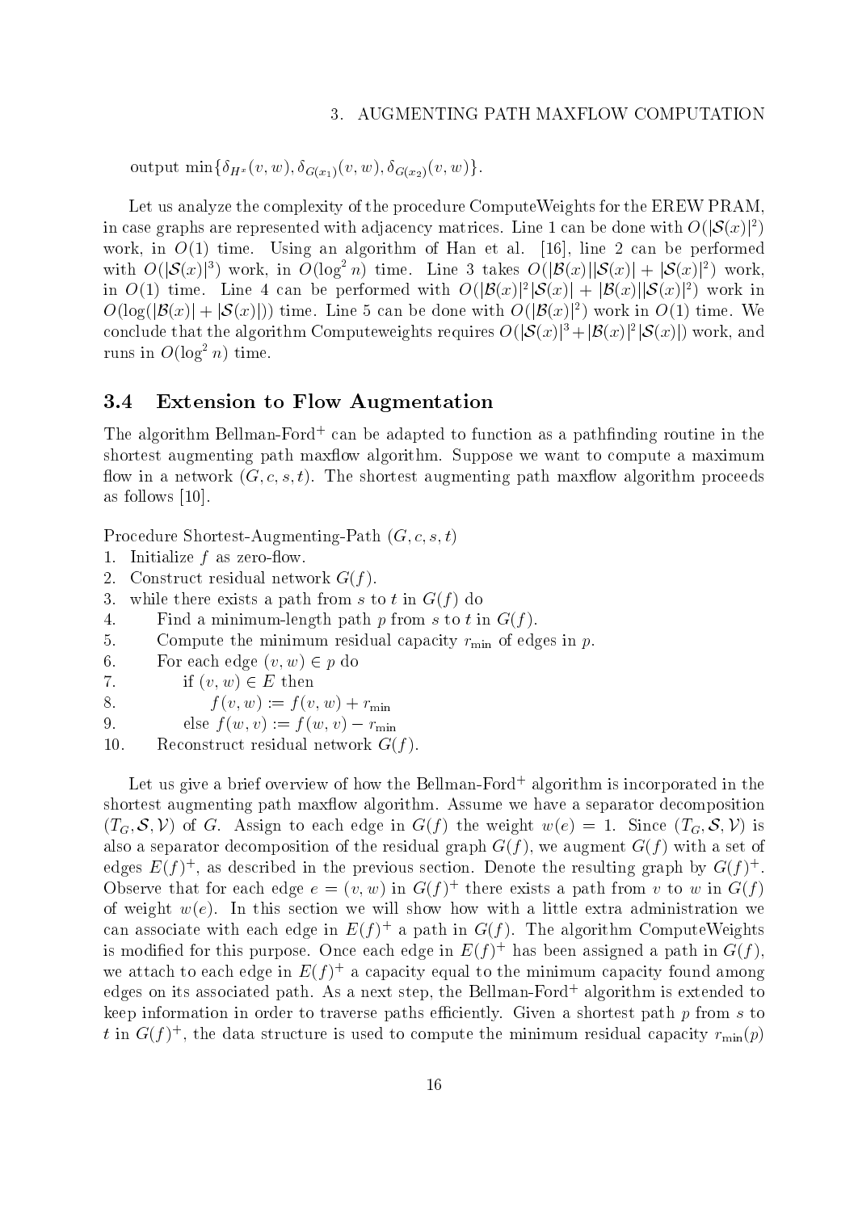output $\min\{\delta_{H^x}(v,w), \delta_{G(x_1)}(v,w), \delta_{G(x_2)}(v,w)\}$.

Let us analyze the complexity of the procedure ComputeWeights for the EREW PRAM, in case graphs are represented with adjacency matrices. Line 1 can be done with $O(|\mathcal{S}(x)|^2)$ work, in $O(1)$ time. Using an algorithm of Han et al. [16], line 2 can be performed with $O(|\mathcal{S}(x)|^3)$ work, in $O(\log^2 n)$ time. Line 3 takes $O(|\mathcal{B}(x)||\mathcal{S}(x)| + |\mathcal{S}(x)|^2)$ work, in $O(1)$ time. Line 4 can be performed with $O(|\mathcal{B}(x)|^2|\mathcal{S}(x)| + |\mathcal{B}(x)||\mathcal{S}(x)|^2)$ work in $O(\log(|\mathcal{B}(x)| + |\mathcal{S}(x)|))$ time. Line 5 can be done with $O(|\mathcal{B}(x)|^2)$ work in $O(1)$ time. We conclude that the algorithm Computeweights requires $O(|\mathcal{S}(x)|^3 + |\mathcal{B}(x)|^2|\mathcal{S}(x)|)$ work, and runs in $O(\log^2 n)$ time.

### 3.4 Extension to Flow Augmentation

The algorithm Bellman-Ford$^+$ can be adapted to function as a pathfinding routine in the shortest augmenting path maxflow algorithm. Suppose we want to compute a maximum flow in a network $(G, c, s, t)$. The shortest augmenting path maxflow algorithm proceeds as follows [10].

```
Procedure Shortest-Augmenting-Path (G, c, s, t)
1.  Initialize f as zero-flow.
2.  Construct residual network G(f).
3.  while there exists a path from s to t in G(f) do
4.      Find a minimum-length path p from s to t in G(f).
5.      Compute the minimum residual capacity r_min of edges in p.
6.      For each edge (v, w) ∈ p do
7.          if (v, w) ∈ E then
8.              f(v, w) := f(v, w) + r_min
9.          else f(w, v) := f(w, v) − r_min
10.     Reconstruct residual network G(f).
```

Let us give a brief overview of how the Bellman-Ford$^+$ algorithm is incorporated in the shortest augmenting path maxflow algorithm. Assume we have a separator decomposition $(T_G, \mathcal{S}, \mathcal{V})$ of $G$. Assign to each edge in $G(f)$ the weight $w(e) = 1$. Since $(T_G, \mathcal{S}, \mathcal{V})$ is also a separator decomposition of the residual graph $G(f)$, we augment $G(f)$ with a set of edges $E(f)^+$, as described in the previous section. Denote the resulting graph by $G(f)^+$. Observe that for each edge $e = (v, w)$ in $G(f)^+$ there exists a path from $v$ to $w$ in $G(f)$ of weight $w(e)$. In this section we will show how with a little extra administration we can associate with each edge in $E(f)^+$ a path in $G(f)$. The algorithm ComputeWeights is modified for this purpose. Once each edge in $E(f)^+$ has been assigned a path in $G(f)$, we attach to each edge in $E(f)^+$ a capacity equal to the minimum capacity found among edges on its associated path. As a next step, the Bellman-Ford$^+$ algorithm is extended to keep information in order to traverse paths efficiently. Given a shortest path $p$ from $s$ to $t$ in $G(f)^+$, the data structure is used to compute the minimum residual capacity $r_{\min}(p)$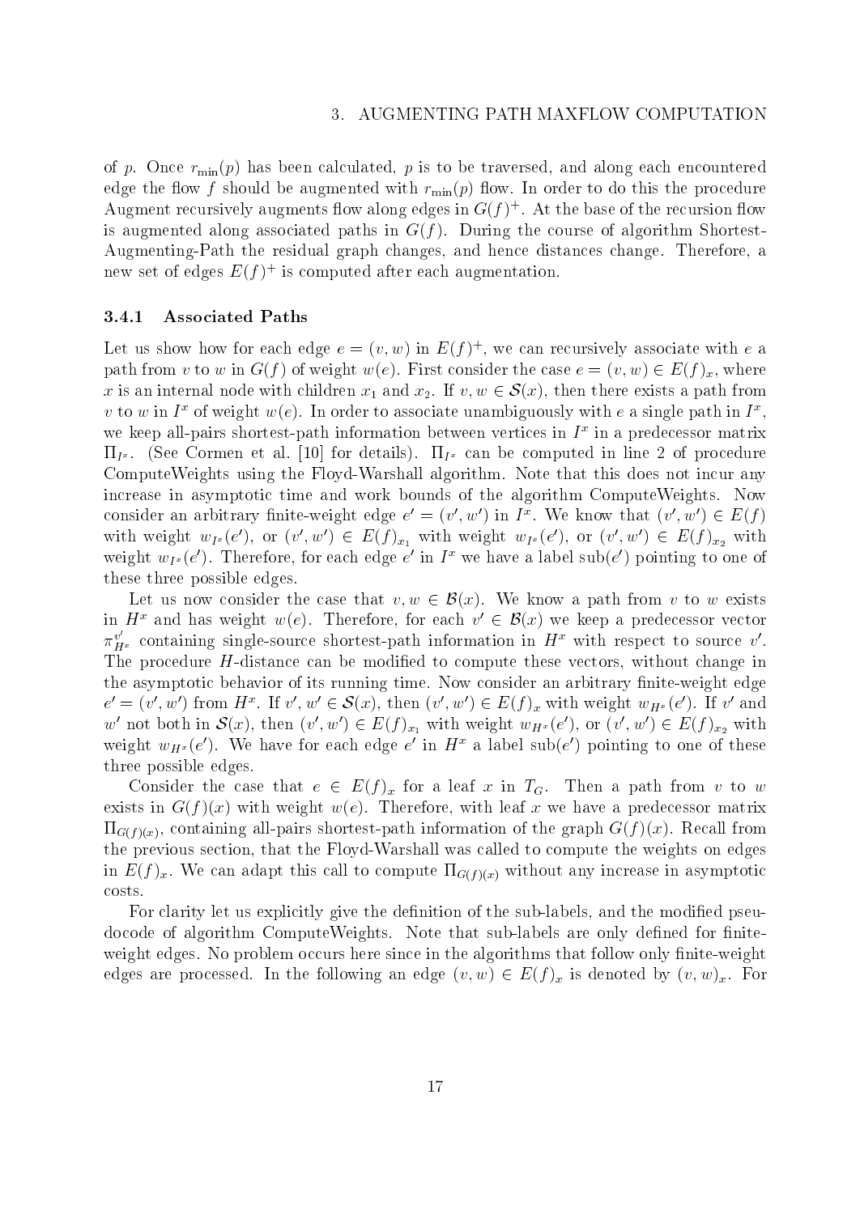of $p$. Once $r_{\min}(p)$ has been calculated, $p$ is to be traversed, and along each encountered edge the flow $f$ should be augmented with $r_{\min}(p)$ flow. In order to do this the procedure Augment recursively augments flow along edges in $G(f)^+$. At the base of the recursion flow is augmented along associated paths in $G(f)$. During the course of algorithm Shortest-Augmenting-Path the residual graph changes, and hence distances change. Therefore, a new set of edges $E(f)^+$ is computed after each augmentation.

### 3.4.1 Associated Paths

Let us show how for each edge $e = (v, w)$ in $E(f)^+$, we can recursively associate with $e$ a path from $v$ to $w$ in $G(f)$ of weight $w(e)$. First consider the case $e = (v, w) \in E(f)_x$, where $x$ is an internal node with children $x_1$ and $x_2$. If $v, w \in \mathcal{S}(x)$, then there exists a path from $v$ to $w$ in $I^x$ of weight $w(e)$. In order to associate unambiguously with $e$ a single path in $I^x$, we keep all-pairs shortest-path information between vertices in $I^x$ in a predecessor matrix $\Pi_{I^x}$. (See Cormen et al. [10] for details). $\Pi_{I^x}$ can be computed in line 2 of procedure ComputeWeights using the Floyd-Warshall algorithm. Note that this does not incur any increase in asymptotic time and work bounds of the algorithm ComputeWeights. Now consider an arbitrary finite-weight edge $e' = (v', w')$ in $I^x$. We know that $(v', w') \in E(f)$ with weight $w_{I^x}(e')$, or $(v', w') \in E(f)_{x_1}$ with weight $w_{I^x}(e')$, or $(v', w') \in E(f)_{x_2}$ with weight $w_{I^x}(e')$. Therefore, for each edge $e'$ in $I^x$ we have a label sub$(e')$ pointing to one of these three possible edges.

Let us now consider the case that $v, w \in \mathcal{B}(x)$. We know a path from $v$ to $w$ exists in $H^x$ and has weight $w(e)$. Therefore, for each $v' \in \mathcal{B}(x)$ we keep a predecessor vector $\pi_{H^x}^{v'}$ containing single-source shortest-path information in $H^x$ with respect to source $v'$. The procedure $H$-distance can be modified to compute these vectors, without change in the asymptotic behavior of its running time. Now consider an arbitrary finite-weight edge $e' = (v', w')$ from $H^x$. If $v', w' \in \mathcal{S}(x)$, then $(v', w') \in E(f)_x$ with weight $w_{H^x}(e')$. If $v'$ and $w'$ not both in $\mathcal{S}(x)$, then $(v', w') \in E(f)_{x_1}$ with weight $w_{H^x}(e')$, or $(v', w') \in E(f)_{x_2}$ with weight $w_{H^x}(e')$. We have for each edge $e'$ in $H^x$ a label sub$(e')$ pointing to one of these three possible edges.

Consider the case that $e \in E(f)_x$ for a leaf $x$ in $T_G$. Then a path from $v$ to $w$ exists in $G(f)(x)$ with weight $w(e)$. Therefore, with leaf $x$ we have a predecessor matrix $\Pi_{G(f)(x)}$, containing all-pairs shortest-path information of the graph $G(f)(x)$. Recall from the previous section, that the Floyd-Warshall was called to compute the weights on edges in $E(f)_x$. We can adapt this call to compute $\Pi_{G(f)(x)}$ without any increase in asymptotic costs.

For clarity let us explicitly give the definition of the sub-labels, and the modified pseudocode of algorithm ComputeWeights. Note that sub-labels are only defined for finite-weight edges. No problem occurs here since in the algorithms that follow only finite-weight edges are processed. In the following an edge $(v, w) \in E(f)_x$ is denoted by $(v, w)_x$. For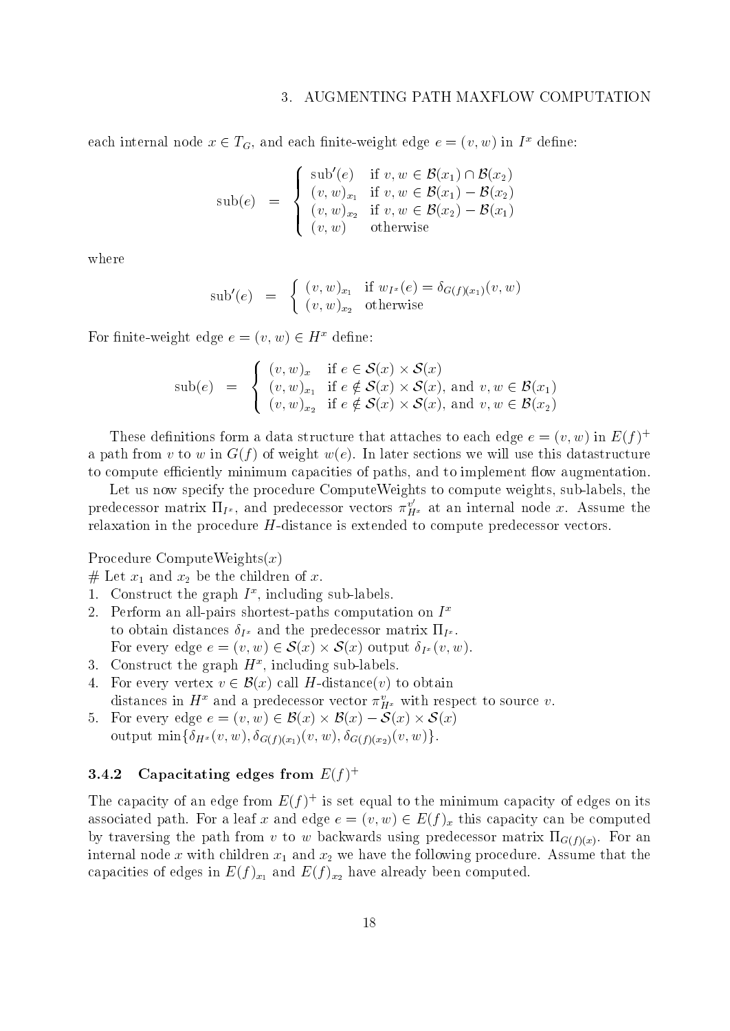each internal node $x \in T_G$, and each finite-weight edge $e = (v, w)$ in $I^x$ define:

$$\text{sub}(e) \;=\; \begin{cases} \text{sub}'(e) & \text{if } v, w \in \mathcal{B}(x_1) \cap \mathcal{B}(x_2) \\ (v, w)_{x_1} & \text{if } v, w \in \mathcal{B}(x_1) - \mathcal{B}(x_2) \\ (v, w)_{x_2} & \text{if } v, w \in \mathcal{B}(x_2) - \mathcal{B}(x_1) \\ (v, w) & \text{otherwise} \end{cases}$$

where

$$\text{sub}'(e) \;=\; \begin{cases} (v, w)_{x_1} & \text{if } w_{I^x}(e) = \delta_{G(f)(x_1)}(v, w) \\ (v, w)_{x_2} & \text{otherwise} \end{cases}$$

For finite-weight edge $e = (v, w) \in H^x$ define:

$$\text{sub}(e) \;=\; \begin{cases} (v, w)_x & \text{if } e \in \mathcal{S}(x) \times \mathcal{S}(x) \\ (v, w)_{x_1} & \text{if } e \notin \mathcal{S}(x) \times \mathcal{S}(x), \text{ and } v, w \in \mathcal{B}(x_1) \\ (v, w)_{x_2} & \text{if } e \notin \mathcal{S}(x) \times \mathcal{S}(x), \text{ and } v, w \in \mathcal{B}(x_2) \end{cases}$$

These definitions form a data structure that attaches to each edge $e = (v, w)$ in $E(f)^+$ a path from $v$ to $w$ in $G(f)$ of weight $w(e)$. In later sections we will use this datastructure to compute efficiently minimum capacities of paths, and to implement flow augmentation.

Let us now specify the procedure ComputeWeights to compute weights, sub-labels, the predecessor matrix $\Pi_{I^x}$, and predecessor vectors $\pi^{v'}_{H^x}$ at an internal node $x$. Assume the relaxation in the procedure $H$-distance is extended to compute predecessor vectors.

Procedure ComputeWeights($x$)

\# Let $x_1$ and $x_2$ be the children of $x$.

1. Construct the graph $I^x$, including sub-labels.
2. Perform an all-pairs shortest-paths computation on $I^x$ to obtain distances $\delta_{I^x}$ and the predecessor matrix $\Pi_{I^x}$. For every edge $e = (v, w) \in \mathcal{S}(x) \times \mathcal{S}(x)$ output $\delta_{I^x}(v, w)$.
3. Construct the graph $H^x$, including sub-labels.
4. For every vertex $v \in \mathcal{B}(x)$ call $H$-distance($v$) to obtain distances in $H^x$ and a predecessor vector $\pi^v_{H^x}$ with respect to source $v$.
5. For every edge $e = (v, w) \in \mathcal{B}(x) \times \mathcal{B}(x) - \mathcal{S}(x) \times \mathcal{S}(x)$ output $\min\{\delta_{H^x}(v, w), \delta_{G(f)(x_1)}(v, w), \delta_{G(f)(x_2)}(v, w)\}$.

### 3.4.2 Capacitating edges from $E(f)^+$

The capacity of an edge from $E(f)^+$ is set equal to the minimum capacity of edges on its associated path. For a leaf $x$ and edge $e = (v, w) \in E(f)_x$ this capacity can be computed by traversing the path from $v$ to $w$ backwards using predecessor matrix $\Pi_{G(f)(x)}$. For an internal node $x$ with children $x_1$ and $x_2$ we have the following procedure. Assume that the capacities of edges in $E(f)_{x_1}$ and $E(f)_{x_2}$ have already been computed.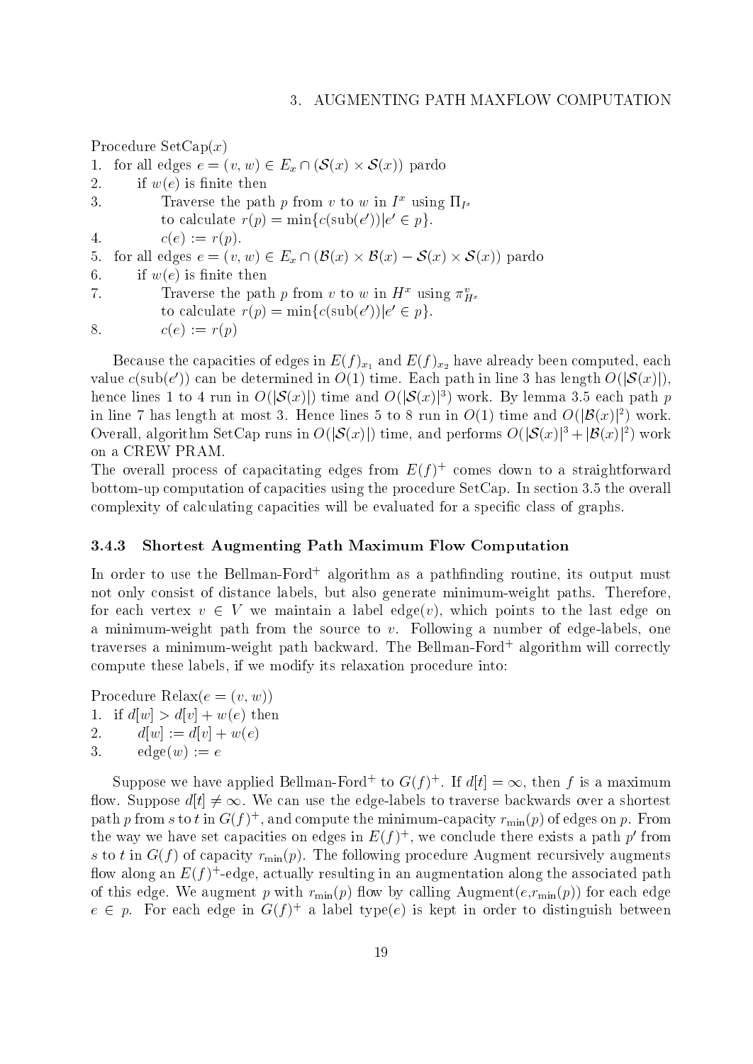Procedure SetCap($x$)

1. for all edges $e = (v, w) \in E_x \cap (\mathcal{S}(x) \times \mathcal{S}(x))$ pardo
2. if $w(e)$ is finite then
3. Traverse the path $p$ from $v$ to $w$ in $I^x$ using $\Pi_{I^x}$ to calculate $r(p) = \min\{c(\text{sub}(e')) | e' \in p\}$.
4. $c(e) := r(p)$.
5. for all edges $e = (v, w) \in E_x \cap (\mathcal{B}(x) \times \mathcal{B}(x) - \mathcal{S}(x) \times \mathcal{S}(x))$ pardo
6. if $w(e)$ is finite then
7. Traverse the path $p$ from $v$ to $w$ in $H^x$ using $\pi^v_{H^x}$ to calculate $r(p) = \min\{c(\text{sub}(e')) | e' \in p\}$.
8. $c(e) := r(p)$

Because the capacities of edges in $E(f)_{x_1}$ and $E(f)_{x_2}$ have already been computed, each value $c(\text{sub}(e'))$ can be determined in $O(1)$ time. Each path in line 3 has length $O(|\mathcal{S}(x)|)$, hence lines 1 to 4 run in $O(|\mathcal{S}(x)|)$ time and $O(|\mathcal{S}(x)|^3)$ work. By lemma 3.5 each path $p$ in line 7 has length at most 3. Hence lines 5 to 8 run in $O(1)$ time and $O(|\mathcal{B}(x)|^2)$ work. Overall, algorithm SetCap runs in $O(|\mathcal{S}(x)|)$ time, and performs $O(|\mathcal{S}(x)|^3 + |\mathcal{B}(x)|^2)$ work on a CREW PRAM.

The overall process of capacitating edges from $E(f)^+$ comes down to a straightforward bottom-up computation of capacities using the procedure SetCap. In section 3.5 the overall complexity of calculating capacities will be evaluated for a specific class of graphs.

### 3.4.3 Shortest Augmenting Path Maximum Flow Computation

In order to use the Bellman-Ford$^+$ algorithm as a pathfinding routine, its output must not only consist of distance labels, but also generate minimum-weight paths. Therefore, for each vertex $v \in V$ we maintain a label edge($v$), which points to the last edge on a minimum-weight path from the source to $v$. Following a number of edge-labels, one traverses a minimum-weight path backward. The Bellman-Ford$^+$ algorithm will correctly compute these labels, if we modify its relaxation procedure into:

Procedure Relax($e = (v, w)$)

1. if $d[w] > d[v] + w(e)$ then
2. $d[w] := d[v] + w(e)$
3. edge($w$) := $e$

Suppose we have applied Bellman-Ford$^+$ to $G(f)^+$. If $d[t] = \infty$, then $f$ is a maximum flow. Suppose $d[t] \neq \infty$. We can use the edge-labels to traverse backwards over a shortest path $p$ from $s$ to $t$ in $G(f)^+$, and compute the minimum-capacity $r_{\min}(p)$ of edges on $p$. From the way we have set capacities on edges in $E(f)^+$, we conclude there exists a path $p'$ from $s$ to $t$ in $G(f)$ of capacity $r_{\min}(p)$. The following procedure Augment recursively augments flow along an $E(f)^+$-edge, actually resulting in an augmentation along the associated path of this edge. We augment $p$ with $r_{\min}(p)$ flow by calling Augment($e$,$r_{\min}(p)$) for each edge $e \in p$. For each edge in $G(f)^+$ a label type($e$) is kept in order to distinguish between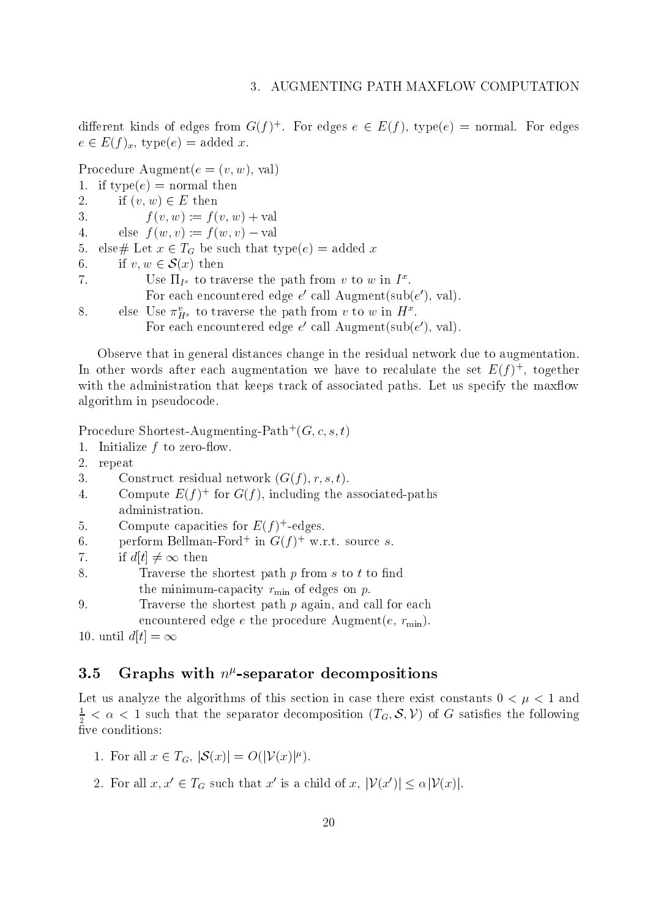different kinds of edges from $G(f)^+$. For edges $e \in E(f)$, type($e$) = normal. For edges $e \in E(f)_x$, type($e$) = added $x$.

```
Procedure Augment(e = (v, w), val)
1. if type(e) = normal then
2.     if (v, w) ∈ E then
3.         f(v, w) := f(v, w) + val
4.     else f(w, v) := f(w, v) − val
5. else# Let x ∈ T_G be such that type(e) = added x
6.     if v, w ∈ S(x) then
7.         Use Π_{I^x} to traverse the path from v to w in I^x.
           For each encountered edge e' call Augment(sub(e'), val).
8.     else Use π^v_{H^x} to traverse the path from v to w in H^x.
           For each encountered edge e' call Augment(sub(e'), val).
```

Observe that in general distances change in the residual network due to augmentation. In other words after each augmentation we have to recalulate the set $E(f)^+$, together with the administration that keeps track of associated paths. Let us specify the maxflow algorithm in pseudocode.

```
Procedure Shortest-Augmenting-Path+(G, c, s, t)
1. Initialize f to zero-flow.
2. repeat
3.     Construct residual network (G(f), r, s, t).
4.     Compute E(f)+ for G(f), including the associated-paths
       administration.
5.     Compute capacities for E(f)+-edges.
6.     perform Bellman-Ford+ in G(f)+ w.r.t. source s.
7.     if d[t] ≠ ∞ then
8.         Traverse the shortest path p from s to t to find
           the minimum-capacity r_min of edges on p.
9.         Traverse the shortest path p again, and call for each
           encountered edge e the procedure Augment(e, r_min).
10. until d[t] = ∞
```

## 3.5 Graphs with $n^\mu$-separator decompositions

Let us analyze the algorithms of this section in case there exist constants $0 < \mu < 1$ and $\frac{1}{2} < \alpha < 1$ such that the separator decomposition $(T_G, \mathcal{S}, \mathcal{V})$ of $G$ satisfies the following five conditions:

1. For all $x \in T_G$, $|\mathcal{S}(x)| = O(|\mathcal{V}(x)|^\mu)$.

2. For all $x, x' \in T_G$ such that $x'$ is a child of $x$, $|\mathcal{V}(x')| \leq \alpha|\mathcal{V}(x)|$.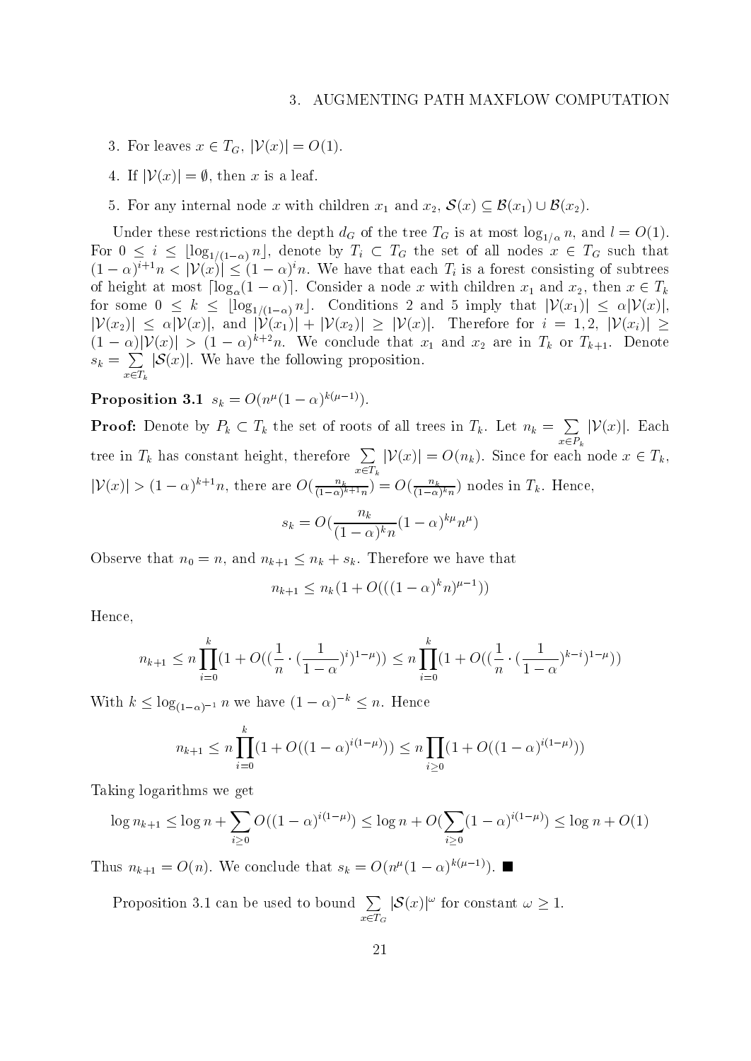3. For leaves $x \in T_G$, $|\mathcal{V}(x)| = O(1)$.

4. If $|\mathcal{V}(x)| = \emptyset$, then $x$ is a leaf.

5. For any internal node $x$ with children $x_1$ and $x_2$, $\mathcal{S}(x) \subseteq \mathcal{B}(x_1) \cup \mathcal{B}(x_2)$.

Under these restrictions the depth $d_G$ of the tree $T_G$ is at most $\log_{1/\alpha} n$, and $l = O(1)$. For $0 \leq i \leq \lfloor \log_{1/(1-\alpha)} n \rfloor$, denote by $T_i \subset T_G$ the set of all nodes $x \in T_G$ such that $(1-\alpha)^{i+1} n < |\mathcal{V}(x)| \leq (1-\alpha)^i n$. We have that each $T_i$ is a forest consisting of subtrees of height at most $\lceil \log_\alpha (1-\alpha) \rceil$. Consider a node $x$ with children $x_1$ and $x_2$, then $x \in T_k$ for some $0 \leq k \leq \lfloor \log_{1/(1-\alpha)} n \rfloor$. Conditions 2 and 5 imply that $|\mathcal{V}(x_1)| \leq \alpha |\mathcal{V}(x)|$, $|\mathcal{V}(x_2)| \leq \alpha |\mathcal{V}(x)|$, and $|\mathcal{V}(x_1)| + |\mathcal{V}(x_2)| \geq |\mathcal{V}(x)|$. Therefore for $i = 1, 2$, $|\mathcal{V}(x_i)| \geq (1-\alpha)|\mathcal{V}(x)| > (1-\alpha)^{k+2} n$. We conclude that $x_1$ and $x_2$ are in $T_k$ or $T_{k+1}$. Denote $s_k = \sum_{x \in T_k} |\mathcal{S}(x)|$. We have the following proposition.

**Proposition 3.1** $s_k = O(n^\mu (1-\alpha)^{k(\mu-1)})$.

**Proof:** Denote by $P_k \subset T_k$ the set of roots of all trees in $T_k$. Let $n_k = \sum_{x \in P_k} |\mathcal{V}(x)|$. Each tree in $T_k$ has constant height, therefore $\sum_{x \in T_k} |\mathcal{V}(x)| = O(n_k)$. Since for each node $x \in T_k$, $|\mathcal{V}(x)| > (1-\alpha)^{k+1} n$, there are $O(\frac{n_k}{(1-\alpha)^{k+1} n}) = O(\frac{n_k}{(1-\alpha)^k n})$ nodes in $T_k$. Hence,

$$s_k = O(\frac{n_k}{(1-\alpha)^k n} (1-\alpha)^{k\mu} n^\mu)$$

Observe that $n_0 = n$, and $n_{k+1} \leq n_k + s_k$. Therefore we have that

$$n_{k+1} \leq n_k (1 + O(((1-\alpha)^k n)^{\mu-1}))$$

Hence,

$$n_{k+1} \leq n \prod_{i=0}^{k} (1 + O((\frac{1}{n} \cdot (\frac{1}{1-\alpha})^i)^{1-\mu})) \leq n \prod_{i=0}^{k} (1 + O((\frac{1}{n} \cdot (\frac{1}{1-\alpha})^{k-i})^{1-\mu}))$$

With $k \leq \log_{(1-\alpha)^{-1}} n$ we have $(1-\alpha)^{-k} \leq n$. Hence

$$n_{k+1} \leq n \prod_{i=0}^{k} (1 + O((1-\alpha)^{i(1-\mu)})) \leq n \prod_{i \geq 0} (1 + O((1-\alpha)^{i(1-\mu)}))$$

Taking logarithms we get

$$\log n_{k+1} \leq \log n + \sum_{i \geq 0} O((1-\alpha)^{i(1-\mu)}) \leq \log n + O(\sum_{i \geq 0} (1-\alpha)^{i(1-\mu)}) \leq \log n + O(1)$$

Thus $n_{k+1} = O(n)$. We conclude that $s_k = O(n^\mu (1-\alpha)^{k(\mu-1)})$. ■

Proposition 3.1 can be used to bound $\sum_{x \in T_G} |\mathcal{S}(x)|^\omega$ for constant $\omega \geq 1$.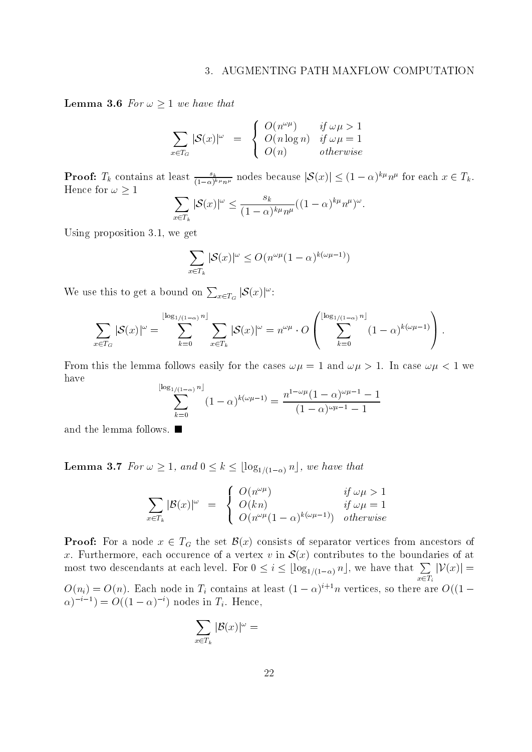**Lemma 3.6** *For $\omega \geq 1$ we have that*

$$\sum_{x \in T_G} |\mathcal{S}(x)|^{\omega} \;=\; \begin{cases} O(n^{\omega\mu}) & \text{if } \omega\mu > 1 \\ O(n \log n) & \text{if } \omega\mu = 1 \\ O(n) & \text{otherwise} \end{cases}$$

**Proof:** $T_k$ contains at least $\frac{s_k}{(1-\alpha)^{k\mu} n^{\mu}}$ nodes because $|\mathcal{S}(x)| \leq (1-\alpha)^{k\mu} n^{\mu}$ for each $x \in T_k$. Hence for $\omega \geq 1$

$$\sum_{x \in T_k} |\mathcal{S}(x)|^{\omega} \leq \frac{s_k}{(1-\alpha)^{k\mu} n^{\mu}} ((1-\alpha)^{k\mu} n^{\mu})^{\omega}.$$

Using proposition 3.1, we get

$$\sum_{x \in T_k} |\mathcal{S}(x)|^{\omega} \leq O(n^{\omega\mu}(1-\alpha)^{k(\omega\mu - 1)})$$

We use this to get a bound on $\sum_{x \in T_G} |\mathcal{S}(x)|^{\omega}$:

$$\sum_{x \in T_G} |\mathcal{S}(x)|^{\omega} = \sum_{k=0}^{\lfloor \log_{1/(1-\alpha)} n \rfloor} \sum_{x \in T_k} |\mathcal{S}(x)|^{\omega} = n^{\omega\mu} \cdot O\left( \sum_{k=0}^{\lfloor \log_{1/(1-\alpha)} n \rfloor} (1-\alpha)^{k(\omega\mu - 1)} \right).$$

From this the lemma follows easily for the cases $\omega\mu = 1$ and $\omega\mu > 1$. In case $\omega\mu < 1$ we have

$$\sum_{k=0}^{\lfloor \log_{1/(1-\alpha)} n \rfloor} (1-\alpha)^{k(\omega\mu - 1)} = \frac{n^{1-\omega\mu}(1-\alpha)^{\omega\mu - 1} - 1}{(1-\alpha)^{\omega\mu - 1} - 1}$$

and the lemma follows. ■

**Lemma 3.7** *For $\omega \geq 1$, and $0 \leq k \leq \lfloor \log_{1/(1-\alpha)} n \rfloor$, we have that*

$$\sum_{x \in T_k} |\mathcal{B}(x)|^{\omega} \;=\; \begin{cases} O(n^{\omega\mu}) & \text{if } \omega\mu > 1 \\ O(kn) & \text{if } \omega\mu = 1 \\ O(n^{\omega\mu}(1-\alpha)^{k(\omega\mu - 1)}) & \text{otherwise} \end{cases}$$

**Proof:** For a node $x \in T_G$ the set $\mathcal{B}(x)$ consists of separator vertices from ancestors of $x$. Furthermore, each occurence of a vertex $v$ in $\mathcal{S}(x)$ contributes to the boundaries of at most two descendants at each level. For $0 \leq i \leq \lfloor \log_{1/(1-\alpha)} n \rfloor$, we have that $\sum_{x \in T_i} |\mathcal{V}(x)| = O(n_i) = O(n)$. Each node in $T_i$ contains at least $(1-\alpha)^{i+1} n$ vertices, so there are $O((1-\alpha)^{-i-1}) = O((1-\alpha)^{-i})$ nodes in $T_i$. Hence,

$$\sum_{x \in T_k} |\mathcal{B}(x)|^{\omega} =$$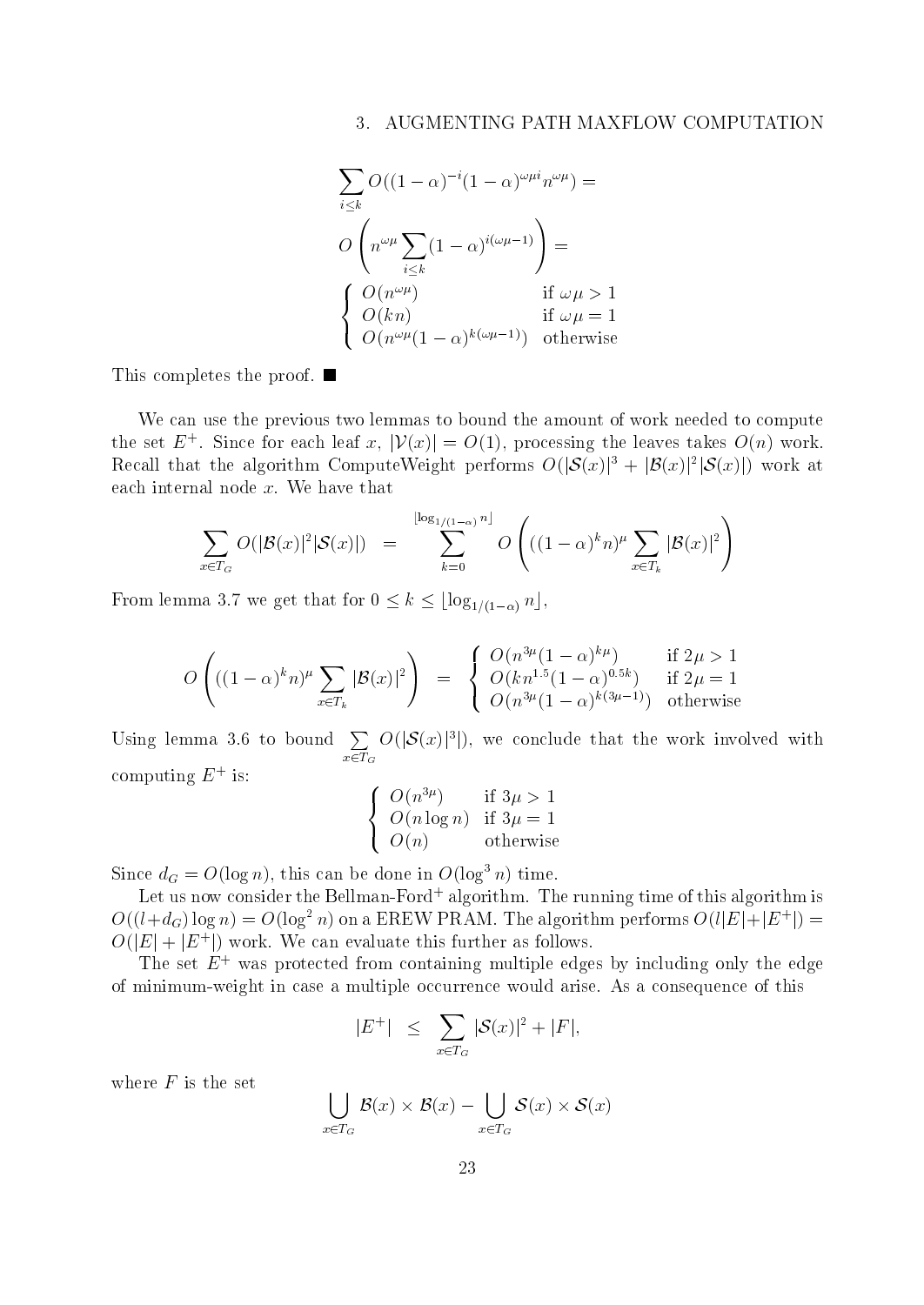$$\sum_{i \le k} O((1-\alpha)^{-i}(1-\alpha)^{\omega\mu i} n^{\omega\mu}) =$$

$$O\left(n^{\omega\mu} \sum_{i \le k} (1-\alpha)^{i(\omega\mu - 1)}\right) =$$

$$\begin{cases} O(n^{\omega\mu}) & \text{if } \omega\mu > 1 \\ O(kn) & \text{if } \omega\mu = 1 \\ O(n^{\omega\mu}(1-\alpha)^{k(\omega\mu-1)}) & \text{otherwise} \end{cases}$$

This completes the proof. ■

We can use the previous two lemmas to bound the amount of work needed to compute the set $E^+$. Since for each leaf $x$, $|\mathcal{V}(x)| = O(1)$, processing the leaves takes $O(n)$ work. Recall that the algorithm ComputeWeight performs $O(|\mathcal{S}(x)|^3 + |\mathcal{B}(x)|^2|\mathcal{S}(x)|)$ work at each internal node $x$. We have that

$$\sum_{x \in T_G} O(|\mathcal{B}(x)|^2 |\mathcal{S}(x)|) \quad = \quad \sum_{k=0}^{\lfloor \log_{1/(1-\alpha)} n \rfloor} O\left(((1-\alpha)^k n)^\mu \sum_{x \in T_k} |\mathcal{B}(x)|^2\right)$$

From lemma 3.7 we get that for $0 \le k \le \lfloor \log_{1/(1-\alpha)} n \rfloor$,

$$O\left(((1-\alpha)^k n)^\mu \sum_{x \in T_k} |\mathcal{B}(x)|^2\right) \quad = \quad \begin{cases} O(n^{3\mu}(1-\alpha)^{k\mu}) & \text{if } 2\mu > 1 \\ O(kn^{1.5}(1-\alpha)^{0.5k}) & \text{if } 2\mu = 1 \\ O(n^{3\mu}(1-\alpha)^{k(3\mu-1)}) & \text{otherwise} \end{cases}$$

Using lemma 3.6 to bound $\sum_{x \in T_G} O(|\mathcal{S}(x)|^3|)$, we conclude that the work involved with computing $E^+$ is:

$$\begin{cases} O(n^{3\mu}) & \text{if } 3\mu > 1 \\ O(n \log n) & \text{if } 3\mu = 1 \\ O(n) & \text{otherwise} \end{cases}$$

Since $d_G = O(\log n)$, this can be done in $O(\log^3 n)$ time.

Let us now consider the Bellman-Ford$^+$ algorithm. The running time of this algorithm is $O((l + d_G)\log n) = O(\log^2 n)$ on a EREW PRAM. The algorithm performs $O(l|E| + |E^+|) = O(|E| + |E^+|)$ work. We can evaluate this further as follows.

The set $E^+$ was protected from containing multiple edges by including only the edge of minimum-weight in case a multiple occurrence would arise. As a consequence of this

$$|E^+| \quad \le \quad \sum_{x \in T_G} |\mathcal{S}(x)|^2 + |F|,$$

where $F$ is the set

$$\bigcup_{x \in T_G} \mathcal{B}(x) \times \mathcal{B}(x) - \bigcup_{x \in T_G} \mathcal{S}(x) \times \mathcal{S}(x)$$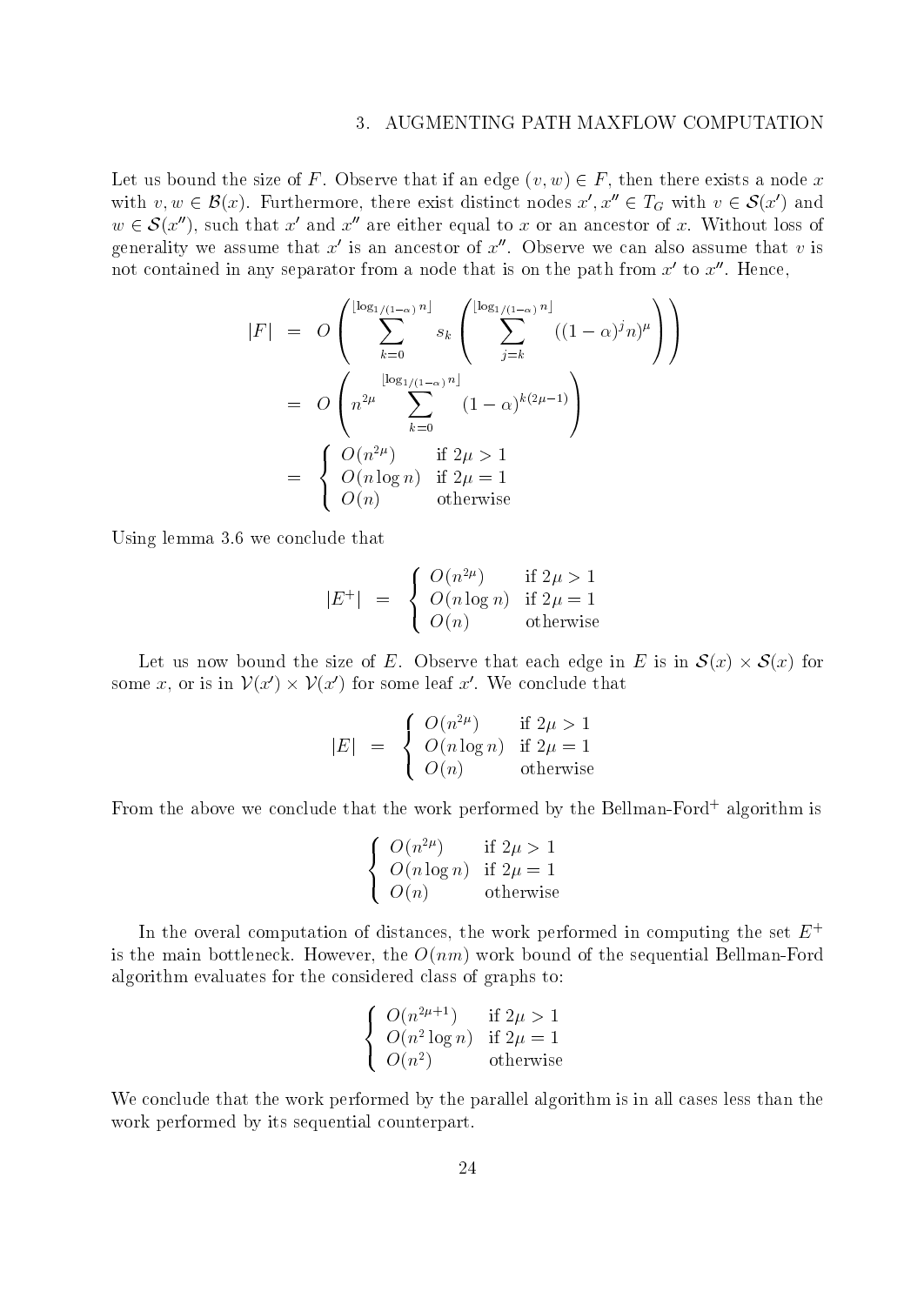Let us bound the size of $F$. Observe that if an edge $(v,w) \in F$, then there exists a node $x$ with $v,w \in \mathcal{B}(x)$. Furthermore, there exist distinct nodes $x', x'' \in T_G$ with $v \in \mathcal{S}(x')$ and $w \in \mathcal{S}(x'')$, such that $x'$ and $x''$ are either equal to $x$ or an ancestor of $x$. Without loss of generality we assume that $x'$ is an ancestor of $x''$. Observe we can also assume that $v$ is not contained in any separator from a node that is on the path from $x'$ to $x''$. Hence,

$$
\begin{aligned}
|F| &= O\left( \sum_{k=0}^{\lfloor \log_{1/(1-\alpha)} n \rfloor} s_k \left( \sum_{j=k}^{\lfloor \log_{1/(1-\alpha)} n \rfloor} ((1-\alpha)^j n)^\mu \right) \right) \\
&= O\left( n^{2\mu} \sum_{k=0}^{\lfloor \log_{1/(1-\alpha)} n \rfloor} (1-\alpha)^{k(2\mu - 1)} \right) \\
&= \begin{cases} O(n^{2\mu}) & \text{if } 2\mu > 1 \\ O(n \log n) & \text{if } 2\mu = 1 \\ O(n) & \text{otherwise} \end{cases}
\end{aligned}
$$

Using lemma 3.6 we conclude that

$$
|E^+| = \begin{cases} O(n^{2\mu}) & \text{if } 2\mu > 1 \\ O(n \log n) & \text{if } 2\mu = 1 \\ O(n) & \text{otherwise} \end{cases}
$$

Let us now bound the size of $E$. Observe that each edge in $E$ is in $\mathcal{S}(x) \times \mathcal{S}(x)$ for some $x$, or is in $\mathcal{V}(x') \times \mathcal{V}(x')$ for some leaf $x'$. We conclude that

$$
|E| = \begin{cases} O(n^{2\mu}) & \text{if } 2\mu > 1 \\ O(n \log n) & \text{if } 2\mu = 1 \\ O(n) & \text{otherwise} \end{cases}
$$

From the above we conclude that the work performed by the Bellman-Ford$^+$ algorithm is

$$
\begin{cases} O(n^{2\mu}) & \text{if } 2\mu > 1 \\ O(n \log n) & \text{if } 2\mu = 1 \\ O(n) & \text{otherwise} \end{cases}
$$

In the overal computation of distances, the work performed in computing the set $E^+$ is the main bottleneck. However, the $O(nm)$ work bound of the sequential Bellman-Ford algorithm evaluates for the considered class of graphs to:

$$
\begin{cases} O(n^{2\mu+1}) & \text{if } 2\mu > 1 \\ O(n^2 \log n) & \text{if } 2\mu = 1 \\ O(n^2) & \text{otherwise} \end{cases}
$$

We conclude that the work performed by the parallel algorithm is in all cases less than the work performed by its sequential counterpart.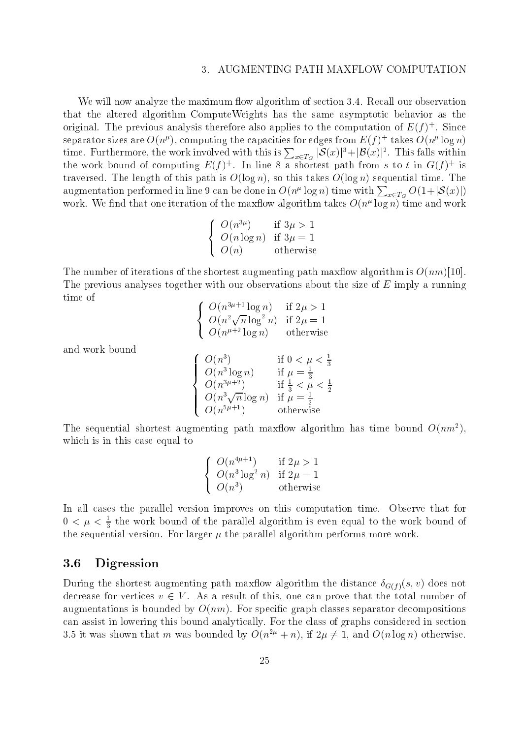We will now analyze the maximum flow algorithm of section 3.4. Recall our observation that the altered algorithm ComputeWeights has the same asymptotic behavior as the original. The previous analysis therefore also applies to the computation of $E(f)^+$. Since separator sizes are $O(n^\mu)$, computing the capacities for edges from $E(f)^+$ takes $O(n^\mu \log n)$ time. Furthermore, the work involved with this is $\sum_{x \in T_G} |\mathcal{S}(x)|^3 + |\mathcal{B}(x)|^2$. This falls within the work bound of computing $E(f)^+$. In line 8 a shortest path from $s$ to $t$ in $G(f)^+$ is traversed. The length of this path is $O(\log n)$, so this takes $O(\log n)$ sequential time. The augmentation performed in line 9 can be done in $O(n^\mu \log n)$ time with $\sum_{x \in T_G} O(1 + |\mathcal{S}(x)|)$ work. We find that one iteration of the maxflow algorithm takes $O(n^\mu \log n)$ time and work

$$\begin{cases} O(n^{3\mu}) & \text{if } 3\mu > 1 \\ O(n \log n) & \text{if } 3\mu = 1 \\ O(n) & \text{otherwise} \end{cases}$$

The number of iterations of the shortest augmenting path maxflow algorithm is $O(nm)$[10]. The previous analyses together with our observations about the size of $E$ imply a running time of

$$\begin{cases} O(n^{3\mu+1} \log n) & \text{if } 2\mu > 1 \\ O(n^2 \sqrt{n} \log^2 n) & \text{if } 2\mu = 1 \\ O(n^{\mu+2} \log n) & \text{otherwise} \end{cases}$$

and work bound

$$\begin{cases} O(n^3) & \text{if } 0 < \mu < \frac{1}{3} \\ O(n^3 \log n) & \text{if } \mu = \frac{1}{3} \\ O(n^{3\mu+2}) & \text{if } \frac{1}{3} < \mu < \frac{1}{2} \\ O(n^3 \sqrt{n} \log n) & \text{if } \mu = \frac{1}{2} \\ O(n^{5\mu+1}) & \text{otherwise} \end{cases}$$

The sequential shortest augmenting path maxflow algorithm has time bound $O(nm^2)$, which is in this case equal to

$$\begin{cases} O(n^{4\mu+1}) & \text{if } 2\mu > 1 \\ O(n^3 \log^2 n) & \text{if } 2\mu = 1 \\ O(n^3) & \text{otherwise} \end{cases}$$

In all cases the parallel version improves on this computation time. Observe that for $0 < \mu < \frac{1}{3}$ the work bound of the parallel algorithm is even equal to the work bound of the sequential version. For larger $\mu$ the parallel algorithm performs more work.

## 3.6 Digression

During the shortest augmenting path maxflow algorithm the distance $\delta_{G(f)}(s, v)$ does not decrease for vertices $v \in V$. As a result of this, one can prove that the total number of augmentations is bounded by $O(nm)$. For specific graph classes separator decompositions can assist in lowering this bound analytically. For the class of graphs considered in section 3.5 it was shown that $m$ was bounded by $O(n^{2\mu} + n)$, if $2\mu \neq 1$, and $O(n \log n)$ otherwise.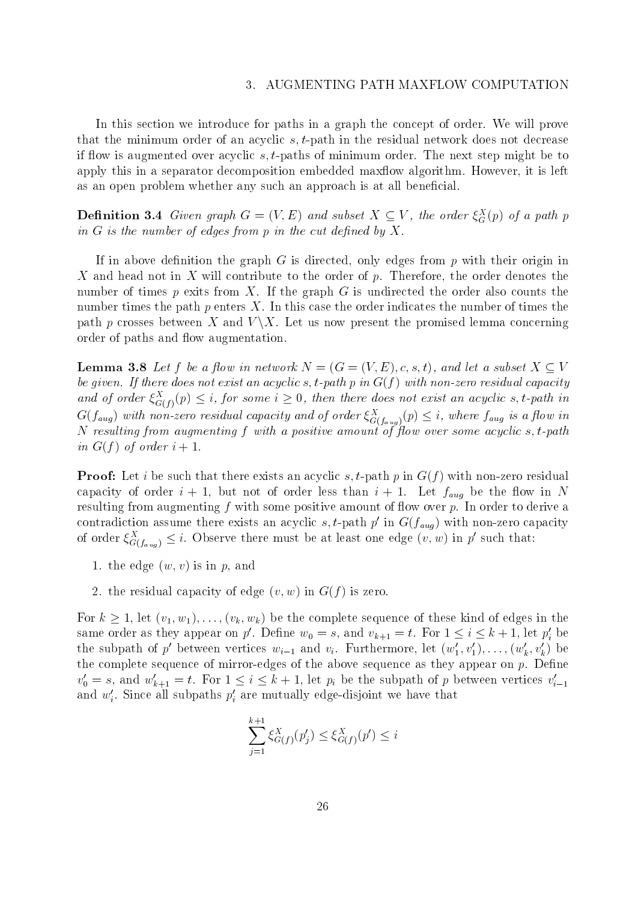# 3. AUGMENTING PATH MAXFLOW COMPUTATION

In this section we introduce for paths in a graph the concept of order. We will prove that the minimum order of an acyclic $s,t$-path in the residual network does not decrease if flow is augmented over acyclic $s,t$-paths of minimum order. The next step might be to apply this in a separator decomposition embedded maxflow algorithm. However, it is left as an open problem whether any such an approach is at all beneficial.

**Definition 3.4** *Given graph $G = (V, E)$ and subset $X \subseteq V$, the order $\xi_G^X(p)$ of a path $p$ in $G$ is the number of edges from $p$ in the cut defined by $X$.*

If in above definition the graph $G$ is directed, only edges from $p$ with their origin in $X$ and head not in $X$ will contribute to the order of $p$. Therefore, the order denotes the number of times $p$ exits from $X$. If the graph $G$ is undirected the order also counts the number times the path $p$ enters $X$. In this case the order indicates the number of times the path $p$ crosses between $X$ and $V \backslash X$. Let us now present the promised lemma concerning order of paths and flow augmentation.

**Lemma 3.8** *Let $f$ be a flow in network $N = (G = (V, E), c, s, t)$, and let a subset $X \subseteq V$ be given. If there does not exist an acyclic $s,t$-path $p$ in $G(f)$ with non-zero residual capacity and of order $\xi_{G(f)}^X(p) \leq i$, for some $i \geq 0$, then there does not exist an acyclic $s,t$-path in $G(f_{aug})$ with non-zero residual capacity and of order $\xi_{G(f_{aug})}^X(p) \leq i$, where $f_{aug}$ is a flow in $N$ resulting from augmenting $f$ with a positive amount of flow over some acyclic $s,t$-path in $G(f)$ of order $i+1$.*

**Proof:** Let $i$ be such that there exists an acyclic $s,t$-path $p$ in $G(f)$ with non-zero residual capacity of order $i+1$, but not of order less than $i+1$. Let $f_{aug}$ be the flow in $N$ resulting from augmenting $f$ with some positive amount of flow over $p$. In order to derive a contradiction assume there exists an acyclic $s,t$-path $p'$ in $G(f_{aug})$ with non-zero capacity of order $\xi_{G(f_{aug})}^X \leq i$. Observe there must be at least one edge $(v, w)$ in $p'$ such that:

1. the edge $(w, v)$ is in $p$, and
2. the residual capacity of edge $(v, w)$ in $G(f)$ is zero.

For $k \geq 1$, let $(v_1, w_1), \ldots, (v_k, w_k)$ be the complete sequence of these kind of edges in the same order as they appear on $p'$. Define $w_0 = s$, and $v_{k+1} = t$. For $1 \leq i \leq k+1$, let $p'_i$ be the subpath of $p'$ between vertices $w_{i-1}$ and $v_i$. Furthermore, let $(w'_1, v'_1), \ldots, (w'_k, v'_k)$ be the complete sequence of mirror-edges of the above sequence as they appear on $p$. Define $v'_0 = s$, and $w'_{k+1} = t$. For $1 \leq i \leq k+1$, let $p_i$ be the subpath of $p$ between vertices $v'_{i-1}$ and $w'_i$. Since all subpaths $p'_i$ are mutually edge-disjoint we have that

$$\sum_{j=1}^{k+1} \xi_{G(f)}^X(p'_j) \leq \xi_{G(f)}^X(p') \leq i$$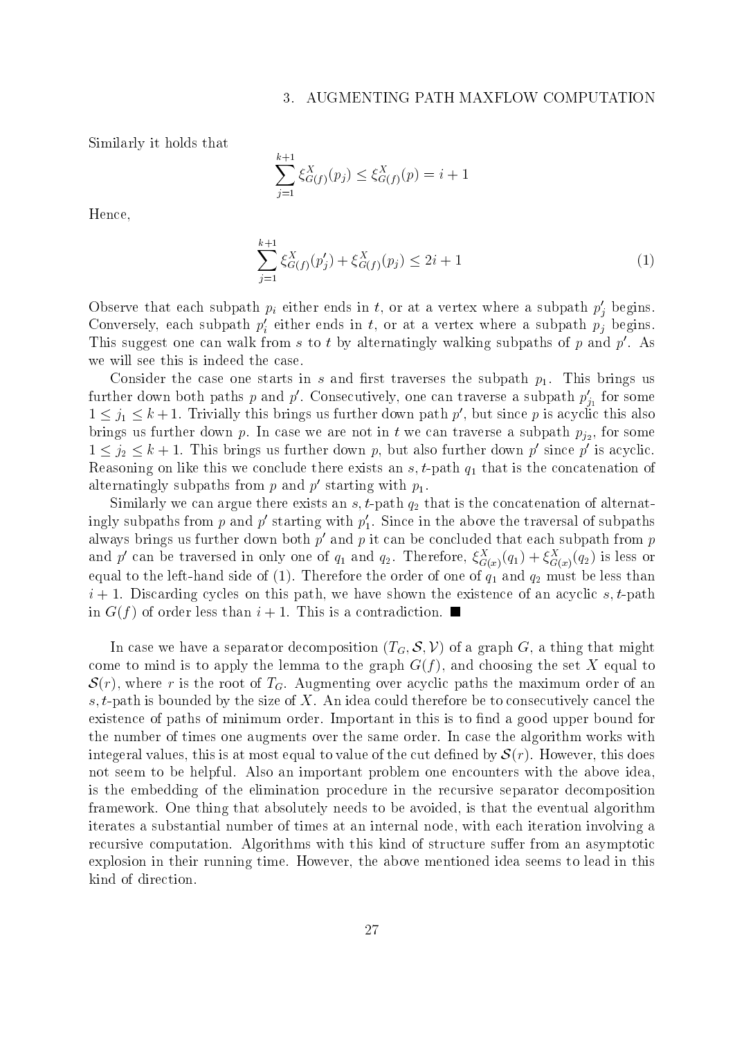Similarly it holds that

$$\sum_{j=1}^{k+1} \xi^X_{G(f)}(p_j) \leq \xi^X_{G(f)}(p) = i+1$$

Hence,

$$\sum_{j=1}^{k+1} \xi^X_{G(f)}(p'_j) + \xi^X_{G(f)}(p_j) \leq 2i+1 \tag{1}$$

Observe that each subpath $p_i$ either ends in $t$, or at a vertex where a subpath $p'_j$ begins. Conversely, each subpath $p'_i$ either ends in $t$, or at a vertex where a subpath $p_j$ begins. This suggest one can walk from $s$ to $t$ by alternatingly walking subpaths of $p$ and $p'$. As we will see this is indeed the case.

Consider the case one starts in $s$ and first traverses the subpath $p_1$. This brings us further down both paths $p$ and $p'$. Consecutively, one can traverse a subpath $p'_{j_1}$ for some $1 \leq j_1 \leq k+1$. Trivially this brings us further down path $p'$, but since $p$ is acyclic this also brings us further down $p$. In case we are not in $t$ we can traverse a subpath $p_{j_2}$, for some $1 \leq j_2 \leq k+1$. This brings us further down $p$, but also further down $p'$ since $p'$ is acyclic. Reasoning on like this we conclude there exists an $s,t$-path $q_1$ that is the concatenation of alternatingly subpaths from $p$ and $p'$ starting with $p_1$.

Similarly we can argue there exists an $s,t$-path $q_2$ that is the concatenation of alternatingly subpaths from $p$ and $p'$ starting with $p'_1$. Since in the above the traversal of subpaths always brings us further down both $p'$ and $p$ it can be concluded that each subpath from $p$ and $p'$ can be traversed in only one of $q_1$ and $q_2$. Therefore, $\xi^X_{G(x)}(q_1) + \xi^X_{G(x)}(q_2)$ is less or equal to the left-hand side of (1). Therefore the order of one of $q_1$ and $q_2$ must be less than $i+1$. Discarding cycles on this path, we have shown the existence of an acyclic $s,t$-path in $G(f)$ of order less than $i+1$. This is a contradiction. ∎

In case we have a separator decomposition $(T_G, \mathcal{S}, \mathcal{V})$ of a graph $G$, a thing that might come to mind is to apply the lemma to the graph $G(f)$, and choosing the set $X$ equal to $\mathcal{S}(r)$, where $r$ is the root of $T_G$. Augmenting over acyclic paths the maximum order of an $s,t$-path is bounded by the size of $X$. An idea could therefore be to consecutively cancel the existence of paths of minimum order. Important in this is to find a good upper bound for the number of times one augments over the same order. In case the algorithm works with integeral values, this is at most equal to value of the cut defined by $\mathcal{S}(r)$. However, this does not seem to be helpful. Also an important problem one encounters with the above idea, is the embedding of the elimination procedure in the recursive separator decomposition framework. One thing that absolutely needs to be avoided, is that the eventual algorithm iterates a substantial number of times at an internal node, with each iteration involving a recursive computation. Algorithms with this kind of structure suffer from an asymptotic explosion in their running time. However, the above mentioned idea seems to lead in this kind of direction.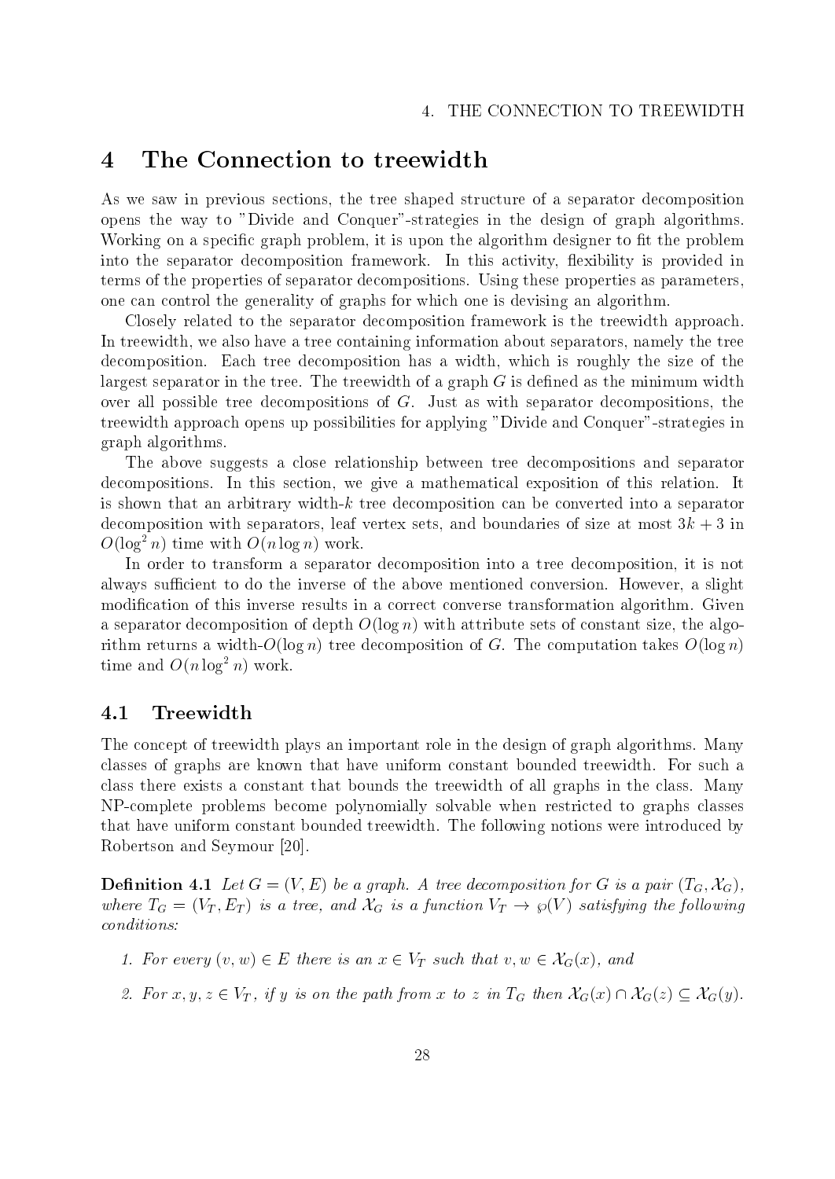# 4 The Connection to treewidth

As we saw in previous sections, the tree shaped structure of a separator decomposition opens the way to "Divide and Conquer"-strategies in the design of graph algorithms. Working on a specific graph problem, it is upon the algorithm designer to fit the problem into the separator decomposition framework. In this activity, flexibility is provided in terms of the properties of separator decompositions. Using these properties as parameters, one can control the generality of graphs for which one is devising an algorithm.

Closely related to the separator decomposition framework is the treewidth approach. In treewidth, we also have a tree containing information about separators, namely the tree decomposition. Each tree decomposition has a width, which is roughly the size of the largest separator in the tree. The treewidth of a graph $G$ is defined as the minimum width over all possible tree decompositions of $G$. Just as with separator decompositions, the treewidth approach opens up possibilities for applying "Divide and Conquer"-strategies in graph algorithms.

The above suggests a close relationship between tree decompositions and separator decompositions. In this section, we give a mathematical exposition of this relation. It is shown that an arbitrary width-$k$ tree decomposition can be converted into a separator decomposition with separators, leaf vertex sets, and boundaries of size at most $3k+3$ in $O(\log^2 n)$ time with $O(n \log n)$ work.

In order to transform a separator decomposition into a tree decomposition, it is not always sufficient to do the inverse of the above mentioned conversion. However, a slight modification of this inverse results in a correct converse transformation algorithm. Given a separator decomposition of depth $O(\log n)$ with attribute sets of constant size, the algorithm returns a width-$O(\log n)$ tree decomposition of $G$. The computation takes $O(\log n)$ time and $O(n \log^2 n)$ work.

## 4.1 Treewidth

The concept of treewidth plays an important role in the design of graph algorithms. Many classes of graphs are known that have uniform constant bounded treewidth. For such a class there exists a constant that bounds the treewidth of all graphs in the class. Many NP-complete problems become polynomially solvable when restricted to graphs classes that have uniform constant bounded treewidth. The following notions were introduced by Robertson and Seymour [20].

**Definition 4.1** *Let $G = (V, E)$ be a graph. A tree decomposition for $G$ is a pair $(T_G, \mathcal{X}_G)$, where $T_G = (V_T, E_T)$ is a tree, and $\mathcal{X}_G$ is a function $V_T \to \wp(V)$ satisfying the following conditions:*

1. *For every $(v, w) \in E$ there is an $x \in V_T$ such that $v, w \in \mathcal{X}_G(x)$, and*
2. *For $x, y, z \in V_T$, if $y$ is on the path from $x$ to $z$ in $T_G$ then $\mathcal{X}_G(x) \cap \mathcal{X}_G(z) \subseteq \mathcal{X}_G(y)$.*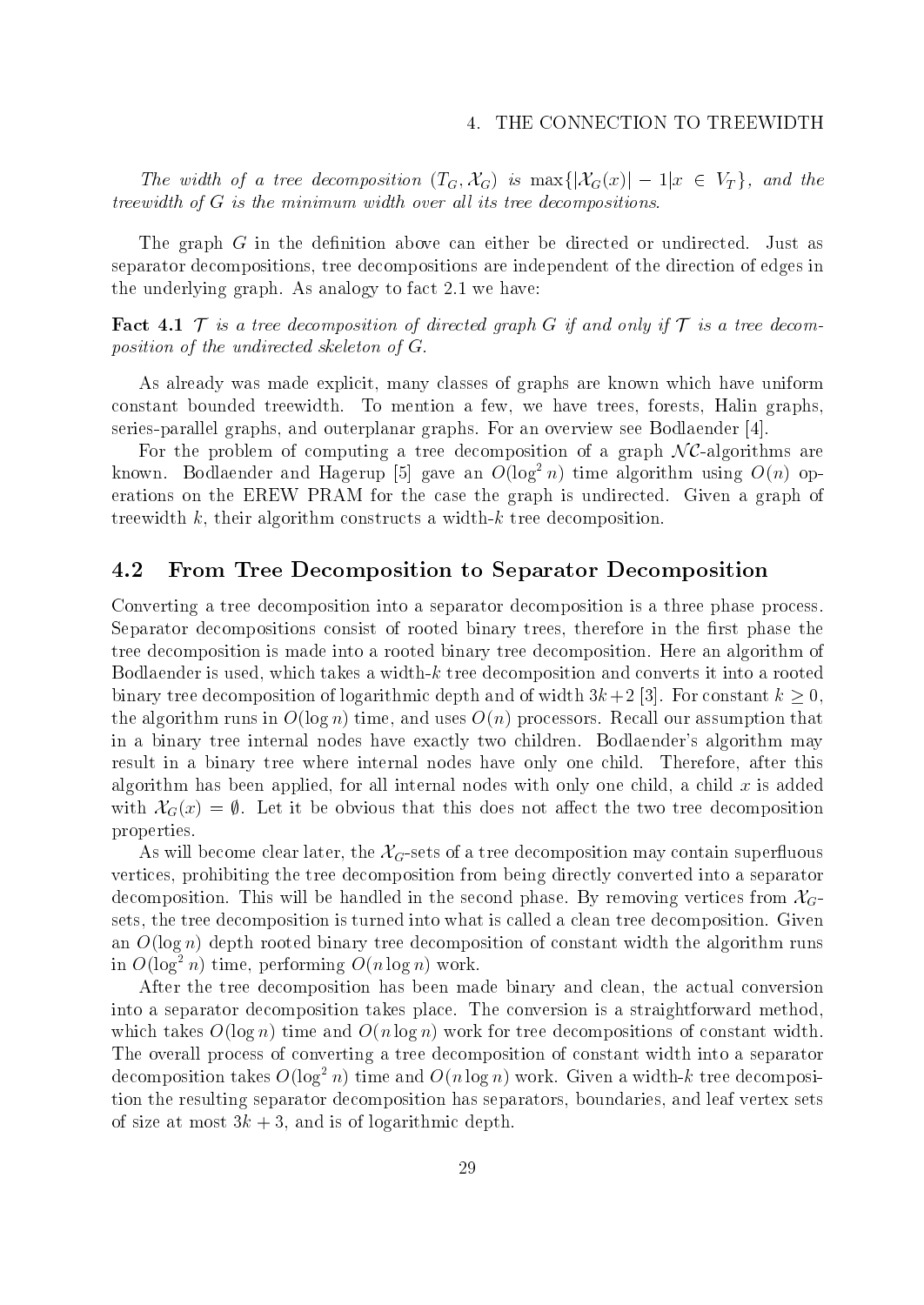*The width of a tree decomposition $(T_G, \mathcal{X}_G)$ is $\max\{|\mathcal{X}_G(x)| - 1 | x \in V_T\}$, and the treewidth of $G$ is the minimum width over all its tree decompositions.*

The graph $G$ in the definition above can either be directed or undirected. Just as separator decompositions, tree decompositions are independent of the direction of edges in the underlying graph. As analogy to fact 2.1 we have:

**Fact 4.1** *$\mathcal{T}$ is a tree decomposition of directed graph $G$ if and only if $\mathcal{T}$ is a tree decomposition of the undirected skeleton of $G$.*

As already was made explicit, many classes of graphs are known which have uniform constant bounded treewidth. To mention a few, we have trees, forests, Halin graphs, series-parallel graphs, and outerplanar graphs. For an overview see Bodlaender [4].

For the problem of computing a tree decomposition of a graph $\mathcal{NC}$-algorithms are known. Bodlaender and Hagerup [5] gave an $O(\log^2 n)$ time algorithm using $O(n)$ operations on the EREW PRAM for the case the graph is undirected. Given a graph of treewidth $k$, their algorithm constructs a width-$k$ tree decomposition.

## 4.2 From Tree Decomposition to Separator Decomposition

Converting a tree decomposition into a separator decomposition is a three phase process. Separator decompositions consist of rooted binary trees, therefore in the first phase the tree decomposition is made into a rooted binary tree decomposition. Here an algorithm of Bodlaender is used, which takes a width-$k$ tree decomposition and converts it into a rooted binary tree decomposition of logarithmic depth and of width $3k+2$ [3]. For constant $k \geq 0$, the algorithm runs in $O(\log n)$ time, and uses $O(n)$ processors. Recall our assumption that in a binary tree internal nodes have exactly two children. Bodlaender's algorithm may result in a binary tree where internal nodes have only one child. Therefore, after this algorithm has been applied, for all internal nodes with only one child, a child $x$ is added with $\mathcal{X}_G(x) = \emptyset$. Let it be obvious that this does not affect the two tree decomposition properties.

As will become clear later, the $\mathcal{X}_G$-sets of a tree decomposition may contain superfluous vertices, prohibiting the tree decomposition from being directly converted into a separator decomposition. This will be handled in the second phase. By removing vertices from $\mathcal{X}_G$-sets, the tree decomposition is turned into what is called a clean tree decomposition. Given an $O(\log n)$ depth rooted binary tree decomposition of constant width the algorithm runs in $O(\log^2 n)$ time, performing $O(n \log n)$ work.

After the tree decomposition has been made binary and clean, the actual conversion into a separator decomposition takes place. The conversion is a straightforward method, which takes $O(\log n)$ time and $O(n \log n)$ work for tree decompositions of constant width. The overall process of converting a tree decomposition of constant width into a separator decomposition takes $O(\log^2 n)$ time and $O(n \log n)$ work. Given a width-$k$ tree decomposition the resulting separator decomposition has separators, boundaries, and leaf vertex sets of size at most $3k+3$, and is of logarithmic depth.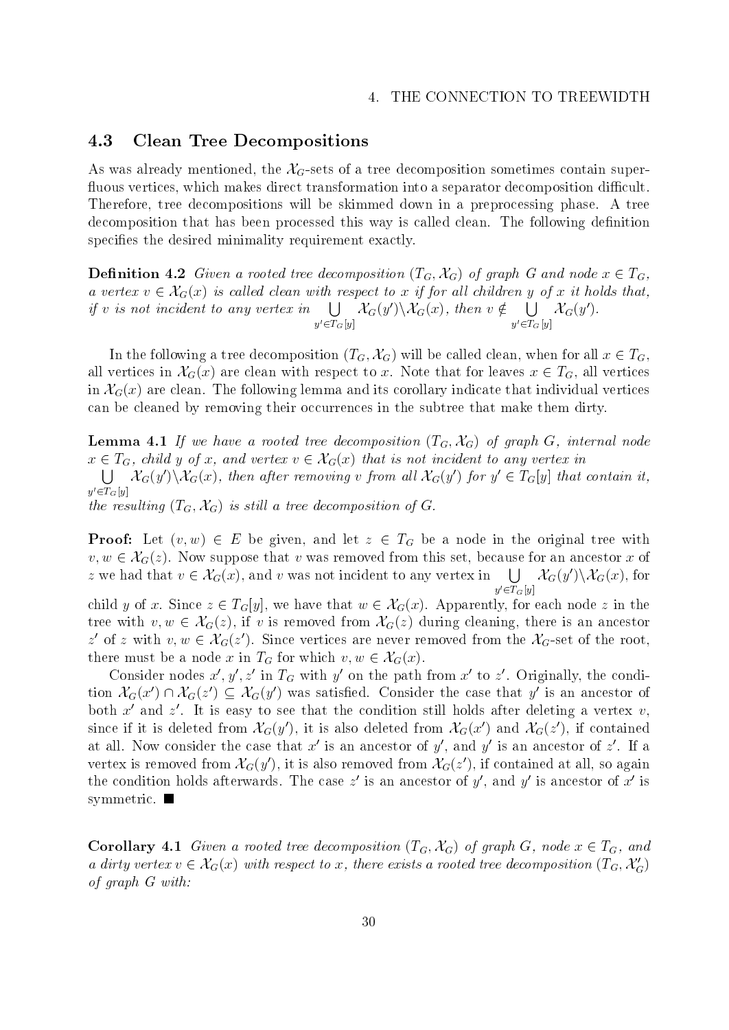### 4.3 Clean Tree Decompositions

As was already mentioned, the $\mathcal{X}_G$-sets of a tree decomposition sometimes contain superfluous vertices, which makes direct transformation into a separator decomposition difficult. Therefore, tree decompositions will be skimmed down in a preprocessing phase. A tree decomposition that has been processed this way is called clean. The following definition specifies the desired minimality requirement exactly.

**Definition 4.2** *Given a rooted tree decomposition $(T_G, \mathcal{X}_G)$ of graph $G$ and node $x \in T_G$, a vertex $v \in \mathcal{X}_G(x)$ is called clean with respect to $x$ if for all children $y$ of $x$ it holds that, if $v$ is not incident to any vertex in $\bigcup_{y' \in T_G[y]} \mathcal{X}_G(y') \backslash \mathcal{X}_G(x)$, then $v \notin \bigcup_{y' \in T_G[y]} \mathcal{X}_G(y')$.*

In the following a tree decomposition $(T_G, \mathcal{X}_G)$ will be called clean, when for all $x \in T_G$, all vertices in $\mathcal{X}_G(x)$ are clean with respect to $x$. Note that for leaves $x \in T_G$, all vertices in $\mathcal{X}_G(x)$ are clean. The following lemma and its corollary indicate that individual vertices can be cleaned by removing their occurrences in the subtree that make them dirty.

**Lemma 4.1** *If we have a rooted tree decomposition $(T_G, \mathcal{X}_G)$ of graph $G$, internal node $x \in T_G$, child $y$ of $x$, and vertex $v \in \mathcal{X}_G(x)$ that is not incident to any vertex in $\bigcup_{y' \in T_G[y]} \mathcal{X}_G(y') \backslash \mathcal{X}_G(x)$, then after removing $v$ from all $\mathcal{X}_G(y')$ for $y' \in T_G[y]$ that contain it, the resulting $(T_G, \mathcal{X}_G)$ is still a tree decomposition of $G$.*

**Proof:** Let $(v, w) \in E$ be given, and let $z \in T_G$ be a node in the original tree with $v, w \in \mathcal{X}_G(z)$. Now suppose that $v$ was removed from this set, because for an ancestor $x$ of $z$ we had that $v \in \mathcal{X}_G(x)$, and $v$ was not incident to any vertex in $\bigcup_{y' \in T_G[y]} \mathcal{X}_G(y') \backslash \mathcal{X}_G(x)$, for child $y$ of $x$. Since $z \in T_G[y]$, we have that $w \in \mathcal{X}_G(x)$. Apparently, for each node $z$ in the tree with $v, w \in \mathcal{X}_G(z)$, if $v$ is removed from $\mathcal{X}_G(z)$ during cleaning, there is an ancestor $z'$ of $z$ with $v, w \in \mathcal{X}_G(z')$. Since vertices are never removed from the $\mathcal{X}_G$-set of the root, there must be a node $x$ in $T_G$ for which $v, w \in \mathcal{X}_G(x)$.

Consider nodes $x', y', z'$ in $T_G$ with $y'$ on the path from $x'$ to $z'$. Originally, the condition $\mathcal{X}_G(x') \cap \mathcal{X}_G(z') \subseteq \mathcal{X}_G(y')$ was satisfied. Consider the case that $y'$ is an ancestor of both $x'$ and $z'$. It is easy to see that the condition still holds after deleting a vertex $v$, since if it is deleted from $\mathcal{X}_G(y')$, it is also deleted from $\mathcal{X}_G(x')$ and $\mathcal{X}_G(z')$, if contained at all. Now consider the case that $x'$ is an ancestor of $y'$, and $y'$ is an ancestor of $z'$. If a vertex is removed from $\mathcal{X}_G(y')$, it is also removed from $\mathcal{X}_G(z')$, if contained at all, so again the condition holds afterwards. The case $z'$ is an ancestor of $y'$, and $y'$ is ancestor of $x'$ is symmetric. ■

**Corollary 4.1** *Given a rooted tree decomposition $(T_G, \mathcal{X}_G)$ of graph $G$, node $x \in T_G$, and a dirty vertex $v \in \mathcal{X}_G(x)$ with respect to $x$, there exists a rooted tree decomposition $(T_G, \mathcal{X}'_G)$ of graph $G$ with:*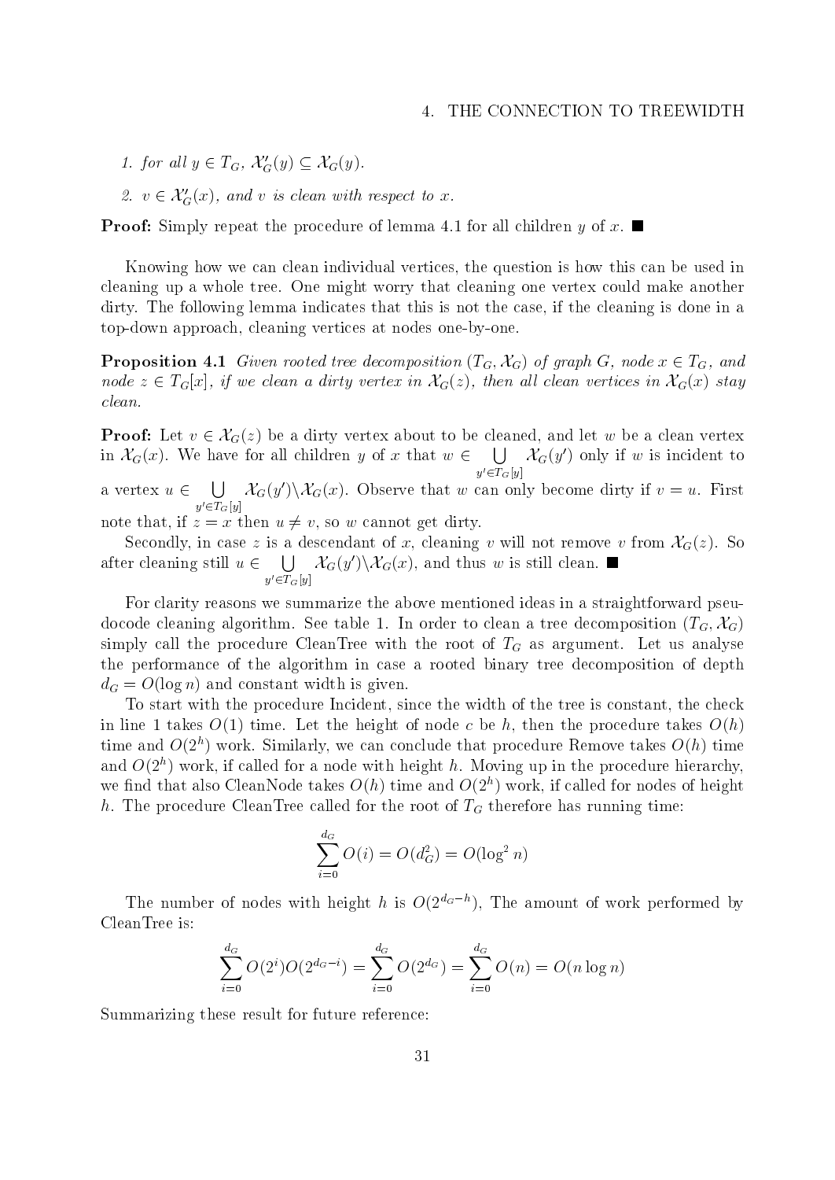1. *for all* $y \in T_G$, $\mathcal{X}'_G(y) \subseteq \mathcal{X}_G(y)$.

2. $v \in \mathcal{X}'_G(x)$, *and* $v$ *is clean with respect to* $x$.

**Proof:** Simply repeat the procedure of lemma 4.1 for all children $y$ of $x$. ■

Knowing how we can clean individual vertices, the question is how this can be used in cleaning up a whole tree. One might worry that cleaning one vertex could make another dirty. The following lemma indicates that this is not the case, if the cleaning is done in a top-down approach, cleaning vertices at nodes one-by-one.

**Proposition 4.1** *Given rooted tree decomposition* $(T_G, \mathcal{X}_G)$ *of graph* $G$, *node* $x \in T_G$, *and node* $z \in T_G[x]$, *if we clean a dirty vertex in* $\mathcal{X}_G(z)$, *then all clean vertices in* $\mathcal{X}_G(x)$ *stay clean.*

**Proof:** Let $v \in \mathcal{X}_G(z)$ be a dirty vertex about to be cleaned, and let $w$ be a clean vertex in $\mathcal{X}_G(x)$. We have for all children $y$ of $x$ that $w \in \bigcup_{y' \in T_G[y]} \mathcal{X}_G(y')$ only if $w$ is incident to a vertex $u \in \bigcup_{y' \in T_G[y]} \mathcal{X}_G(y') \backslash \mathcal{X}_G(x)$. Observe that $w$ can only become dirty if $v = u$. First note that, if $z = x$ then $u \neq v$, so $w$ cannot get dirty.

Secondly, in case $z$ is a descendant of $x$, cleaning $v$ will not remove $v$ from $\mathcal{X}_G(z)$. So after cleaning still $u \in \bigcup_{y' \in T_G[y]} \mathcal{X}_G(y') \backslash \mathcal{X}_G(x)$, and thus $w$ is still clean. ■

For clarity reasons we summarize the above mentioned ideas in a straightforward pseudocode cleaning algorithm. See table 1. In order to clean a tree decomposition $(T_G, \mathcal{X}_G)$ simply call the procedure CleanTree with the root of $T_G$ as argument. Let us analyse the performance of the algorithm in case a rooted binary tree decomposition of depth $d_G = O(\log n)$ and constant width is given.

To start with the procedure Incident, since the width of the tree is constant, the check in line 1 takes $O(1)$ time. Let the height of node $c$ be $h$, then the procedure takes $O(h)$ time and $O(2^h)$ work. Similarly, we can conclude that procedure Remove takes $O(h)$ time and $O(2^h)$ work, if called for a node with height $h$. Moving up in the procedure hierarchy, we find that also CleanNode takes $O(h)$ time and $O(2^h)$ work, if called for nodes of height $h$. The procedure CleanTree called for the root of $T_G$ therefore has running time:

$$\sum_{i=0}^{d_G} O(i) = O(d_G^2) = O(\log^2 n)$$

The number of nodes with height $h$ is $O(2^{d_G - h})$, The amount of work performed by CleanTree is:

$$\sum_{i=0}^{d_G} O(2^i) O(2^{d_G - i}) = \sum_{i=0}^{d_G} O(2^{d_G}) = \sum_{i=0}^{d_G} O(n) = O(n \log n)$$

Summarizing these result for future reference: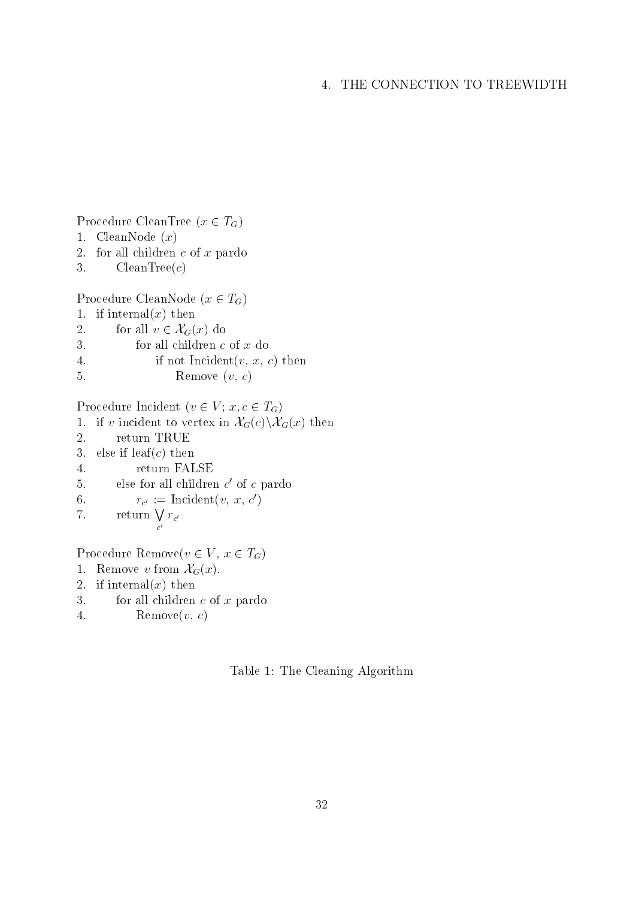Procedure CleanTree ($x \in T_G$)
1. CleanNode ($x$)
2. for all children $c$ of $x$ pardo
3.     CleanTree($c$)

Procedure CleanNode ($x \in T_G$)
1. if internal($x$) then
2.     for all $v \in \mathcal{X}_G(x)$ do
3.         for all children $c$ of $x$ do
4.             if not Incident($v$, $x$, $c$) then
5.                 Remove ($v$, $c$)

Procedure Incident ($v \in V$; $x, c \in T_G$)
1. if $v$ incident to vertex in $\mathcal{X}_G(c) \backslash \mathcal{X}_G(x)$ then
2.     return TRUE
3. else if leaf($c$) then
4.         return FALSE
5.     else for all children $c'$ of $c$ pardo
6.         $r_{c'} :=$ Incident($v$, $x$, $c'$)
7.     return $\bigvee_{c'} r_{c'}$

Procedure Remove($v \in V$, $x \in T_G$)
1. Remove $v$ from $\mathcal{X}_G(x)$.
2. if internal($x$) then
3.     for all children $c$ of $x$ pardo
4.         Remove($v$, $c$)

Table 1: The Cleaning Algorithm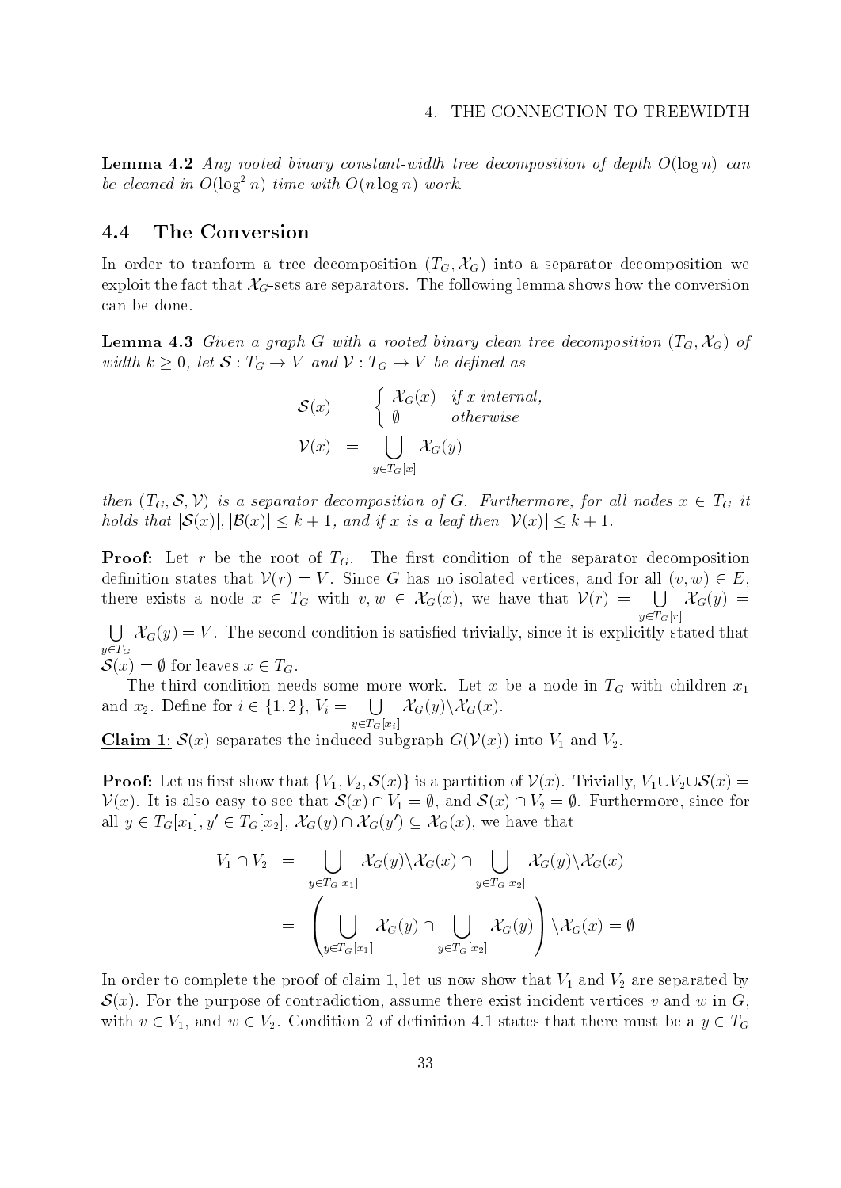**Lemma 4.2** *Any rooted binary constant-width tree decomposition of depth $O(\log n)$ can be cleaned in $O(\log^2 n)$ time with $O(n \log n)$ work.*

## 4.4 The Conversion

In order to tranform a tree decomposition $(T_G, \mathcal{X}_G)$ into a separator decomposition we exploit the fact that $\mathcal{X}_G$-sets are separators. The following lemma shows how the conversion can be done.

**Lemma 4.3** *Given a graph $G$ with a rooted binary clean tree decomposition $(T_G, \mathcal{X}_G)$ of width $k \geq 0$, let $\mathcal{S} : T_G \to V$ and $\mathcal{V} : T_G \to V$ be defined as*

$$
\begin{aligned}
\mathcal{S}(x) &= \begin{cases} \mathcal{X}_G(x) & \text{if } x \text{ internal,} \\ \emptyset & \text{otherwise} \end{cases} \\
\mathcal{V}(x) &= \bigcup_{y \in T_G[x]} \mathcal{X}_G(y)
\end{aligned}
$$

*then $(T_G, \mathcal{S}, \mathcal{V})$ is a separator decomposition of $G$. Furthermore, for all nodes $x \in T_G$ it holds that $|\mathcal{S}(x)|, |\mathcal{B}(x)| \leq k+1$, and if $x$ is a leaf then $|\mathcal{V}(x)| \leq k+1$.*

**Proof:** Let $r$ be the root of $T_G$. The first condition of the separator decomposition definition states that $\mathcal{V}(r) = V$. Since $G$ has no isolated vertices, and for all $(v, w) \in E$, there exists a node $x \in T_G$ with $v, w \in \mathcal{X}_G(x)$, we have that $\mathcal{V}(r) = \bigcup_{y \in T_G[r]} \mathcal{X}_G(y) = \bigcup_{y \in T_G} \mathcal{X}_G(y) = V$. The second condition is satisfied trivially, since it is explicitly stated that $\mathcal{S}(x) = \emptyset$ for leaves $x \in T_G$.

The third condition needs some more work. Let $x$ be a node in $T_G$ with children $x_1$ and $x_2$. Define for $i \in \{1, 2\}$, $V_i = \bigcup_{y \in T_G[x_i]} \mathcal{X}_G(y) \backslash \mathcal{X}_G(x)$.

<u>**Claim 1**</u>: $\mathcal{S}(x)$ separates the induced subgraph $G(\mathcal{V}(x))$ into $V_1$ and $V_2$.

**Proof:** Let us first show that $\{V_1, V_2, \mathcal{S}(x)\}$ is a partition of $\mathcal{V}(x)$. Trivially, $V_1 \cup V_2 \cup \mathcal{S}(x) = \mathcal{V}(x)$. It is also easy to see that $\mathcal{S}(x) \cap V_1 = \emptyset$, and $\mathcal{S}(x) \cap V_2 = \emptyset$. Furthermore, since for all $y \in T_G[x_1], y' \in T_G[x_2]$, $\mathcal{X}_G(y) \cap \mathcal{X}_G(y') \subseteq \mathcal{X}_G(x)$, we have that

$$
\begin{aligned}
V_1 \cap V_2 &= \bigcup_{y \in T_G[x_1]} \mathcal{X}_G(y) \backslash \mathcal{X}_G(x) \cap \bigcup_{y \in T_G[x_2]} \mathcal{X}_G(y) \backslash \mathcal{X}_G(x) \\
&= \left( \bigcup_{y \in T_G[x_1]} \mathcal{X}_G(y) \cap \bigcup_{y \in T_G[x_2]} \mathcal{X}_G(y) \right) \backslash \mathcal{X}_G(x) = \emptyset
\end{aligned}
$$

In order to complete the proof of claim 1, let us now show that $V_1$ and $V_2$ are separated by $\mathcal{S}(x)$. For the purpose of contradiction, assume there exist incident vertices $v$ and $w$ in $G$, with $v \in V_1$, and $w \in V_2$. Condition 2 of definition 4.1 states that there must be a $y \in T_G$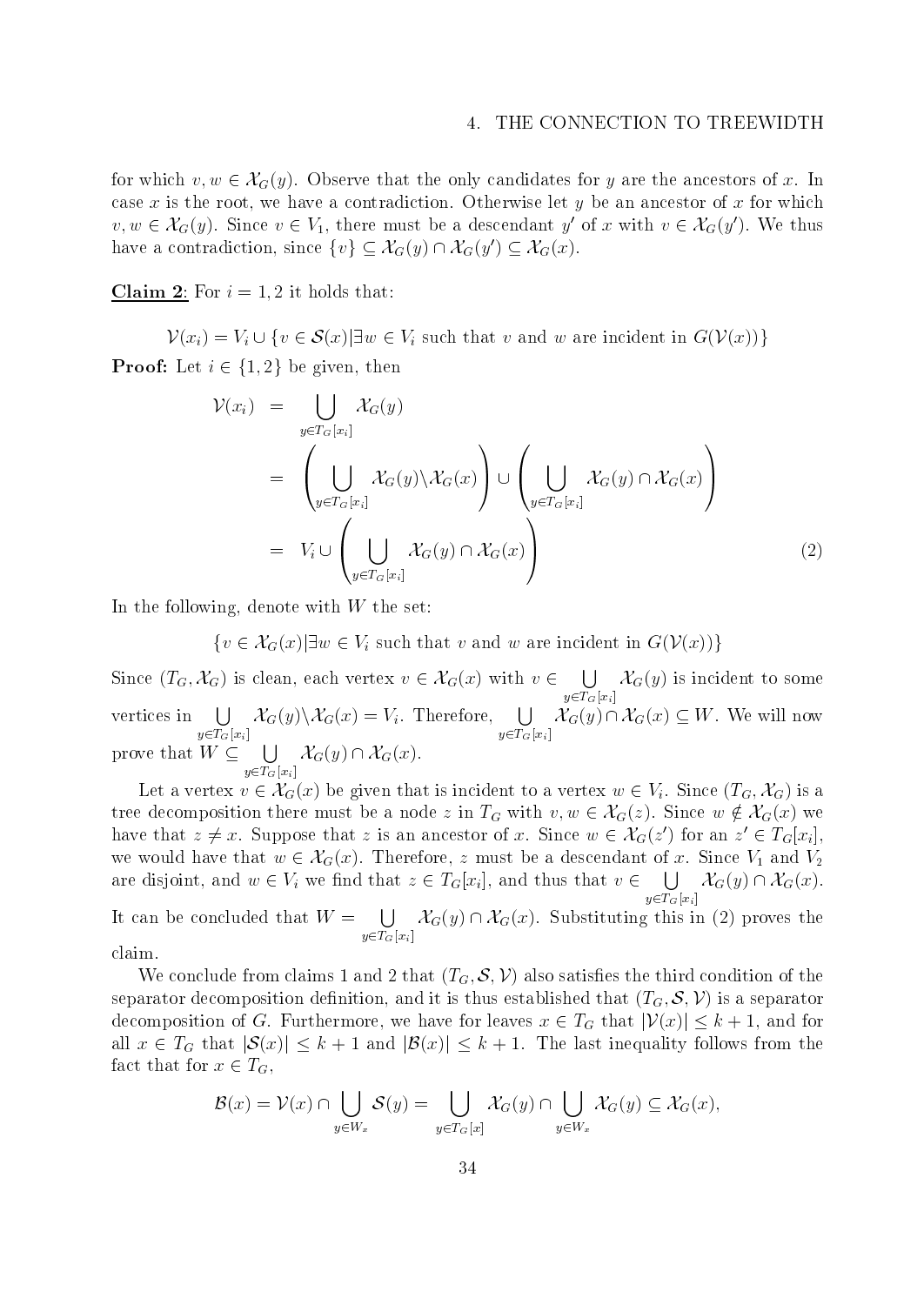for which $v, w \in \mathcal{X}_G(y)$. Observe that the only candidates for $y$ are the ancestors of $x$. In case $x$ is the root, we have a contradiction. Otherwise let $y$ be an ancestor of $x$ for which $v, w \in \mathcal{X}_G(y)$. Since $v \in V_1$, there must be a descendant $y'$ of $x$ with $v \in \mathcal{X}_G(y')$. We thus have a contradiction, since $\{v\} \subseteq \mathcal{X}_G(y) \cap \mathcal{X}_G(y') \subseteq \mathcal{X}_G(x)$.

**Claim 2**: For $i = 1, 2$ it holds that:

$$\mathcal{V}(x_i) = V_i \cup \{v \in \mathcal{S}(x) | \exists w \in V_i \text{ such that } v \text{ and } w \text{ are incident in } G(\mathcal{V}(x))\}$$

**Proof:** Let $i \in \{1, 2\}$ be given, then

$$\begin{aligned}
\mathcal{V}(x_i) &= \bigcup_{y \in T_G[x_i]} \mathcal{X}_G(y) \\
&= \left( \bigcup_{y \in T_G[x_i]} \mathcal{X}_G(y) \backslash \mathcal{X}_G(x) \right) \cup \left( \bigcup_{y \in T_G[x_i]} \mathcal{X}_G(y) \cap \mathcal{X}_G(x) \right) \\
&= V_i \cup \left( \bigcup_{y \in T_G[x_i]} \mathcal{X}_G(y) \cap \mathcal{X}_G(x) \right) \qquad (2)
\end{aligned}$$

In the following, denote with $W$ the set:

$$\{v \in \mathcal{X}_G(x) | \exists w \in V_i \text{ such that } v \text{ and } w \text{ are incident in } G(\mathcal{V}(x))\}$$

Since $(T_G, \mathcal{X}_G)$ is clean, each vertex $v \in \mathcal{X}_G(x)$ with $v \in \bigcup_{y \in T_G[x_i]} \mathcal{X}_G(y)$ is incident to some vertices in $\bigcup_{y \in T_G[x_i]} \mathcal{X}_G(y) \backslash \mathcal{X}_G(x) = V_i$. Therefore, $\bigcup_{y \in T_G[x_i]} \mathcal{X}_G(y) \cap \mathcal{X}_G(x) \subseteq W$. We will now prove that $W \subseteq \bigcup_{y \in T_G[x_i]} \mathcal{X}_G(y) \cap \mathcal{X}_G(x)$.

Let a vertex $v \in \mathcal{X}_G(x)$ be given that is incident to a vertex $w \in V_i$. Since $(T_G, \mathcal{X}_G)$ is a tree decomposition there must be a node $z$ in $T_G$ with $v, w \in \mathcal{X}_G(z)$. Since $w \notin \mathcal{X}_G(x)$ we have that $z \neq x$. Suppose that $z$ is an ancestor of $x$. Since $w \in \mathcal{X}_G(z')$ for an $z' \in T_G[x_i]$, we would have that $w \in \mathcal{X}_G(x)$. Therefore, $z$ must be a descendant of $x$. Since $V_1$ and $V_2$ are disjoint, and $w \in V_i$ we find that $z \in T_G[x_i]$, and thus that $v \in \bigcup_{y \in T_G[x_i]} \mathcal{X}_G(y) \cap \mathcal{X}_G(x)$. It can be concluded that $W = \bigcup_{y \in T_G[x_i]} \mathcal{X}_G(y) \cap \mathcal{X}_G(x)$. Substituting this in (2) proves the claim.

We conclude from claims 1 and 2 that $(T_G, \mathcal{S}, \mathcal{V})$ also satisfies the third condition of the separator decomposition definition, and it is thus established that $(T_G, \mathcal{S}, \mathcal{V})$ is a separator decomposition of $G$. Furthermore, we have for leaves $x \in T_G$ that $|\mathcal{V}(x)| \leq k + 1$, and for all $x \in T_G$ that $|\mathcal{S}(x)| \leq k + 1$ and $|\mathcal{B}(x)| \leq k + 1$. The last inequality follows from the fact that for $x \in T_G$,

$$\mathcal{B}(x) = \mathcal{V}(x) \cap \bigcup_{y \in W_x} \mathcal{S}(y) = \bigcup_{y \in T_G[x]} \mathcal{X}_G(y) \cap \bigcup_{y \in W_x} \mathcal{X}_G(y) \subseteq \mathcal{X}_G(x),$$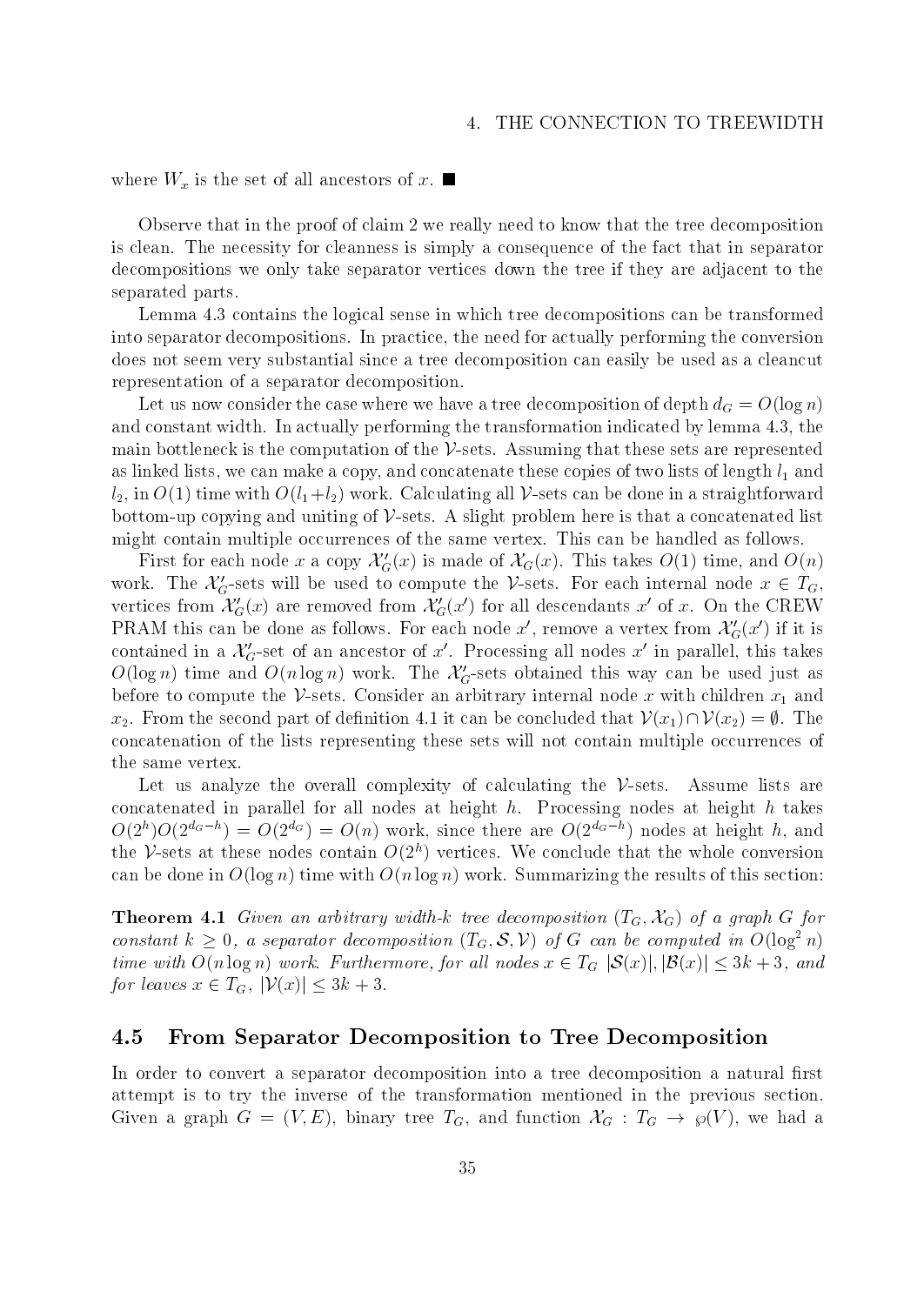where $W_x$ is the set of all ancestors of $x$. ■

Observe that in the proof of claim 2 we really need to know that the tree decomposition is clean. The necessity for cleanness is simply a consequence of the fact that in separator decompositions we only take separator vertices down the tree if they are adjacent to the separated parts.

Lemma 4.3 contains the logical sense in which tree decompositions can be transformed into separator decompositions. In practice, the need for actually performing the conversion does not seem very substantial since a tree decomposition can easily be used as a cleancut representation of a separator decomposition.

Let us now consider the case where we have a tree decomposition of depth $d_G = O(\log n)$ and constant width. In actually performing the transformation indicated by lemma 4.3, the main bottleneck is the computation of the $\mathcal{V}$-sets. Assuming that these sets are represented as linked lists, we can make a copy, and concatenate these copies of two lists of length $l_1$ and $l_2$, in $O(1)$ time with $O(l_1+l_2)$ work. Calculating all $\mathcal{V}$-sets can be done in a straightforward bottom-up copying and uniting of $\mathcal{V}$-sets. A slight problem here is that a concatenated list might contain multiple occurrences of the same vertex. This can be handled as follows.

First for each node $x$ a copy $\mathcal{X}'_G(x)$ is made of $\mathcal{X}_G(x)$. This takes $O(1)$ time, and $O(n)$ work. The $\mathcal{X}'_G$-sets will be used to compute the $\mathcal{V}$-sets. For each internal node $x \in T_G$, vertices from $\mathcal{X}'_G(x)$ are removed from $\mathcal{X}'_G(x')$ for all descendants $x'$ of $x$. On the CREW PRAM this can be done as follows. For each node $x'$, remove a vertex from $\mathcal{X}'_G(x')$ if it is contained in a $\mathcal{X}'_G$-set of an ancestor of $x'$. Processing all nodes $x'$ in parallel, this takes $O(\log n)$ time and $O(n \log n)$ work. The $\mathcal{X}'_G$-sets obtained this way can be used just as before to compute the $\mathcal{V}$-sets. Consider an arbitrary internal node $x$ with children $x_1$ and $x_2$. From the second part of definition 4.1 it can be concluded that $\mathcal{V}(x_1) \cap \mathcal{V}(x_2) = \emptyset$. The concatenation of the lists representing these sets will not contain multiple occurrences of the same vertex.

Let us analyze the overall complexity of calculating the $\mathcal{V}$-sets. Assume lists are concatenated in parallel for all nodes at height $h$. Processing nodes at height $h$ takes $O(2^h)O(2^{d_G-h}) = O(2^{d_G}) = O(n)$ work, since there are $O(2^{d_G-h})$ nodes at height $h$, and the $\mathcal{V}$-sets at these nodes contain $O(2^h)$ vertices. We conclude that the whole conversion can be done in $O(\log n)$ time with $O(n \log n)$ work. Summarizing the results of this section:

**Theorem 4.1** *Given an arbitrary width-$k$ tree decomposition $(T_G, \mathcal{X}_G)$ of a graph $G$ for constant $k \geq 0$, a separator decomposition $(T_G, \mathcal{S}, \mathcal{V})$ of $G$ can be computed in $O(\log^2 n)$ time with $O(n \log n)$ work. Furthermore, for all nodes $x \in T_G$ $|\mathcal{S}(x)|, |\mathcal{B}(x)| \leq 3k+3$, and for leaves $x \in T_G$, $|\mathcal{V}(x)| \leq 3k+3$.*

## 4.5 From Separator Decomposition to Tree Decomposition

In order to convert a separator decomposition into a tree decomposition a natural first attempt is to try the inverse of the transformation mentioned in the previous section. Given a graph $G = (V, E)$, binary tree $T_G$, and function $\mathcal{X}_G : T_G \to \wp(V)$, we had a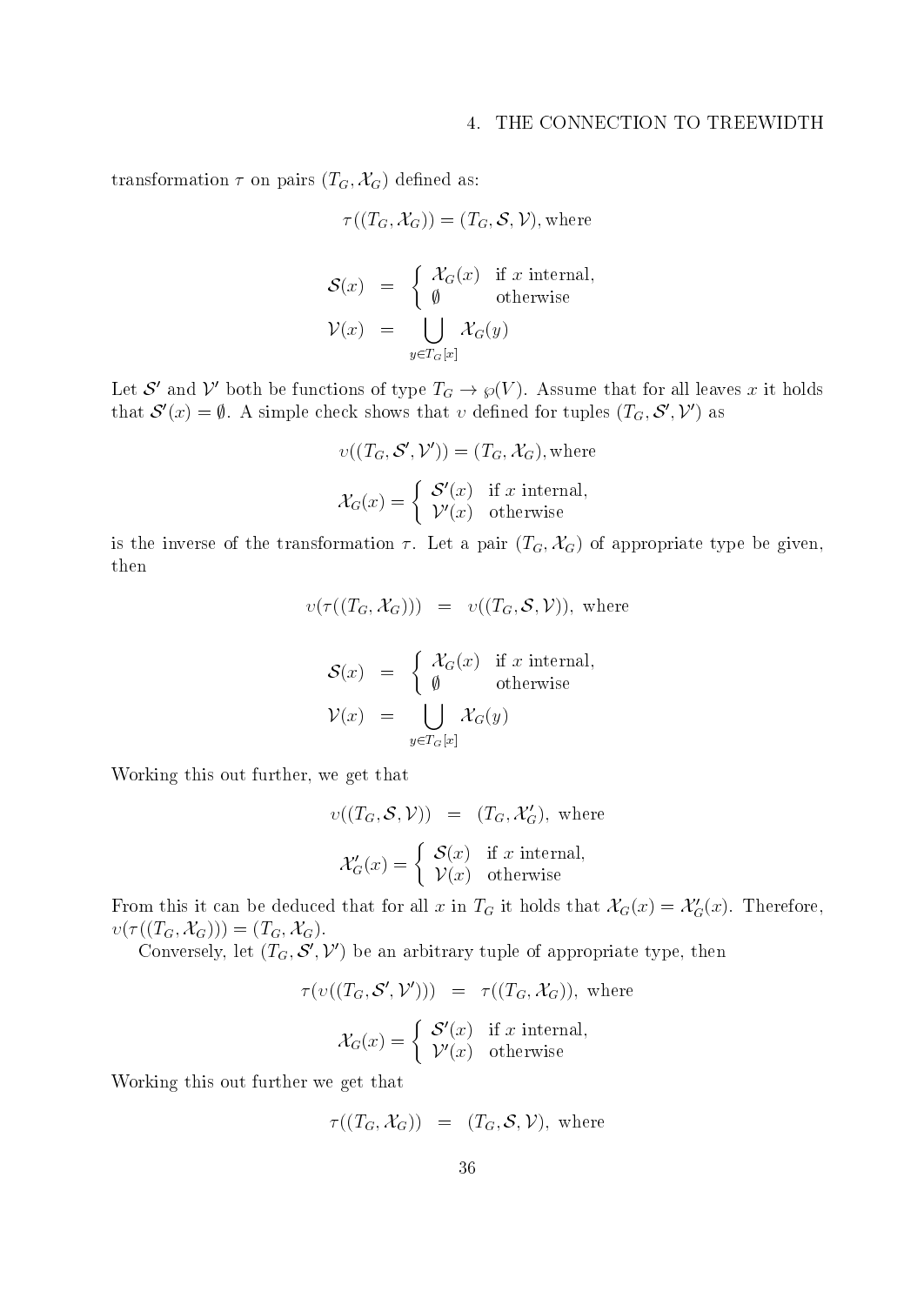transformation $\tau$ on pairs $(T_G, \mathcal{X}_G)$ defined as:

$$\tau((T_G, \mathcal{X}_G)) = (T_G, \mathcal{S}, \mathcal{V}), \text{where}$$

$$\begin{aligned}
\mathcal{S}(x) &= \begin{cases} \mathcal{X}_G(x) & \text{if } x \text{ internal,} \\ \emptyset & \text{otherwise} \end{cases} \\
\mathcal{V}(x) &= \bigcup_{y \in T_G[x]} \mathcal{X}_G(y)
\end{aligned}$$

Let $\mathcal{S}'$ and $\mathcal{V}'$ both be functions of type $T_G \to \wp(V)$. Assume that for all leaves $x$ it holds that $\mathcal{S}'(x) = \emptyset$. A simple check shows that $\upsilon$ defined for tuples $(T_G, \mathcal{S}', \mathcal{V}')$ as

$$\upsilon((T_G, \mathcal{S}', \mathcal{V}')) = (T_G, \mathcal{X}_G), \text{where}$$

$$\mathcal{X}_G(x) = \begin{cases} \mathcal{S}'(x) & \text{if } x \text{ internal,} \\ \mathcal{V}'(x) & \text{otherwise} \end{cases}$$

is the inverse of the transformation $\tau$. Let a pair $(T_G, \mathcal{X}_G)$ of appropriate type be given, then

$$\upsilon(\tau((T_G, \mathcal{X}_G))) \;=\; \upsilon((T_G, \mathcal{S}, \mathcal{V})), \text{ where}$$

$$\begin{aligned}
\mathcal{S}(x) &= \begin{cases} \mathcal{X}_G(x) & \text{if } x \text{ internal,} \\ \emptyset & \text{otherwise} \end{cases} \\
\mathcal{V}(x) &= \bigcup_{y \in T_G[x]} \mathcal{X}_G(y)
\end{aligned}$$

Working this out further, we get that

$$\upsilon((T_G, \mathcal{S}, \mathcal{V})) \;=\; (T_G, \mathcal{X}'_G), \text{ where}$$

$$\mathcal{X}'_G(x) = \begin{cases} \mathcal{S}(x) & \text{if } x \text{ internal,} \\ \mathcal{V}(x) & \text{otherwise} \end{cases}$$

From this it can be deduced that for all $x$ in $T_G$ it holds that $\mathcal{X}_G(x) = \mathcal{X}'_G(x)$. Therefore, $\upsilon(\tau((T_G, \mathcal{X}_G))) = (T_G, \mathcal{X}_G)$.

Conversely, let $(T_G, \mathcal{S}', \mathcal{V}')$ be an arbitrary tuple of appropriate type, then

$$\tau(\upsilon((T_G, \mathcal{S}', \mathcal{V}'))) \;=\; \tau((T_G, \mathcal{X}_G)), \text{ where}$$

$$\mathcal{X}_G(x) = \begin{cases} \mathcal{S}'(x) & \text{if } x \text{ internal,} \\ \mathcal{V}'(x) & \text{otherwise} \end{cases}$$

Working this out further we get that

$$\tau((T_G, \mathcal{X}_G)) \;=\; (T_G, \mathcal{S}, \mathcal{V}), \text{ where}$$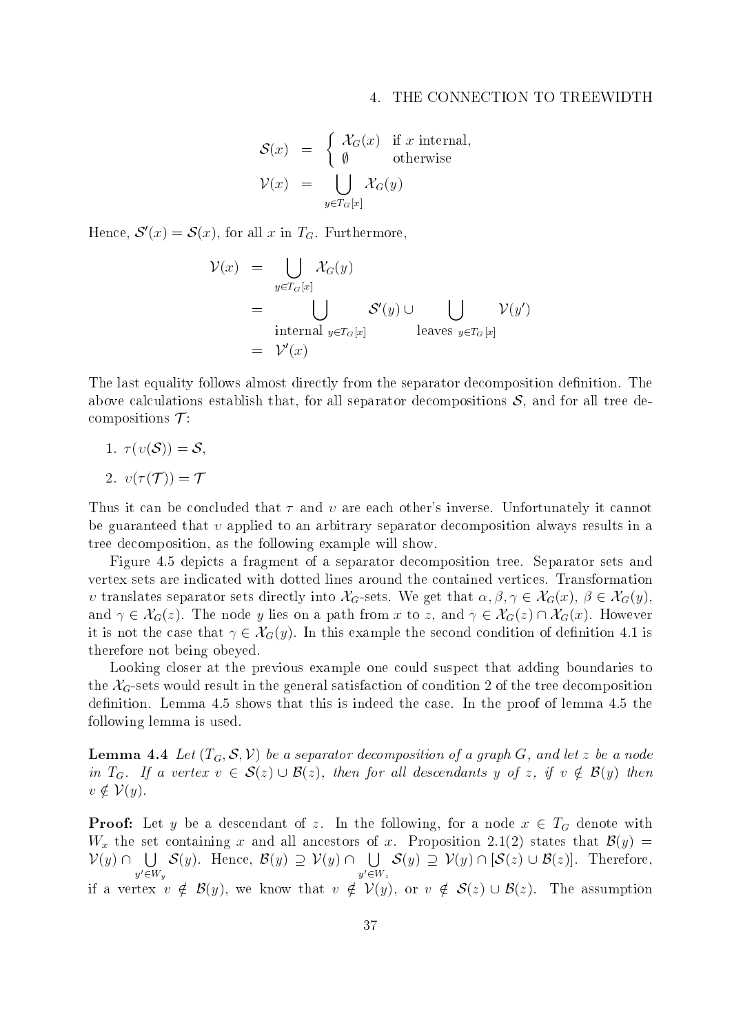$$
\begin{aligned}
\mathcal{S}(x) &= \begin{cases} \mathcal{X}_G(x) & \text{if } x \text{ internal,} \\ \emptyset & \text{otherwise} \end{cases} \\
\mathcal{V}(x) &= \bigcup_{y \in T_G[x]} \mathcal{X}_G(y)
\end{aligned}
$$

Hence, $\mathcal{S}'(x) = \mathcal{S}(x)$, for all $x$ in $T_G$. Furthermore,

$$
\begin{aligned}
\mathcal{V}(x) &= \bigcup_{y \in T_G[x]} \mathcal{X}_G(y) \\
&= \bigcup_{\text{internal } y \in T_G[x]} \mathcal{S}'(y) \cup \bigcup_{\text{leaves } y \in T_G[x]} \mathcal{V}(y') \\
&= \mathcal{V}'(x)
\end{aligned}
$$

The last equality follows almost directly from the separator decomposition definition. The above calculations establish that, for all separator decompositions $\mathcal{S}$, and for all tree decompositions $\mathcal{T}$:

1. $\tau(\upsilon(\mathcal{S})) = \mathcal{S}$,
2. $\upsilon(\tau(\mathcal{T})) = \mathcal{T}$

Thus it can be concluded that $\tau$ and $\upsilon$ are each other's inverse. Unfortunately it cannot be guaranteed that $\upsilon$ applied to an arbitrary separator decomposition always results in a tree decomposition, as the following example will show.

Figure 4.5 depicts a fragment of a separator decomposition tree. Separator sets and vertex sets are indicated with dotted lines around the contained vertices. Transformation $\upsilon$ translates separator sets directly into $\mathcal{X}_G$-sets. We get that $\alpha, \beta, \gamma \in \mathcal{X}_G(x)$, $\beta \in \mathcal{X}_G(y)$, and $\gamma \in \mathcal{X}_G(z)$. The node $y$ lies on a path from $x$ to $z$, and $\gamma \in \mathcal{X}_G(z) \cap \mathcal{X}_G(x)$. However it is not the case that $\gamma \in \mathcal{X}_G(y)$. In this example the second condition of definition 4.1 is therefore not being obeyed.

Looking closer at the previous example one could suspect that adding boundaries to the $\mathcal{X}_G$-sets would result in the general satisfaction of condition 2 of the tree decomposition definition. Lemma 4.5 shows that this is indeed the case. In the proof of lemma 4.5 the following lemma is used.

**Lemma 4.4** *Let $(T_G, \mathcal{S}, \mathcal{V})$ be a separator decomposition of a graph $G$, and let $z$ be a node in $T_G$. If a vertex $v \in \mathcal{S}(z) \cup \mathcal{B}(z)$, then for all descendants $y$ of $z$, if $v \notin \mathcal{B}(y)$ then $v \notin \mathcal{V}(y)$.*

**Proof:** Let $y$ be a descendant of $z$. In the following, for a node $x \in T_G$ denote with $W_x$ the set containing $x$ and all ancestors of $x$. Proposition 2.1(2) states that $\mathcal{B}(y) = \mathcal{V}(y) \cap \bigcup_{y' \in W_y} \mathcal{S}(y)$. Hence, $\mathcal{B}(y) \supseteq \mathcal{V}(y) \cap \bigcup_{y' \in W_z} \mathcal{S}(y) \supseteq \mathcal{V}(y) \cap [\mathcal{S}(z) \cup \mathcal{B}(z)]$. Therefore, if a vertex $v \notin \mathcal{B}(y)$, we know that $v \notin \mathcal{V}(y)$, or $v \notin \mathcal{S}(z) \cup \mathcal{B}(z)$. The assumption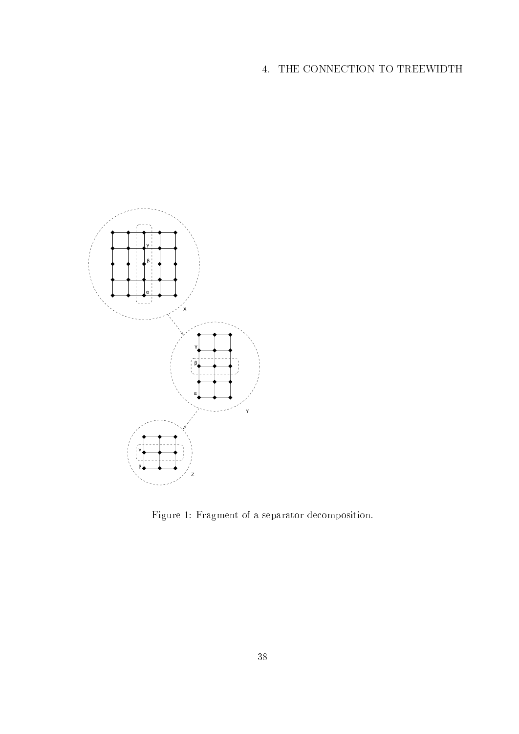Figure 1: Fragment of a separator decomposition.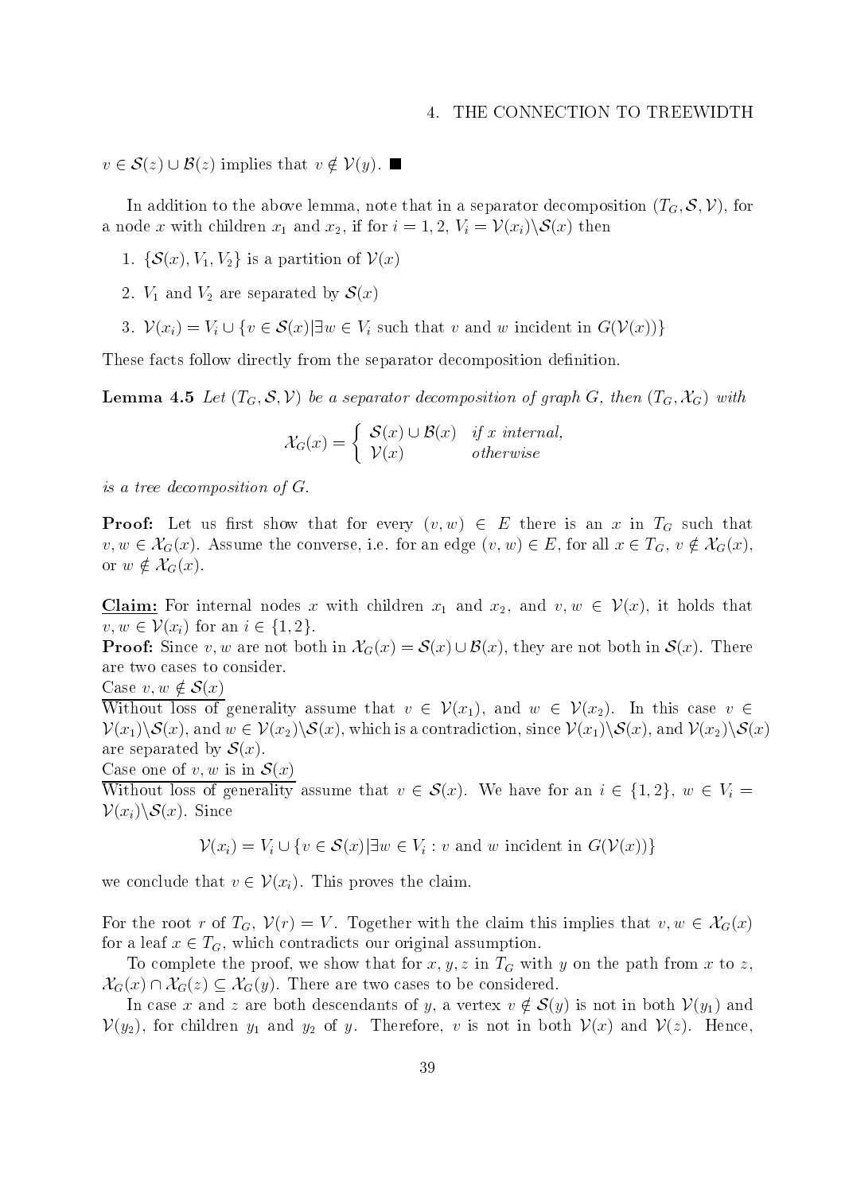$v \in \mathcal{S}(z) \cup \mathcal{B}(z)$ implies that $v \notin \mathcal{V}(y)$. ■

In addition to the above lemma, note that in a separator decomposition $(T_G, \mathcal{S}, \mathcal{V})$, for a node $x$ with children $x_1$ and $x_2$, if for $i = 1, 2$, $V_i = \mathcal{V}(x_i) \backslash \mathcal{S}(x)$ then

1. $\{\mathcal{S}(x), V_1, V_2\}$ is a partition of $\mathcal{V}(x)$
2. $V_1$ and $V_2$ are separated by $\mathcal{S}(x)$
3. $\mathcal{V}(x_i) = V_i \cup \{v \in \mathcal{S}(x) | \exists w \in V_i \text{ such that } v \text{ and } w \text{ incident in } G(\mathcal{V}(x))\}$

These facts follow directly from the separator decomposition definition.

**Lemma 4.5** *Let $(T_G, \mathcal{S}, \mathcal{V})$ be a separator decomposition of graph $G$, then $(T_G, \mathcal{X}_G)$ with*

$$\mathcal{X}_G(x) = \begin{cases} \mathcal{S}(x) \cup \mathcal{B}(x) & \text{if } x \text{ internal,} \\ \mathcal{V}(x) & \text{otherwise} \end{cases}$$

*is a tree decomposition of $G$.*

**Proof:** Let us first show that for every $(v, w) \in E$ there is an $x$ in $T_G$ such that $v, w \in \mathcal{X}_G(x)$. Assume the converse, i.e. for an edge $(v, w) \in E$, for all $x \in T_G$, $v \notin \mathcal{X}_G(x)$, or $w \notin \mathcal{X}_G(x)$.

**Claim:** For internal nodes $x$ with children $x_1$ and $x_2$, and $v, w \in \mathcal{V}(x)$, it holds that $v, w \in \mathcal{V}(x_i)$ for an $i \in \{1, 2\}$.

**Proof:** Since $v, w$ are not both in $\mathcal{X}_G(x) = \mathcal{S}(x) \cup \mathcal{B}(x)$, they are not both in $\mathcal{S}(x)$. There are two cases to consider.

Case $v, w \notin \mathcal{S}(x)$

Without loss of generality assume that $v \in \mathcal{V}(x_1)$, and $w \in \mathcal{V}(x_2)$. In this case $v \in \mathcal{V}(x_1) \backslash \mathcal{S}(x)$, and $w \in \mathcal{V}(x_2) \backslash \mathcal{S}(x)$, which is a contradiction, since $\mathcal{V}(x_1) \backslash \mathcal{S}(x)$, and $\mathcal{V}(x_2) \backslash \mathcal{S}(x)$ are separated by $\mathcal{S}(x)$.

Case one of $v, w$ is in $\mathcal{S}(x)$

Without loss of generality assume that $v \in \mathcal{S}(x)$. We have for an $i \in \{1, 2\}$, $w \in V_i = \mathcal{V}(x_i) \backslash \mathcal{S}(x)$. Since

$$\mathcal{V}(x_i) = V_i \cup \{v \in \mathcal{S}(x) | \exists w \in V_i : v \text{ and } w \text{ incident in } G(\mathcal{V}(x))\}$$

we conclude that $v \in \mathcal{V}(x_i)$. This proves the claim.

For the root $r$ of $T_G$, $\mathcal{V}(r) = V$. Together with the claim this implies that $v, w \in \mathcal{X}_G(x)$ for a leaf $x \in T_G$, which contradicts our original assumption.

To complete the proof, we show that for $x, y, z$ in $T_G$ with $y$ on the path from $x$ to $z$, $\mathcal{X}_G(x) \cap \mathcal{X}_G(z) \subseteq \mathcal{X}_G(y)$. There are two cases to be considered.

In case $x$ and $z$ are both descendants of $y$, a vertex $v \notin \mathcal{S}(y)$ is not in both $\mathcal{V}(y_1)$ and $\mathcal{V}(y_2)$, for children $y_1$ and $y_2$ of $y$. Therefore, $v$ is not in both $\mathcal{V}(x)$ and $\mathcal{V}(z)$. Hence,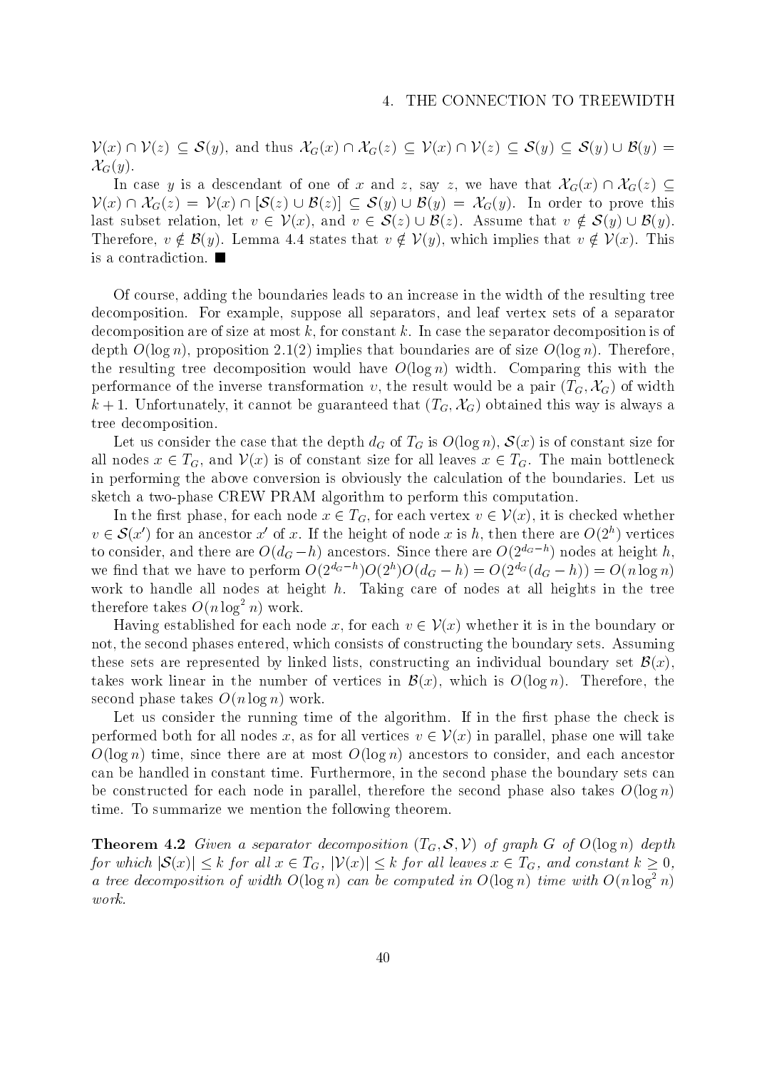$\mathcal{V}(x) \cap \mathcal{V}(z) \subseteq \mathcal{S}(y)$, and thus $\mathcal{X}_G(x) \cap \mathcal{X}_G(z) \subseteq \mathcal{V}(x) \cap \mathcal{V}(z) \subseteq \mathcal{S}(y) \subseteq \mathcal{S}(y) \cup \mathcal{B}(y) = \mathcal{X}_G(y)$.

In case $y$ is a descendant of one of $x$ and $z$, say $z$, we have that $\mathcal{X}_G(x) \cap \mathcal{X}_G(z) \subseteq \mathcal{V}(x) \cap \mathcal{X}_G(z) = \mathcal{V}(x) \cap [\mathcal{S}(z) \cup \mathcal{B}(z)] \subseteq \mathcal{S}(y) \cup \mathcal{B}(y) = \mathcal{X}_G(y)$. In order to prove this last subset relation, let $v \in \mathcal{V}(x)$, and $v \in \mathcal{S}(z) \cup \mathcal{B}(z)$. Assume that $v \notin \mathcal{S}(y) \cup \mathcal{B}(y)$. Therefore, $v \notin \mathcal{B}(y)$. Lemma 4.4 states that $v \notin \mathcal{V}(y)$, which implies that $v \notin \mathcal{V}(x)$. This is a contradiction. ■

Of course, adding the boundaries leads to an increase in the width of the resulting tree decomposition. For example, suppose all separators, and leaf vertex sets of a separator decomposition are of size at most $k$, for constant $k$. In case the separator decomposition is of depth $O(\log n)$, proposition 2.1(2) implies that boundaries are of size $O(\log n)$. Therefore, the resulting tree decomposition would have $O(\log n)$ width. Comparing this with the performance of the inverse transformation $v$, the result would be a pair $(T_G, \mathcal{X}_G)$ of width $k+1$. Unfortunately, it cannot be guaranteed that $(T_G, \mathcal{X}_G)$ obtained this way is always a tree decomposition.

Let us consider the case that the depth $d_G$ of $T_G$ is $O(\log n)$, $\mathcal{S}(x)$ is of constant size for all nodes $x \in T_G$, and $\mathcal{V}(x)$ is of constant size for all leaves $x \in T_G$. The main bottleneck in performing the above conversion is obviously the calculation of the boundaries. Let us sketch a two-phase CREW PRAM algorithm to perform this computation.

In the first phase, for each node $x \in T_G$, for each vertex $v \in \mathcal{V}(x)$, it is checked whether $v \in \mathcal{S}(x')$ for an ancestor $x'$ of $x$. If the height of node $x$ is $h$, then there are $O(2^h)$ vertices to consider, and there are $O(d_G - h)$ ancestors. Since there are $O(2^{d_G - h})$ nodes at height $h$, we find that we have to perform $O(2^{d_G-h})O(2^h)O(d_G - h) = O(2^{d_G}(d_G - h)) = O(n \log n)$ work to handle all nodes at height $h$. Taking care of nodes at all heights in the tree therefore takes $O(n \log^2 n)$ work.

Having established for each node $x$, for each $v \in \mathcal{V}(x)$ whether it is in the boundary or not, the second phases entered, which consists of constructing the boundary sets. Assuming these sets are represented by linked lists, constructing an individual boundary set $\mathcal{B}(x)$, takes work linear in the number of vertices in $\mathcal{B}(x)$, which is $O(\log n)$. Therefore, the second phase takes $O(n \log n)$ work.

Let us consider the running time of the algorithm. If in the first phase the check is performed both for all nodes $x$, as for all vertices $v \in \mathcal{V}(x)$ in parallel, phase one will take $O(\log n)$ time, since there are at most $O(\log n)$ ancestors to consider, and each ancestor can be handled in constant time. Furthermore, in the second phase the boundary sets can be constructed for each node in parallel, therefore the second phase also takes $O(\log n)$ time. To summarize we mention the following theorem.

**Theorem 4.2** *Given a separator decomposition $(T_G, \mathcal{S}, \mathcal{V})$ of graph $G$ of $O(\log n)$ depth for which $|\mathcal{S}(x)| \leq k$ for all $x \in T_G$, $|\mathcal{V}(x)| \leq k$ for all leaves $x \in T_G$, and constant $k \geq 0$, a tree decomposition of width $O(\log n)$ can be computed in $O(\log n)$ time with $O(n \log^2 n)$ work.*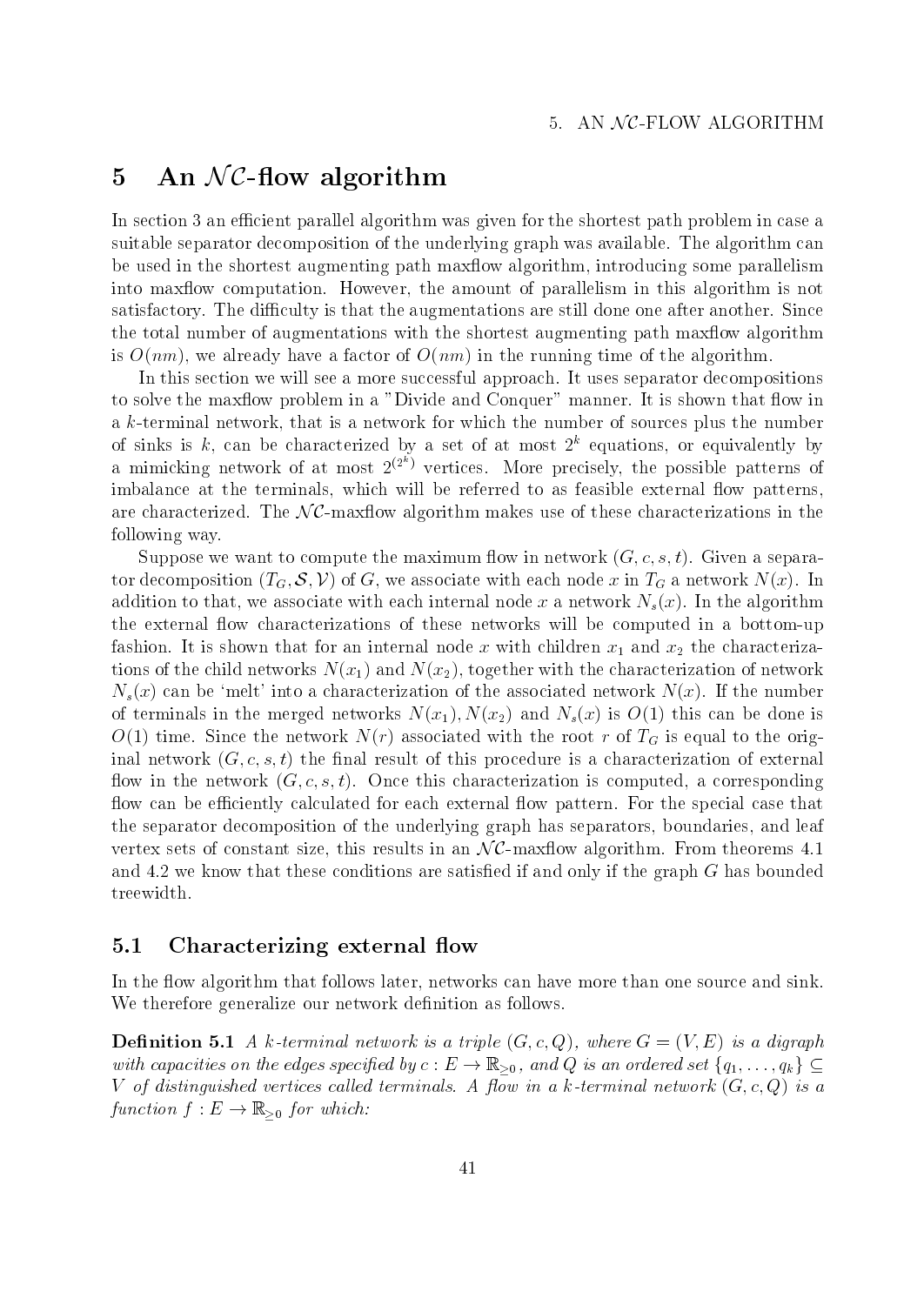# 5 An $\mathcal{NC}$-flow algorithm

In section 3 an efficient parallel algorithm was given for the shortest path problem in case a suitable separator decomposition of the underlying graph was available. The algorithm can be used in the shortest augmenting path maxflow algorithm, introducing some parallelism into maxflow computation. However, the amount of parallelism in this algorithm is not satisfactory. The difficulty is that the augmentations are still done one after another. Since the total number of augmentations with the shortest augmenting path maxflow algorithm is $O(nm)$, we already have a factor of $O(nm)$ in the running time of the algorithm.

In this section we will see a more successful approach. It uses separator decompositions to solve the maxflow problem in a "Divide and Conquer" manner. It is shown that flow in a $k$-terminal network, that is a network for which the number of sources plus the number of sinks is $k$, can be characterized by a set of at most $2^k$ equations, or equivalently by a mimicking network of at most $2^{(2^k)}$ vertices. More precisely, the possible patterns of imbalance at the terminals, which will be referred to as feasible external flow patterns, are characterized. The $\mathcal{NC}$-maxflow algorithm makes use of these characterizations in the following way.

Suppose we want to compute the maximum flow in network $(G, c, s, t)$. Given a separator decomposition $(T_G, \mathcal{S}, \mathcal{V})$ of $G$, we associate with each node $x$ in $T_G$ a network $N(x)$. In addition to that, we associate with each internal node $x$ a network $N_s(x)$. In the algorithm the external flow characterizations of these networks will be computed in a bottom-up fashion. It is shown that for an internal node $x$ with children $x_1$ and $x_2$ the characterizations of the child networks $N(x_1)$ and $N(x_2)$, together with the characterization of network $N_s(x)$ can be 'melt' into a characterization of the associated network $N(x)$. If the number of terminals in the merged networks $N(x_1)$, $N(x_2)$ and $N_s(x)$ is $O(1)$ this can be done is $O(1)$ time. Since the network $N(r)$ associated with the root $r$ of $T_G$ is equal to the original network $(G, c, s, t)$ the final result of this procedure is a characterization of external flow in the network $(G, c, s, t)$. Once this characterization is computed, a corresponding flow can be efficiently calculated for each external flow pattern. For the special case that the separator decomposition of the underlying graph has separators, boundaries, and leaf vertex sets of constant size, this results in an $\mathcal{NC}$-maxflow algorithm. From theorems 4.1 and 4.2 we know that these conditions are satisfied if and only if the graph $G$ has bounded treewidth.

## 5.1 Characterizing external flow

In the flow algorithm that follows later, networks can have more than one source and sink. We therefore generalize our network definition as follows.

**Definition 5.1** *A $k$-terminal network is a triple $(G, c, Q)$, where $G = (V, E)$ is a digraph with capacities on the edges specified by $c : E \to \mathbb{R}_{\geq 0}$, and $Q$ is an ordered set $\{q_1, \ldots, q_k\} \subseteq V$ of distinguished vertices called terminals. A flow in a $k$-terminal network $(G, c, Q)$ is a function $f : E \to \mathbb{R}_{\geq 0}$ for which:*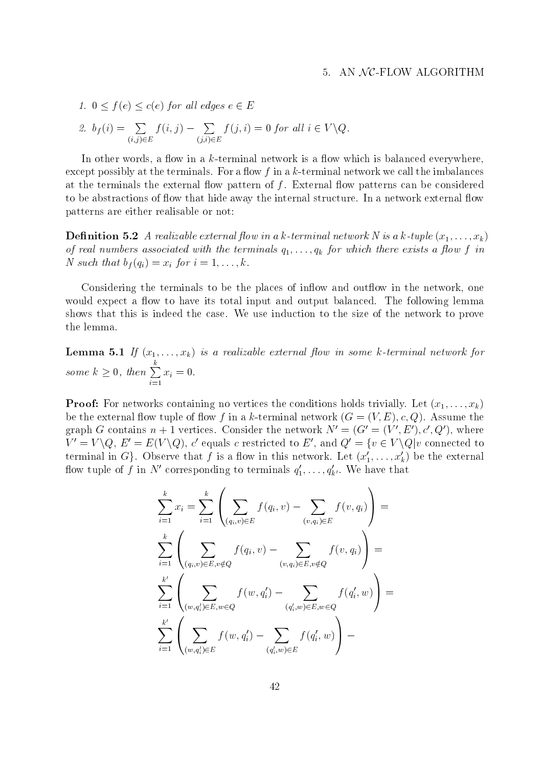1. $0 \leq f(e) \leq c(e)$ for all edges $e \in E$
2. $b_f(i) = \sum_{(i,j) \in E} f(i,j) - \sum_{(j,i) \in E} f(j,i) = 0$ for all $i \in V \backslash Q$.

In other words, a flow in a $k$-terminal network is a flow which is balanced everywhere, except possibly at the terminals. For a flow $f$ in a $k$-terminal network we call the imbalances at the terminals the external flow pattern of $f$. External flow patterns can be considered to be abstractions of flow that hide away the internal structure. In a network external flow patterns are either realisable or not:

**Definition 5.2** *A realizable external flow in a $k$-terminal network $N$ is a $k$-tuple $(x_1, \ldots, x_k)$ of real numbers associated with the terminals $q_1, \ldots, q_k$ for which there exists a flow $f$ in $N$ such that $b_f(q_i) = x_i$ for $i = 1, \ldots, k$.*

Considering the terminals to be the places of inflow and outflow in the network, one would expect a flow to have its total input and output balanced. The following lemma shows that this is indeed the case. We use induction to the size of the network to prove the lemma.

**Lemma 5.1** *If $(x_1, \ldots, x_k)$ is a realizable external flow in some $k$-terminal network for some $k \geq 0$, then $\sum_{i=1}^{k} x_i = 0$.*

**Proof:** For networks containing no vertices the conditions holds trivially. Let $(x_1, \ldots, x_k)$ be the external flow tuple of flow $f$ in a $k$-terminal network $(G = (V, E), c, Q)$. Assume the graph $G$ contains $n + 1$ vertices. Consider the network $N' = (G' = (V', E'), c', Q')$, where $V' = V \backslash Q$, $E' = E(V \backslash Q)$, $c'$ equals $c$ restricted to $E'$, and $Q' = \{v \in V \backslash Q | v$ connected to terminal in $G\}$. Observe that $f$ is a flow in this network. Let $(x'_1, \ldots, x'_k)$ be the external flow tuple of $f$ in $N'$ corresponding to terminals $q'_1, \ldots, q'_{k'}$. We have that

$$
\sum_{i=1}^{k} x_i = \sum_{i=1}^{k} \left( \sum_{(q_i,v) \in E} f(q_i, v) - \sum_{(v,q_i) \in E} f(v, q_i) \right) =
$$

$$
\sum_{i=1}^{k} \left( \sum_{(q_i,v) \in E, v \notin Q} f(q_i, v) - \sum_{(v,q_i) \in E, v \notin Q} f(v, q_i) \right) =
$$

$$
\sum_{i=1}^{k'} \left( \sum_{(w,q'_i) \in E, w \in Q} f(w, q'_i) - \sum_{(q'_i,w) \in E, w \in Q} f(q'_i, w) \right) =
$$

$$
\sum_{i=1}^{k'} \left( \sum_{(w,q'_i) \in E} f(w, q'_i) - \sum_{(q'_i,w) \in E} f(q'_i, w) \right) -
$$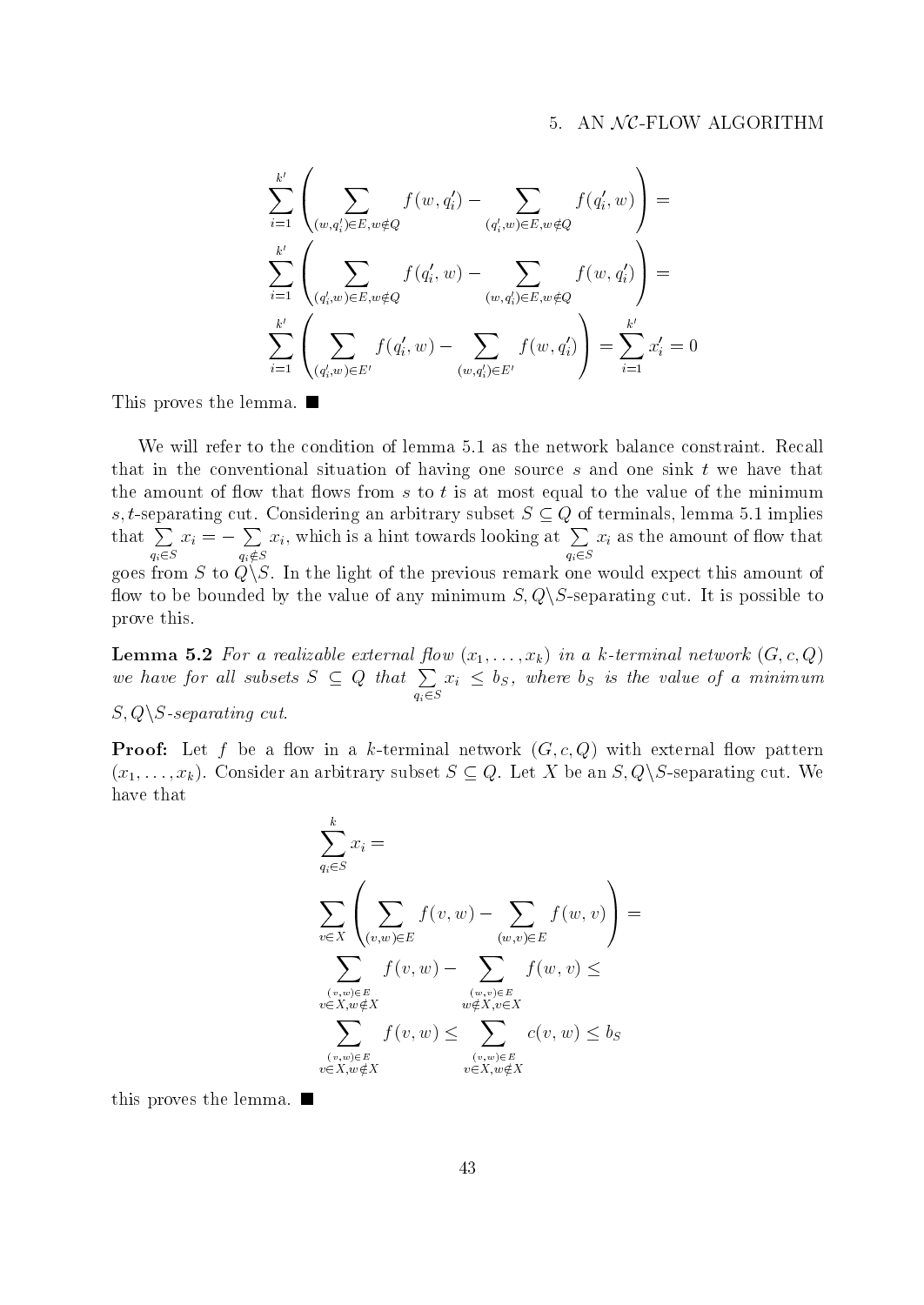$$\sum_{i=1}^{k'} \left( \sum_{(w,q_i')\in E, w\notin Q} f(w,q_i') - \sum_{(q_i',w)\in E, w\notin Q} f(q_i',w) \right) =$$

$$\sum_{i=1}^{k'} \left( \sum_{(q_i',w)\in E, w\notin Q} f(q_i',w) - \sum_{(w,q_i')\in E, w\notin Q} f(w,q_i') \right) =$$

$$\sum_{i=1}^{k'} \left( \sum_{(q_i',w)\in E'} f(q_i',w) - \sum_{(w,q_i')\in E'} f(w,q_i') \right) = \sum_{i=1}^{k'} x_i' = 0$$

This proves the lemma. ■

We will refer to the condition of lemma 5.1 as the network balance constraint. Recall that in the conventional situation of having one source $s$ and one sink $t$ we have that the amount of flow that flows from $s$ to $t$ is at most equal to the value of the minimum $s,t$-separating cut. Considering an arbitrary subset $S \subseteq Q$ of terminals, lemma 5.1 implies that $\sum_{q_i \in S} x_i = -\sum_{q_i \notin S} x_i$, which is a hint towards looking at $\sum_{q_i \in S} x_i$ as the amount of flow that goes from $S$ to $Q\backslash S$. In the light of the previous remark one would expect this amount of flow to be bounded by the value of any minimum $S, Q\backslash S$-separating cut. It is possible to prove this.

**Lemma 5.2** *For a realizable external flow $(x_1, \ldots, x_k)$ in a $k$-terminal network $(G, c, Q)$ we have for all subsets $S \subseteq Q$ that $\sum_{q_i \in S} x_i \leq b_S$, where $b_S$ is the value of a minimum $S, Q\backslash S$-separating cut.*

**Proof:** Let $f$ be a flow in a $k$-terminal network $(G, c, Q)$ with external flow pattern $(x_1, \ldots, x_k)$. Consider an arbitrary subset $S \subseteq Q$. Let $X$ be an $S, Q\backslash S$-separating cut. We have that

$$\sum_{q_i \in S}^{k} x_i =$$

$$\sum_{v\in X} \left( \sum_{(v,w)\in E} f(v,w) - \sum_{(w,v)\in E} f(w,v) \right) =$$

$$\sum_{\substack{(v,w)\in E \\ v\in X, w\notin X}} f(v,w) - \sum_{\substack{(w,v)\in E \\ w\notin X, v\in X}} f(w,v) \leq$$

$$\sum_{\substack{(v,w)\in E \\ v\in X, w\notin X}} f(v,w) \leq \sum_{\substack{(v,w)\in E \\ v\in X, w\notin X}} c(v,w) \leq b_S$$

this proves the lemma. ■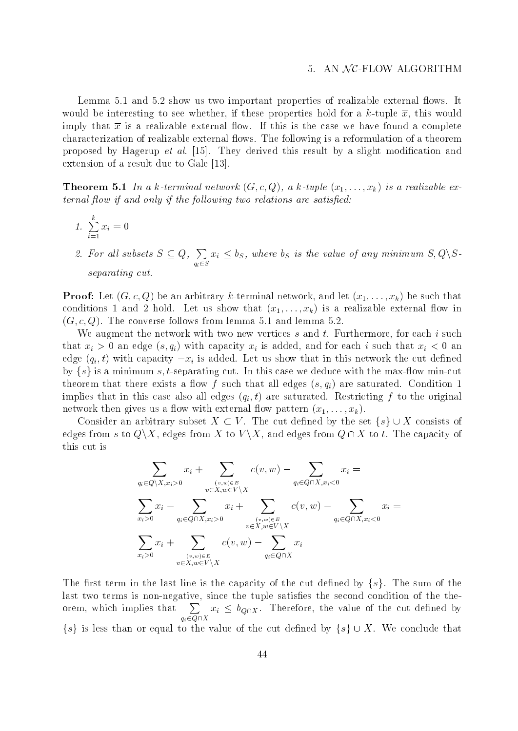Lemma 5.1 and 5.2 show us two important properties of realizable external flows. It would be interesting to see whether, if these properties hold for a $k$-tuple $\overline{x}$, this would imply that $\overline{x}$ is a realizable external flow. If this is the case we have found a complete characterization of realizable external flows. The following is a reformulation of a theorem proposed by Hagerup *et al.* [15]. They derived this result by a slight modification and extension of a result due to Gale [13].

**Theorem 5.1** *In a $k$-terminal network $(G, c, Q)$, a $k$-tuple $(x_1, \ldots, x_k)$ is a realizable external flow if and only if the following two relations are satisfied:*

1. $\sum_{i=1}^{k} x_i = 0$
2. *For all subsets $S \subseteq Q$, $\sum_{q_i \in S} x_i \leq b_S$, where $b_S$ is the value of any minimum $S, Q \backslash S$-separating cut.*

**Proof:** Let $(G, c, Q)$ be an arbitrary $k$-terminal network, and let $(x_1, \ldots, x_k)$ be such that conditions 1 and 2 hold. Let us show that $(x_1, \ldots, x_k)$ is a realizable external flow in $(G, c, Q)$. The converse follows from lemma 5.1 and lemma 5.2.

We augment the network with two new vertices $s$ and $t$. Furthermore, for each $i$ such that $x_i > 0$ an edge $(s, q_i)$ with capacity $x_i$ is added, and for each $i$ such that $x_i < 0$ an edge $(q_i, t)$ with capacity $-x_i$ is added. Let us show that in this network the cut defined by $\{s\}$ is a minimum $s, t$-separating cut. In this case we deduce with the max-flow min-cut theorem that there exists a flow $f$ such that all edges $(s, q_i)$ are saturated. Condition 1 implies that in this case also all edges $(q_i, t)$ are saturated. Restricting $f$ to the original network then gives us a flow with external flow pattern $(x_1, \ldots, x_k)$.

Consider an arbitrary subset $X \subset V$. The cut defined by the set $\{s\} \cup X$ consists of edges from $s$ to $Q \backslash X$, edges from $X$ to $V \backslash X$, and edges from $Q \cap X$ to $t$. The capacity of this cut is

$$\sum_{q_i \in Q \backslash X, x_i > 0} x_i + \sum_{\substack{(v,w) \in E \\ v \in X, w \in V \backslash X}} c(v, w) - \sum_{q_i \in Q \cap X, x_i < 0} x_i =$$

$$\sum_{x_i > 0} x_i - \sum_{q_i \in Q \cap X, x_i > 0} x_i + \sum_{\substack{(v,w) \in E \\ v \in X, w \in V \backslash X}} c(v, w) - \sum_{q_i \in Q \cap X, x_i < 0} x_i =$$

$$\sum_{x_i > 0} x_i + \sum_{\substack{(v,w) \in E \\ v \in X, w \in V \backslash X}} c(v, w) - \sum_{q_i \in Q \cap X} x_i$$

The first term in the last line is the capacity of the cut defined by $\{s\}$. The sum of the last two terms is non-negative, since the tuple satisfies the second condition of the theorem, which implies that $\sum_{q_i \in Q \cap X} x_i \leq b_{Q \cap X}$. Therefore, the value of the cut defined by $\{s\}$ is less than or equal to the value of the cut defined by $\{s\} \cup X$. We conclude that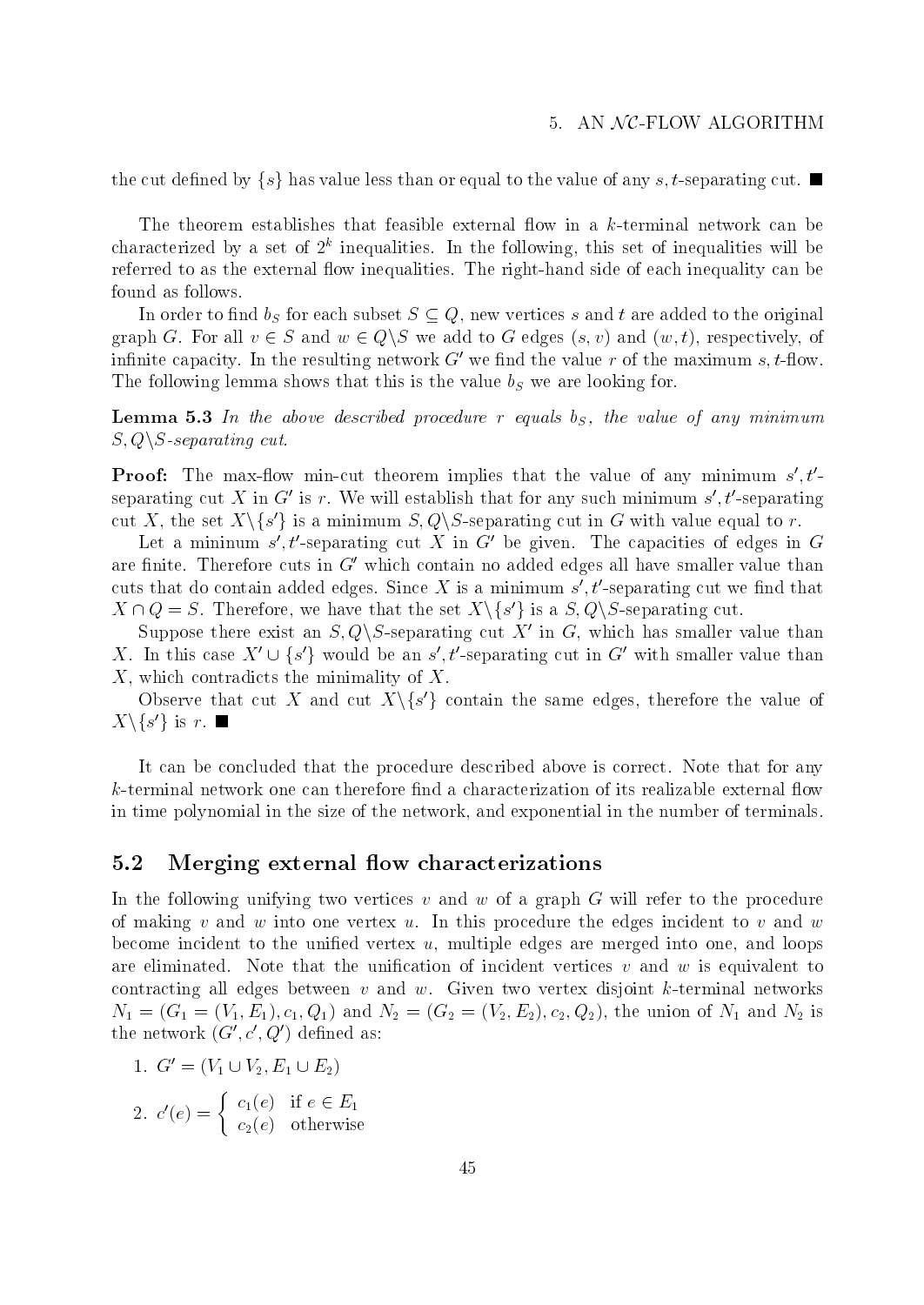the cut defined by $\{s\}$ has value less than or equal to the value of any $s,t$-separating cut. ∎

The theorem establishes that feasible external flow in a $k$-terminal network can be characterized by a set of $2^k$ inequalities. In the following, this set of inequalities will be referred to as the external flow inequalities. The right-hand side of each inequality can be found as follows.

In order to find $b_S$ for each subset $S \subseteq Q$, new vertices $s$ and $t$ are added to the original graph $G$. For all $v \in S$ and $w \in Q \backslash S$ we add to $G$ edges $(s,v)$ and $(w,t)$, respectively, of infinite capacity. In the resulting network $G'$ we find the value $r$ of the maximum $s,t$-flow. The following lemma shows that this is the value $b_S$ we are looking for.

**Lemma 5.3** *In the above described procedure $r$ equals $b_S$, the value of any minimum $S, Q\backslash S$-separating cut.*

**Proof:** The max-flow min-cut theorem implies that the value of any minimum $s',t'$-separating cut $X$ in $G'$ is $r$. We will establish that for any such minimum $s',t'$-separating cut $X$, the set $X\backslash\{s'\}$ is a minimum $S, Q\backslash S$-separating cut in $G$ with value equal to $r$.

Let a mininum $s',t'$-separating cut $X$ in $G'$ be given. The capacities of edges in $G$ are finite. Therefore cuts in $G'$ which contain no added edges all have smaller value than cuts that do contain added edges. Since $X$ is a minimum $s',t'$-separating cut we find that $X \cap Q = S$. Therefore, we have that the set $X\backslash\{s'\}$ is a $S, Q\backslash S$-separating cut.

Suppose there exist an $S, Q\backslash S$-separating cut $X'$ in $G$, which has smaller value than $X$. In this case $X' \cup \{s'\}$ would be an $s',t'$-separating cut in $G'$ with smaller value than $X$, which contradicts the minimality of $X$.

Observe that cut $X$ and cut $X\backslash\{s'\}$ contain the same edges, therefore the value of $X\backslash\{s'\}$ is $r$. ∎

It can be concluded that the procedure described above is correct. Note that for any $k$-terminal network one can therefore find a characterization of its realizable external flow in time polynomial in the size of the network, and exponential in the number of terminals.

## 5.2 Merging external flow characterizations

In the following unifying two vertices $v$ and $w$ of a graph $G$ will refer to the procedure of making $v$ and $w$ into one vertex $u$. In this procedure the edges incident to $v$ and $w$ become incident to the unified vertex $u$, multiple edges are merged into one, and loops are eliminated. Note that the unification of incident vertices $v$ and $w$ is equivalent to contracting all edges between $v$ and $w$. Given two vertex disjoint $k$-terminal networks $N_1 = (G_1 = (V_1, E_1), c_1, Q_1)$ and $N_2 = (G_2 = (V_2, E_2), c_2, Q_2)$, the union of $N_1$ and $N_2$ is the network $(G', c', Q')$ defined as:

1. $G' = (V_1 \cup V_2, E_1 \cup E_2)$
2. $c'(e) = \begin{cases} c_1(e) & \text{if } e \in E_1 \\ c_2(e) & \text{otherwise} \end{cases}$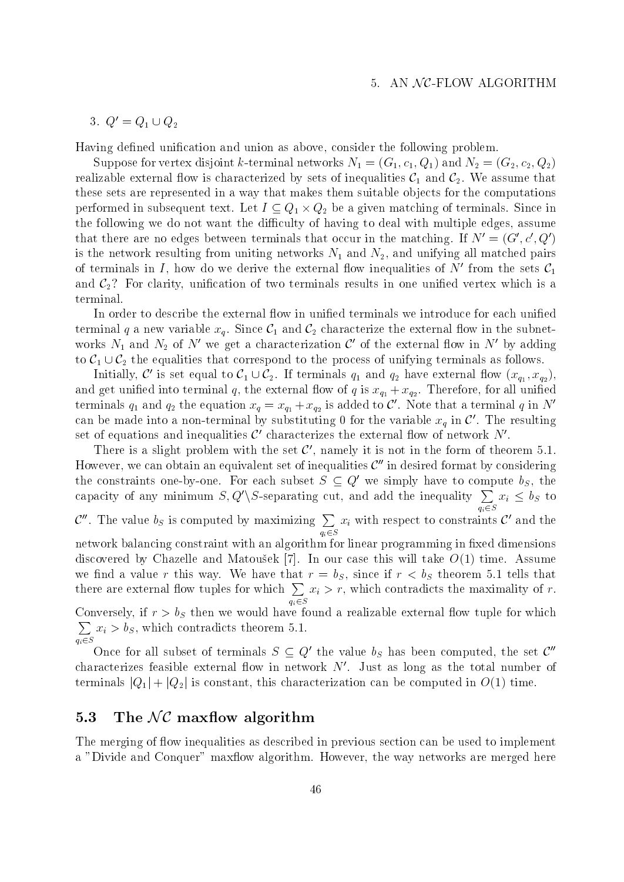3. $Q' = Q_1 \cup Q_2$

Having defined unification and union as above, consider the following problem.

Suppose for vertex disjoint $k$-terminal networks $N_1 = (G_1, c_1, Q_1)$ and $N_2 = (G_2, c_2, Q_2)$ realizable external flow is characterized by sets of inequalities $\mathcal{C}_1$ and $\mathcal{C}_2$. We assume that these sets are represented in a way that makes them suitable objects for the computations performed in subsequent text. Let $I \subseteq Q_1 \times Q_2$ be a given matching of terminals. Since in the following we do not want the difficulty of having to deal with multiple edges, assume that there are no edges between terminals that occur in the matching. If $N' = (G', c', Q')$ is the network resulting from uniting networks $N_1$ and $N_2$, and unifying all matched pairs of terminals in $I$, how do we derive the external flow inequalities of $N'$ from the sets $\mathcal{C}_1$ and $\mathcal{C}_2$? For clarity, unification of two terminals results in one unified vertex which is a terminal.

In order to describe the external flow in unified terminals we introduce for each unified terminal $q$ a new variable $x_q$. Since $\mathcal{C}_1$ and $\mathcal{C}_2$ characterize the external flow in the subnetworks $N_1$ and $N_2$ of $N'$ we get a characterization $\mathcal{C}'$ of the external flow in $N'$ by adding to $\mathcal{C}_1 \cup \mathcal{C}_2$ the equalities that correspond to the process of unifying terminals as follows.

Initially, $\mathcal{C}'$ is set equal to $\mathcal{C}_1 \cup \mathcal{C}_2$. If terminals $q_1$ and $q_2$ have external flow $(x_{q_1}, x_{q_2})$, and get unified into terminal $q$, the external flow of $q$ is $x_{q_1} + x_{q_2}$. Therefore, for all unified terminals $q_1$ and $q_2$ the equation $x_q = x_{q_1} + x_{q_2}$ is added to $\mathcal{C}'$. Note that a terminal $q$ in $N'$ can be made into a non-terminal by substituting 0 for the variable $x_q$ in $\mathcal{C}'$. The resulting set of equations and inequalities $\mathcal{C}'$ characterizes the external flow of network $N'$.

There is a slight problem with the set $\mathcal{C}'$, namely it is not in the form of theorem 5.1. However, we can obtain an equivalent set of inequalities $\mathcal{C}''$ in desired format by considering the constraints one-by-one. For each subset $S \subseteq Q'$ we simply have to compute $b_S$, the capacity of any minimum $S, Q' \backslash S$-separating cut, and add the inequality $\sum_{q_i \in S} x_i \leq b_S$ to $\mathcal{C}''$. The value $b_S$ is computed by maximizing $\sum_{q_i \in S} x_i$ with respect to constraints $\mathcal{C}'$ and the network balancing constraint with an algorithm for linear programming in fixed dimensions discovered by Chazelle and Matoušek [7]. In our case this will take $O(1)$ time. Assume we find a value $r$ this way. We have that $r = b_S$, since if $r < b_S$ theorem 5.1 tells that there are external flow tuples for which $\sum_{q_i \in S} x_i > r$, which contradicts the maximality of $r$. Conversely, if $r > b_S$ then we would have found a realizable external flow tuple for which $\sum_{q_i \in S} x_i > b_S$, which contradicts theorem 5.1.

Once for all subset of terminals $S \subseteq Q'$ the value $b_S$ has been computed, the set $\mathcal{C}''$ characterizes feasible external flow in network $N'$. Just as long as the total number of terminals $|Q_1| + |Q_2|$ is constant, this characterization can be computed in $O(1)$ time.

## 5.3 The $\mathcal{NC}$ maxflow algorithm

The merging of flow inequalities as described in previous section can be used to implement a "Divide and Conquer" maxflow algorithm. However, the way networks are merged here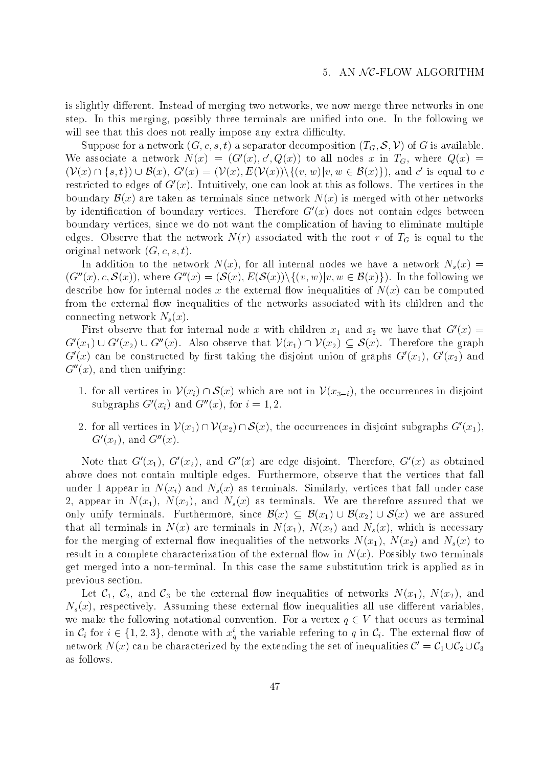is slightly different. Instead of merging two networks, we now merge three networks in one step. In this merging, possibly three terminals are unified into one. In the following we will see that this does not really impose any extra difficulty.

Suppose for a network $(G, c, s, t)$ a separator decomposition $(T_G, \mathcal{S}, \mathcal{V})$ of $G$ is available. We associate a network $N(x) = (G'(x), c', Q(x))$ to all nodes $x$ in $T_G$, where $Q(x) = (\mathcal{V}(x) \cap \{s,t\}) \cup \mathcal{B}(x)$, $G'(x) = (\mathcal{V}(x), E(\mathcal{V}(x)) \backslash \{(v,w) | v, w \in \mathcal{B}(x)\})$, and $c'$ is equal to $c$ restricted to edges of $G'(x)$. Intuitively, one can look at this as follows. The vertices in the boundary $\mathcal{B}(x)$ are taken as terminals since network $N(x)$ is merged with other networks by identification of boundary vertices. Therefore $G'(x)$ does not contain edges between boundary vertices, since we do not want the complication of having to eliminate multiple edges. Observe that the network $N(r)$ associated with the root $r$ of $T_G$ is equal to the original network $(G, c, s, t)$.

In addition to the network $N(x)$, for all internal nodes we have a network $N_s(x) = (G''(x), c, \mathcal{S}(x))$, where $G''(x) = (\mathcal{S}(x), E(\mathcal{S}(x)) \backslash \{(v,w) | v, w \in \mathcal{B}(x)\})$. In the following we describe how for internal nodes $x$ the external flow inequalities of $N(x)$ can be computed from the external flow inequalities of the networks associated with its children and the connecting network $N_s(x)$.

First observe that for internal node $x$ with children $x_1$ and $x_2$ we have that $G'(x) = G'(x_1) \cup G'(x_2) \cup G''(x)$. Also observe that $\mathcal{V}(x_1) \cap \mathcal{V}(x_2) \subseteq \mathcal{S}(x)$. Therefore the graph $G'(x)$ can be constructed by first taking the disjoint union of graphs $G'(x_1)$, $G'(x_2)$ and $G''(x)$, and then unifying:

1. for all vertices in $\mathcal{V}(x_i) \cap \mathcal{S}(x)$ which are not in $\mathcal{V}(x_{3-i})$, the occurrences in disjoint subgraphs $G'(x_i)$ and $G''(x)$, for $i = 1, 2$.
2. for all vertices in $\mathcal{V}(x_1) \cap \mathcal{V}(x_2) \cap \mathcal{S}(x)$, the occurrences in disjoint subgraphs $G'(x_1)$, $G'(x_2)$, and $G''(x)$.

Note that $G'(x_1)$, $G'(x_2)$, and $G''(x)$ are edge disjoint. Therefore, $G'(x)$ as obtained above does not contain multiple edges. Furthermore, observe that the vertices that fall under 1 appear in $N(x_i)$ and $N_s(x)$ as terminals. Similarly, vertices that fall under case 2, appear in $N(x_1)$, $N(x_2)$, and $N_s(x)$ as terminals. We are therefore assured that we only unify terminals. Furthermore, since $\mathcal{B}(x) \subseteq \mathcal{B}(x_1) \cup \mathcal{B}(x_2) \cup \mathcal{S}(x)$ we are assured that all terminals in $N(x)$ are terminals in $N(x_1)$, $N(x_2)$ and $N_s(x)$, which is necessary for the merging of external flow inequalities of the networks $N(x_1)$, $N(x_2)$ and $N_s(x)$ to result in a complete characterization of the external flow in $N(x)$. Possibly two terminals get merged into a non-terminal. In this case the same substitution trick is applied as in previous section.

Let $\mathcal{C}_1$, $\mathcal{C}_2$, and $\mathcal{C}_3$ be the external flow inequalities of networks $N(x_1)$, $N(x_2)$, and $N_s(x)$, respectively. Assuming these external flow inequalities all use different variables, we make the following notational convention. For a vertex $q \in V$ that occurs as terminal in $\mathcal{C}_i$ for $i \in \{1, 2, 3\}$, denote with $x_q^i$ the variable refering to $q$ in $\mathcal{C}_i$. The external flow of network $N(x)$ can be characterized by the extending the set of inequalities $\mathcal{C}' = \mathcal{C}_1 \cup \mathcal{C}_2 \cup \mathcal{C}_3$ as follows.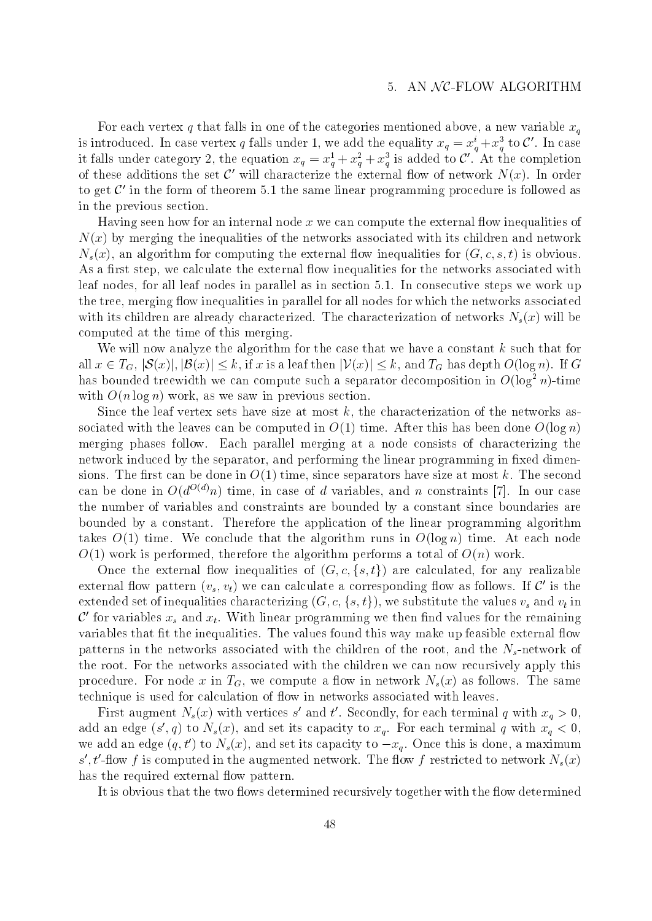For each vertex $q$ that falls in one of the categories mentioned above, a new variable $x_q$ is introduced. In case vertex $q$ falls under 1, we add the equality $x_q = x_q^i + x_q^3$ to $\mathcal{C}'$. In case it falls under category 2, the equation $x_q = x_q^1 + x_q^2 + x_q^3$ is added to $\mathcal{C}'$. At the completion of these additions the set $\mathcal{C}'$ will characterize the external flow of network $N(x)$. In order to get $\mathcal{C}'$ in the form of theorem 5.1 the same linear programming procedure is followed as in the previous section.

Having seen how for an internal node $x$ we can compute the external flow inequalities of $N(x)$ by merging the inequalities of the networks associated with its children and network $N_s(x)$, an algorithm for computing the external flow inequalities for $(G, c, s, t)$ is obvious. As a first step, we calculate the external flow inequalities for the networks associated with leaf nodes, for all leaf nodes in parallel as in section 5.1. In consecutive steps we work up the tree, merging flow inequalities in parallel for all nodes for which the networks associated with its children are already characterized. The characterization of networks $N_s(x)$ will be computed at the time of this merging.

We will now analyze the algorithm for the case that we have a constant $k$ such that for all $x \in T_G$, $|\mathcal{S}(x)|, |\mathcal{B}(x)| \leq k$, if $x$ is a leaf then $|\mathcal{V}(x)| \leq k$, and $T_G$ has depth $O(\log n)$. If $G$ has bounded treewidth we can compute such a separator decomposition in $O(\log^2 n)$-time with $O(n \log n)$ work, as we saw in previous section.

Since the leaf vertex sets have size at most $k$, the characterization of the networks associated with the leaves can be computed in $O(1)$ time. After this has been done $O(\log n)$ merging phases follow. Each parallel merging at a node consists of characterizing the network induced by the separator, and performing the linear programming in fixed dimensions. The first can be done in $O(1)$ time, since separators have size at most $k$. The second can be done in $O(d^{O(d)} n)$ time, in case of $d$ variables, and $n$ constraints [7]. In our case the number of variables and constraints are bounded by a constant since boundaries are bounded by a constant. Therefore the application of the linear programming algorithm takes $O(1)$ time. We conclude that the algorithm runs in $O(\log n)$ time. At each node $O(1)$ work is performed, therefore the algorithm performs a total of $O(n)$ work.

Once the external flow inequalities of $(G, c, \{s, t\})$ are calculated, for any realizable external flow pattern $(v_s, v_t)$ we can calculate a corresponding flow as follows. If $\mathcal{C}'$ is the extended set of inequalities characterizing $(G, c, \{s, t\})$, we substitute the values $v_s$ and $v_t$ in $\mathcal{C}'$ for variables $x_s$ and $x_t$. With linear programming we then find values for the remaining variables that fit the inequalities. The values found this way make up feasible external flow patterns in the networks associated with the children of the root, and the $N_s$-network of the root. For the networks associated with the children we can now recursively apply this procedure. For node $x$ in $T_G$, we compute a flow in network $N_s(x)$ as follows. The same technique is used for calculation of flow in networks associated with leaves.

First augment $N_s(x)$ with vertices $s'$ and $t'$. Secondly, for each terminal $q$ with $x_q > 0$, add an edge $(s', q)$ to $N_s(x)$, and set its capacity to $x_q$. For each terminal $q$ with $x_q < 0$, we add an edge $(q, t')$ to $N_s(x)$, and set its capacity to $-x_q$. Once this is done, a maximum $s', t'$-flow $f$ is computed in the augmented network. The flow $f$ restricted to network $N_s(x)$ has the required external flow pattern.

It is obvious that the two flows determined recursively together with the flow determined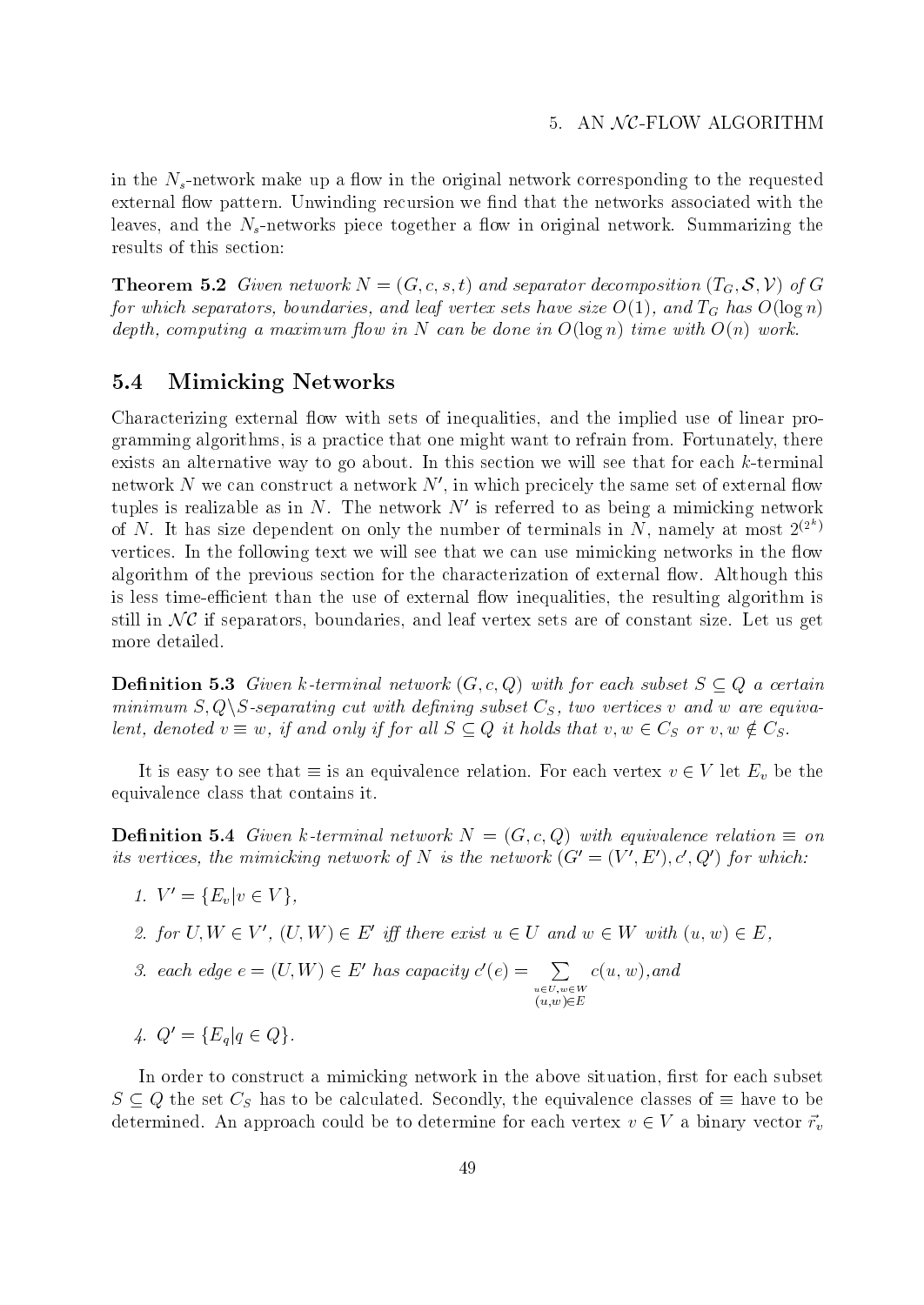in the $N_s$-network make up a flow in the original network corresponding to the requested external flow pattern. Unwinding recursion we find that the networks associated with the leaves, and the $N_s$-networks piece together a flow in original network. Summarizing the results of this section:

**Theorem 5.2** *Given network $N = (G, c, s, t)$ and separator decomposition $(T_G, \mathcal{S}, \mathcal{V})$ of $G$ for which separators, boundaries, and leaf vertex sets have size $O(1)$, and $T_G$ has $O(\log n)$ depth, computing a maximum flow in $N$ can be done in $O(\log n)$ time with $O(n)$ work.*

## 5.4 Mimicking Networks

Characterizing external flow with sets of inequalities, and the implied use of linear programming algorithms, is a practice that one might want to refrain from. Fortunately, there exists an alternative way to go about. In this section we will see that for each $k$-terminal network $N$ we can construct a network $N'$, in which precicely the same set of external flow tuples is realizable as in $N$. The network $N'$ is referred to as being a mimicking network of $N$. It has size dependent on only the number of terminals in $N$, namely at most $2^{(2^k)}$ vertices. In the following text we will see that we can use mimicking networks in the flow algorithm of the previous section for the characterization of external flow. Although this is less time-efficient than the use of external flow inequalities, the resulting algorithm is still in $\mathcal{NC}$ if separators, boundaries, and leaf vertex sets are of constant size. Let us get more detailed.

**Definition 5.3** *Given $k$-terminal network $(G, c, Q)$ with for each subset $S \subseteq Q$ a certain minimum $S, Q \backslash S$-separating cut with defining subset $C_S$, two vertices $v$ and $w$ are equivalent, denoted $v \equiv w$, if and only if for all $S \subseteq Q$ it holds that $v, w \in C_S$ or $v, w \notin C_S$.*

It is easy to see that $\equiv$ is an equivalence relation. For each vertex $v \in V$ let $E_v$ be the equivalence class that contains it.

**Definition 5.4** *Given $k$-terminal network $N = (G, c, Q)$ with equivalence relation $\equiv$ on its vertices, the mimicking network of $N$ is the network $(G' = (V', E'), c', Q')$ for which:*

1. *$V' = \{E_v | v \in V\}$,*
2. *for $U, W \in V'$, $(U, W) \in E'$ iff there exist $u \in U$ and $w \in W$ with $(u, w) \in E$,*
3. *each edge $e = (U, W) \in E'$ has capacity $c'(e) = \sum_{\substack{u \in U, w \in W \\ (u,w) \in E}} c(u, w)$, and*
4. *$Q' = \{E_q | q \in Q\}$.*

In order to construct a mimicking network in the above situation, first for each subset $S \subseteq Q$ the set $C_S$ has to be calculated. Secondly, the equivalence classes of $\equiv$ have to be determined. An approach could be to determine for each vertex $v \in V$ a binary vector $\vec{r}_v$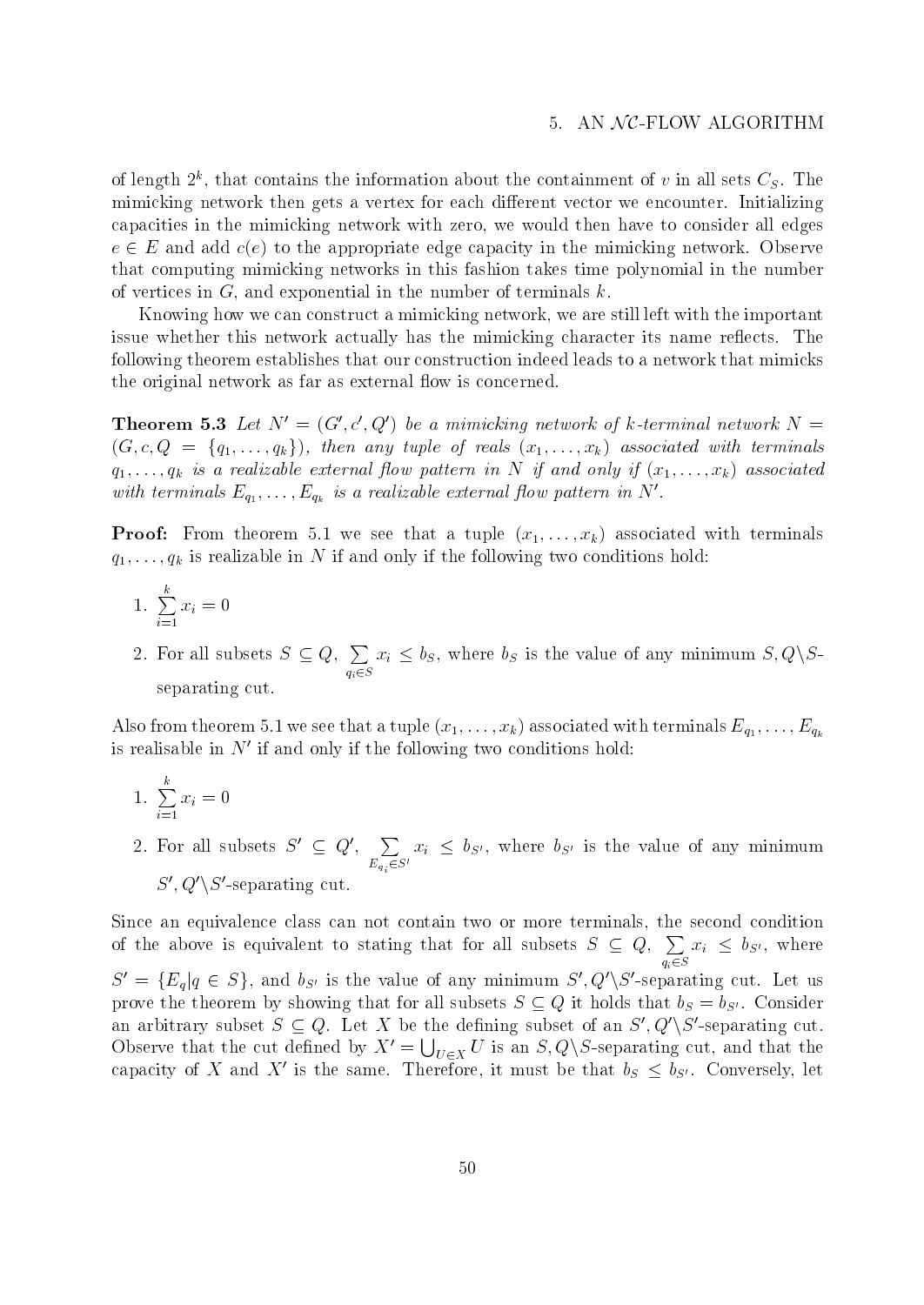of length $2^k$, that contains the information about the containment of $v$ in all sets $C_S$. The mimicking network then gets a vertex for each different vector we encounter. Initializing capacities in the mimicking network with zero, we would then have to consider all edges $e \in E$ and add $c(e)$ to the appropriate edge capacity in the mimicking network. Observe that computing mimicking networks in this fashion takes time polynomial in the number of vertices in $G$, and exponential in the number of terminals $k$.

Knowing how we can construct a mimicking network, we are still left with the important issue whether this network actually has the mimicking character its name reflects. The following theorem establishes that our construction indeed leads to a network that mimicks the original network as far as external flow is concerned.

**Theorem 5.3** *Let $N' = (G', c', Q')$ be a mimicking network of $k$-terminal network $N = (G, c, Q = \{q_1, \ldots, q_k\})$, then any tuple of reals $(x_1, \ldots, x_k)$ associated with terminals $q_1, \ldots, q_k$ is a realizable external flow pattern in $N$ if and only if $(x_1, \ldots, x_k)$ associated with terminals $E_{q_1}, \ldots, E_{q_k}$ is a realizable external flow pattern in $N'$.*

**Proof:** From theorem 5.1 we see that a tuple $(x_1, \ldots, x_k)$ associated with terminals $q_1, \ldots, q_k$ is realizable in $N$ if and only if the following two conditions hold:

1. $\sum_{i=1}^{k} x_i = 0$
2. For all subsets $S \subseteq Q$, $\sum_{q_i \in S} x_i \leq b_S$, where $b_S$ is the value of any minimum $S, Q \backslash S$-separating cut.

Also from theorem 5.1 we see that a tuple $(x_1, \ldots, x_k)$ associated with terminals $E_{q_1}, \ldots, E_{q_k}$ is realisable in $N'$ if and only if the following two conditions hold:

1. $\sum_{i=1}^{k} x_i = 0$
2. For all subsets $S' \subseteq Q'$, $\sum_{E_{q_i} \in S'} x_i \leq b_{S'}$, where $b_{S'}$ is the value of any minimum $S', Q' \backslash S'$-separating cut.

Since an equivalence class can not contain two or more terminals, the second condition of the above is equivalent to stating that for all subsets $S \subseteq Q$, $\sum_{q_i \in S} x_i \leq b_{S'}$, where $S' = \{E_q | q \in S\}$, and $b_{S'}$ is the value of any minimum $S', Q' \backslash S'$-separating cut. Let us prove the theorem by showing that for all subsets $S \subseteq Q$ it holds that $b_S = b_{S'}$. Consider an arbitrary subset $S \subseteq Q$. Let $X$ be the defining subset of an $S', Q' \backslash S'$-separating cut. Observe that the cut defined by $X' = \bigcup_{U \in X} U$ is an $S, Q \backslash S$-separating cut, and that the capacity of $X$ and $X'$ is the same. Therefore, it must be that $b_S \leq b_{S'}$. Conversely, let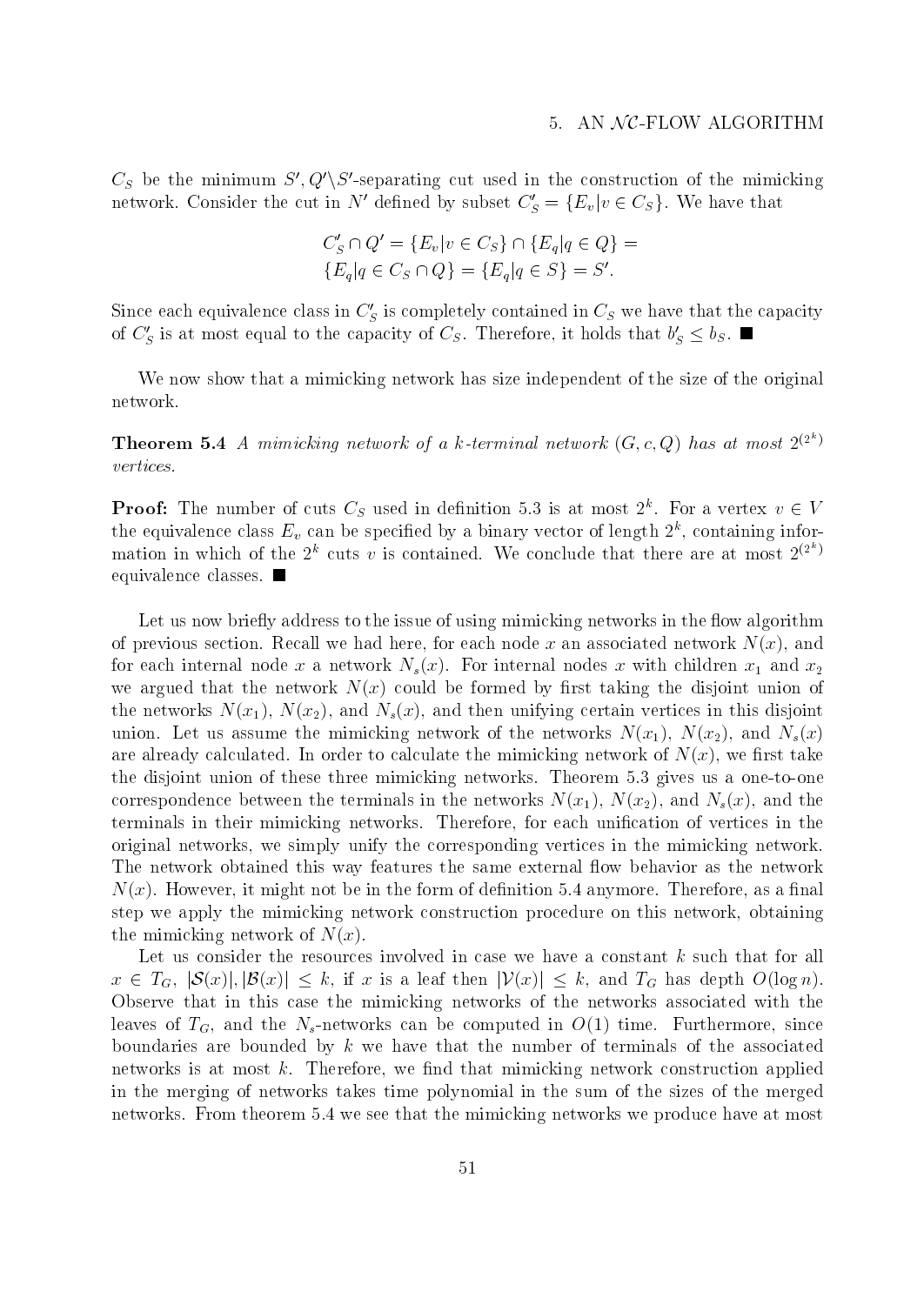$C_S$ be the minimum $S', Q' \backslash S'$-separating cut used in the construction of the mimicking network. Consider the cut in $N'$ defined by subset $C'_S = \{E_v | v \in C_S\}$. We have that

$$C'_S \cap Q' = \{E_v | v \in C_S\} \cap \{E_q | q \in Q\} =$$
$$\{E_q | q \in C_S \cap Q\} = \{E_q | q \in S\} = S'.$$

Since each equivalence class in $C'_S$ is completely contained in $C_S$ we have that the capacity of $C'_S$ is at most equal to the capacity of $C_S$. Therefore, it holds that $b'_S \leq b_S$. ■

We now show that a mimicking network has size independent of the size of the original network.

**Theorem 5.4** *A mimicking network of a $k$-terminal network $(G, c, Q)$ has at most $2^{(2^k)}$ vertices.*

**Proof:** The number of cuts $C_S$ used in definition 5.3 is at most $2^k$. For a vertex $v \in V$ the equivalence class $E_v$ can be specified by a binary vector of length $2^k$, containing information in which of the $2^k$ cuts $v$ is contained. We conclude that there are at most $2^{(2^k)}$ equivalence classes. ■

Let us now briefly address to the issue of using mimicking networks in the flow algorithm of previous section. Recall we had here, for each node $x$ an associated network $N(x)$, and for each internal node $x$ a network $N_s(x)$. For internal nodes $x$ with children $x_1$ and $x_2$ we argued that the network $N(x)$ could be formed by first taking the disjoint union of the networks $N(x_1)$, $N(x_2)$, and $N_s(x)$, and then unifying certain vertices in this disjoint union. Let us assume the mimicking network of the networks $N(x_1)$, $N(x_2)$, and $N_s(x)$ are already calculated. In order to calculate the mimicking network of $N(x)$, we first take the disjoint union of these three mimicking networks. Theorem 5.3 gives us a one-to-one correspondence between the terminals in the networks $N(x_1)$, $N(x_2)$, and $N_s(x)$, and the terminals in their mimicking networks. Therefore, for each unification of vertices in the original networks, we simply unify the corresponding vertices in the mimicking network. The network obtained this way features the same external flow behavior as the network $N(x)$. However, it might not be in the form of definition 5.4 anymore. Therefore, as a final step we apply the mimicking network construction procedure on this network, obtaining the mimicking network of $N(x)$.

Let us consider the resources involved in case we have a constant $k$ such that for all $x \in T_G$, $|\mathcal{S}(x)|, |\mathcal{B}(x)| \leq k$, if $x$ is a leaf then $|\mathcal{V}(x)| \leq k$, and $T_G$ has depth $O(\log n)$. Observe that in this case the mimicking networks of the networks associated with the leaves of $T_G$, and the $N_s$-networks can be computed in $O(1)$ time. Furthermore, since boundaries are bounded by $k$ we have that the number of terminals of the associated networks is at most $k$. Therefore, we find that mimicking network construction applied in the merging of networks takes time polynomial in the sum of the sizes of the merged networks. From theorem 5.4 we see that the mimicking networks we produce have at most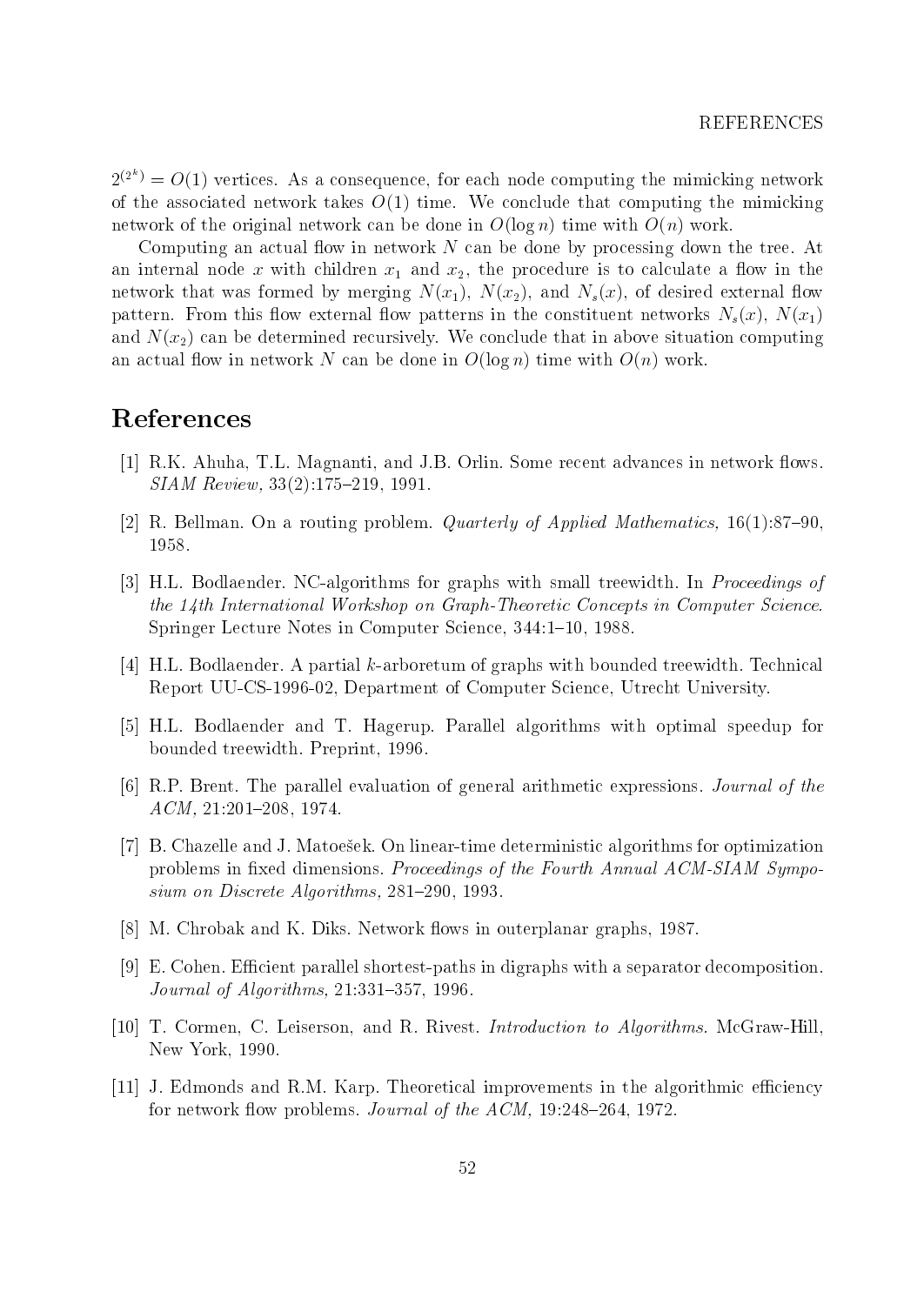$2^{(2^k)} = O(1)$ vertices. As a consequence, for each node computing the mimicking network of the associated network takes $O(1)$ time. We conclude that computing the mimicking network of the original network can be done in $O(\log n)$ time with $O(n)$ work.

Computing an actual flow in network $N$ can be done by processing down the tree. At an internal node $x$ with children $x_1$ and $x_2$, the procedure is to calculate a flow in the network that was formed by merging $N(x_1)$, $N(x_2)$, and $N_s(x)$, of desired external flow pattern. From this flow external flow patterns in the constituent networks $N_s(x)$, $N(x_1)$ and $N(x_2)$ can be determined recursively. We conclude that in above situation computing an actual flow in network $N$ can be done in $O(\log n)$ time with $O(n)$ work.

# References

[1] R.K. Ahuha, T.L. Magnanti, and J.B. Orlin. Some recent advances in network flows. *SIAM Review,* 33(2):175–219, 1991.

[2] R. Bellman. On a routing problem. *Quarterly of Applied Mathematics,* 16(1):87–90, 1958.

[3] H.L. Bodlaender. NC-algorithms for graphs with small treewidth. In *Proceedings of the 14th International Workshop on Graph-Theoretic Concepts in Computer Science.* Springer Lecture Notes in Computer Science, 344:1–10, 1988.

[4] H.L. Bodlaender. A partial $k$-arboretum of graphs with bounded treewidth. Technical Report UU-CS-1996-02, Department of Computer Science, Utrecht University.

[5] H.L. Bodlaender and T. Hagerup. Parallel algorithms with optimal speedup for bounded treewidth. Preprint, 1996.

[6] R.P. Brent. The parallel evaluation of general arithmetic expressions. *Journal of the ACM,* 21:201–208, 1974.

[7] B. Chazelle and J. Matoešek. On linear-time deterministic algorithms for optimization problems in fixed dimensions. *Proceedings of the Fourth Annual ACM-SIAM Symposium on Discrete Algorithms,* 281–290, 1993.

[8] M. Chrobak and K. Diks. Network flows in outerplanar graphs, 1987.

[9] E. Cohen. Efficient parallel shortest-paths in digraphs with a separator decomposition. *Journal of Algorithms,* 21:331–357, 1996.

[10] T. Cormen, C. Leiserson, and R. Rivest. *Introduction to Algorithms.* McGraw-Hill, New York, 1990.

[11] J. Edmonds and R.M. Karp. Theoretical improvements in the algorithmic efficiency for network flow problems. *Journal of the ACM,* 19:248–264, 1972.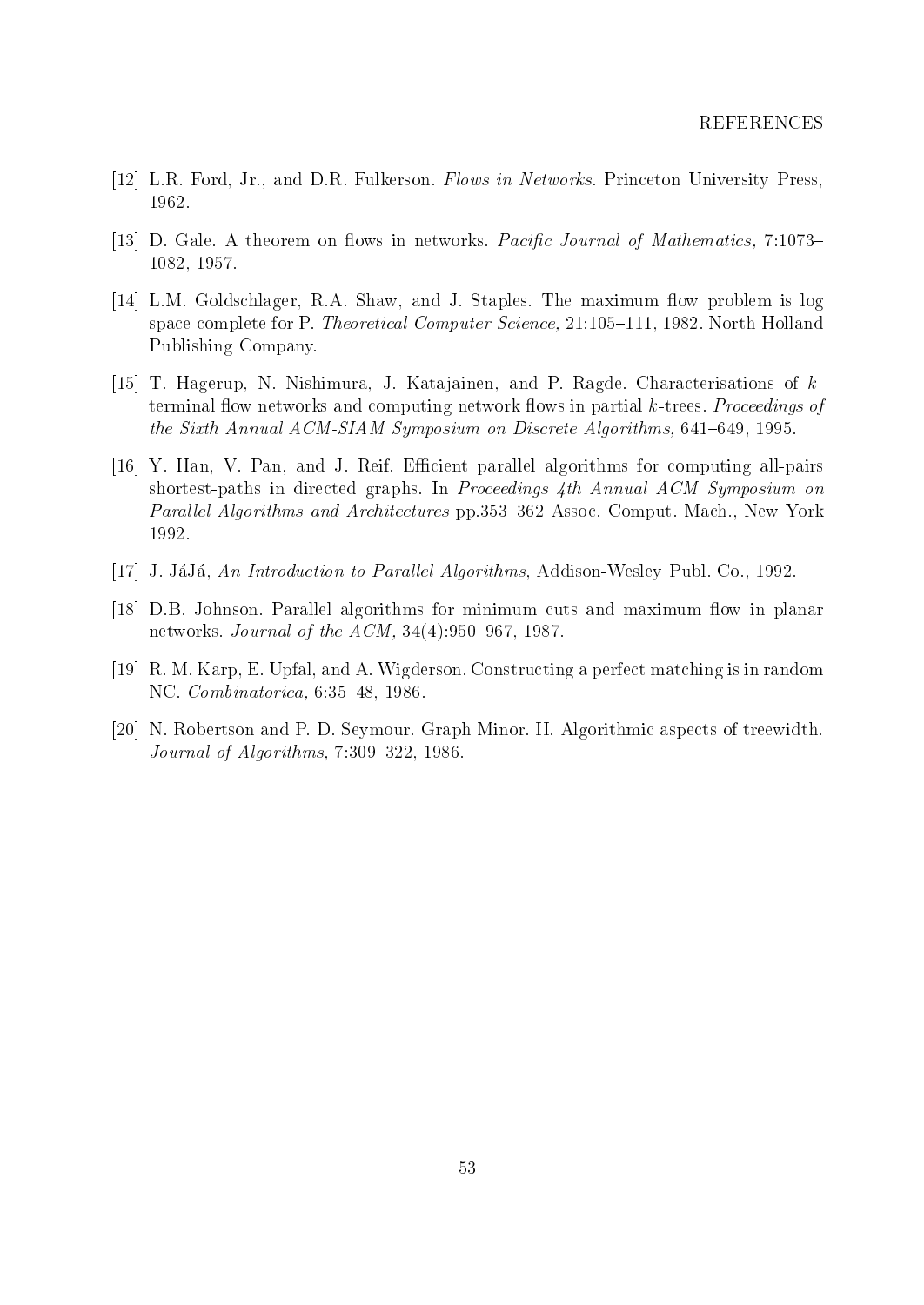- [12] L.R. Ford, Jr., and D.R. Fulkerson. *Flows in Networks*. Princeton University Press, 1962.
- [13] D. Gale. A theorem on flows in networks. *Pacific Journal of Mathematics,* 7:1073–1082, 1957.
- [14] L.M. Goldschlager, R.A. Shaw, and J. Staples. The maximum flow problem is log space complete for P. *Theoretical Computer Science,* 21:105–111, 1982. North-Holland Publishing Company.
- [15] T. Hagerup, N. Nishimura, J. Katajainen, and P. Ragde. Characterisations of $k$-terminal flow networks and computing network flows in partial $k$-trees. *Proceedings of the Sixth Annual ACM-SIAM Symposium on Discrete Algorithms,* 641–649, 1995.
- [16] Y. Han, V. Pan, and J. Reif. Efficient parallel algorithms for computing all-pairs shortest-paths in directed graphs. In *Proceedings 4th Annual ACM Symposium on Parallel Algorithms and Architectures* pp.353–362 Assoc. Comput. Mach., New York 1992.
- [17] J. JáJá, *An Introduction to Parallel Algorithms*, Addison-Wesley Publ. Co., 1992.
- [18] D.B. Johnson. Parallel algorithms for minimum cuts and maximum flow in planar networks. *Journal of the ACM,* 34(4):950–967, 1987.
- [19] R. M. Karp, E. Upfal, and A. Wigderson. Constructing a perfect matching is in random NC. *Combinatorica,* 6:35–48, 1986.
- [20] N. Robertson and P. D. Seymour. Graph Minor. II. Algorithmic aspects of treewidth. *Journal of Algorithms,* 7:309–322, 1986.